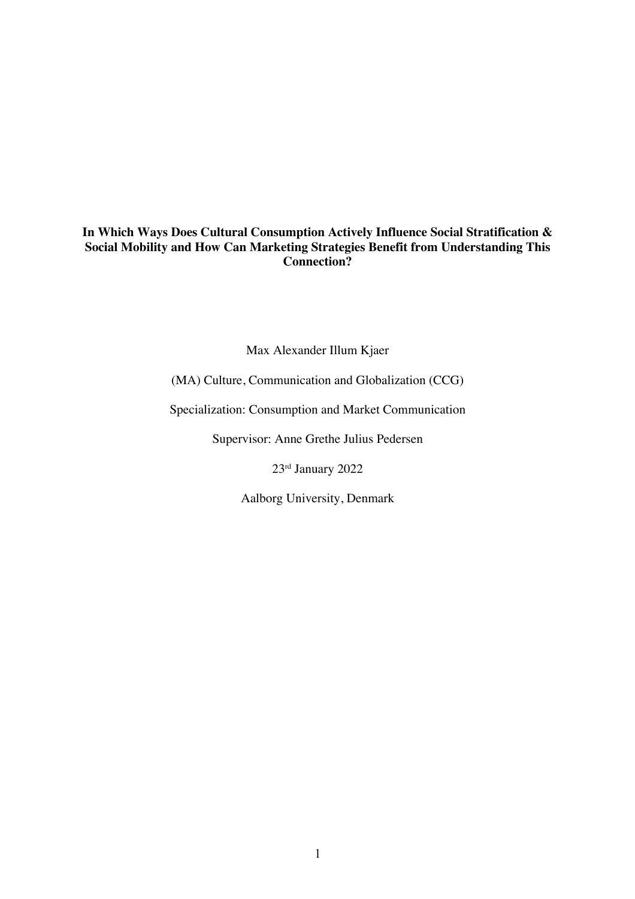**In Which Ways Does Cultural Consumption Actively Influence Social Stratification & Social Mobility and How Can Marketing Strategies Benefit from Understanding This Connection?**

Max Alexander Illum Kjaer

(MA) Culture, Communication and Globalization (CCG)

Specialization: Consumption and Market Communication

Supervisor: Anne Grethe Julius Pedersen

23rd January 2022

Aalborg University, Denmark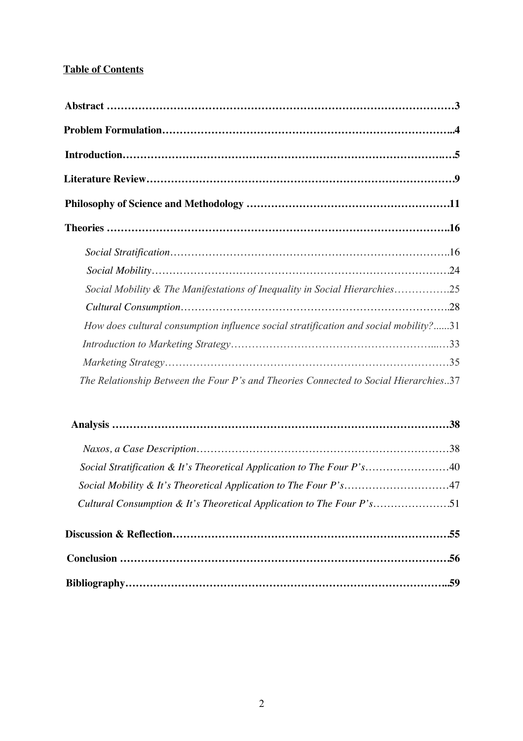**Table of Contents**

**Abstract ………………………………………………………………………………………3**

**Problem Formulation………………………………………………………………………..4**

**Introduction…………………………………………………………………………….…5**

**Literature Review……………………………………………………………………………9**

**Philosophy of Science and Methodology ………………………………………………11**

**Theories ……………………………………………………………………………………..16**

*Social Stratification*……………………………………………………………………..16

*Social Mobility*……………………………………………………………………………24

*Social Mobility & The Manifestations of Inequality in Social Hierarchies*…………….25

*Cultural Consumption*…………………………………………………………………..28

*How does cultural consumption influence social stratification and social mobility?*......31

*Introduction to Marketing Strategy*…………………………………………………...…33

*Marketing Strategy*………………………………………………………………………35

*The Relationship Between the Four P's and Theories Connected to Social Hierarchies*..37

**Analysis …………………………………………………………………………………38**

*Naxos, a Case Description*………………………………………………………………38

*Social Stratification & It's Theoretical Application to The Four P's*……………………40

*Social Mobility & It's Theoretical Application to The Four P's*…………………………47

*Cultural Consumption & It's Theoretical Application to The Four P's*………………….51

**Discussion & Reflection…………………………………………………………………55**

**Conclusion ………………………………………………………………………………56**

**Bibliography……………………………………………………………………………..59**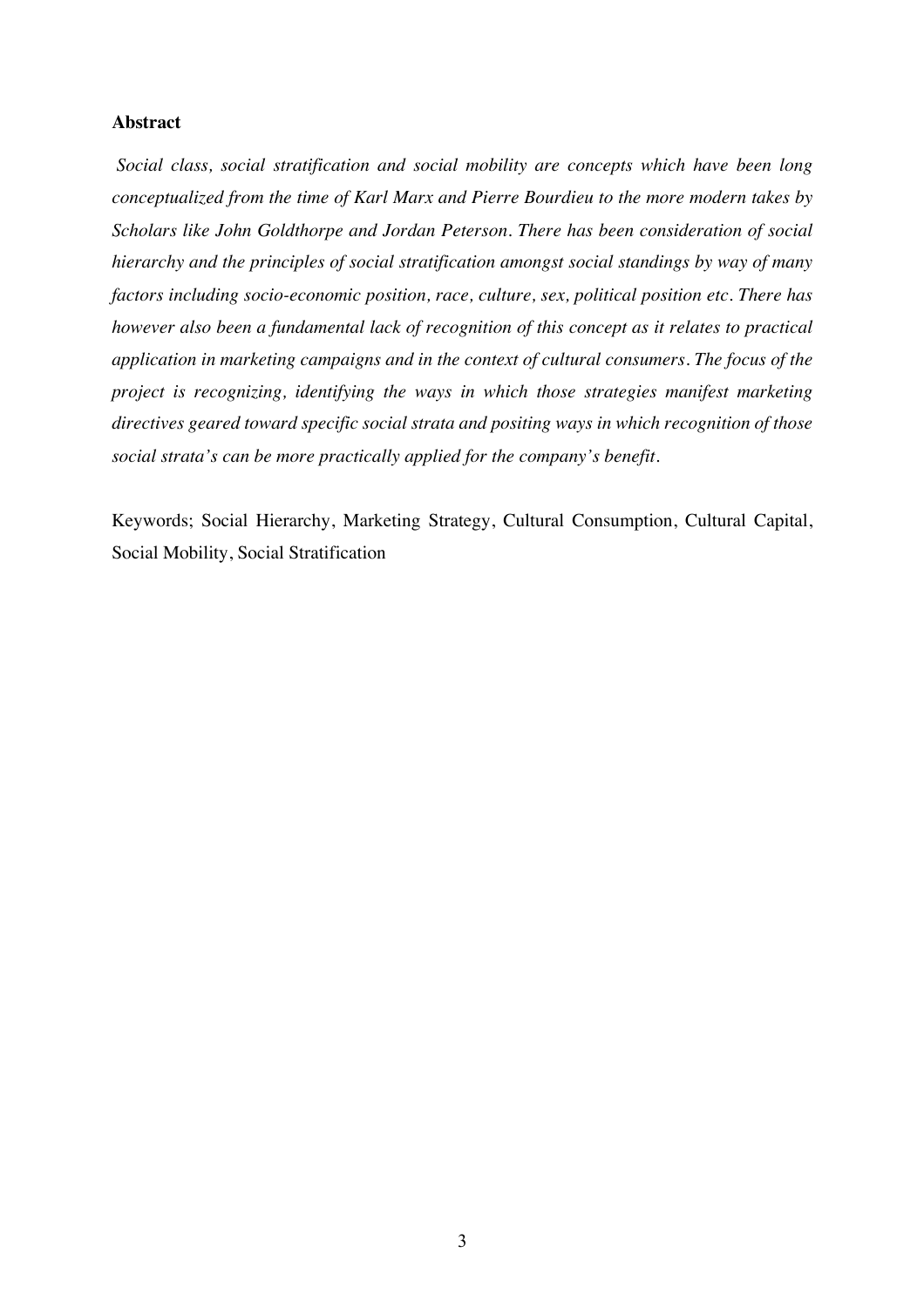**Abstract**

*Social class, social stratification and social mobility are concepts which have been long conceptualized from the time of Karl Marx and Pierre Bourdieu to the more modern takes by Scholars like John Goldthorpe and Jordan Peterson. There has been consideration of social hierarchy and the principles of social stratification amongst social standings by way of many factors including socio-economic position, race, culture, sex, political position etc. There has however also been a fundamental lack of recognition of this concept as it relates to practical application in marketing campaigns and in the context of cultural consumers. The focus of the project is recognizing, identifying the ways in which those strategies manifest marketing directives geared toward specific social strata and positing ways in which recognition of those social strata's can be more practically applied for the company's benefit.*

Keywords; Social Hierarchy, Marketing Strategy, Cultural Consumption, Cultural Capital, Social Mobility, Social Stratification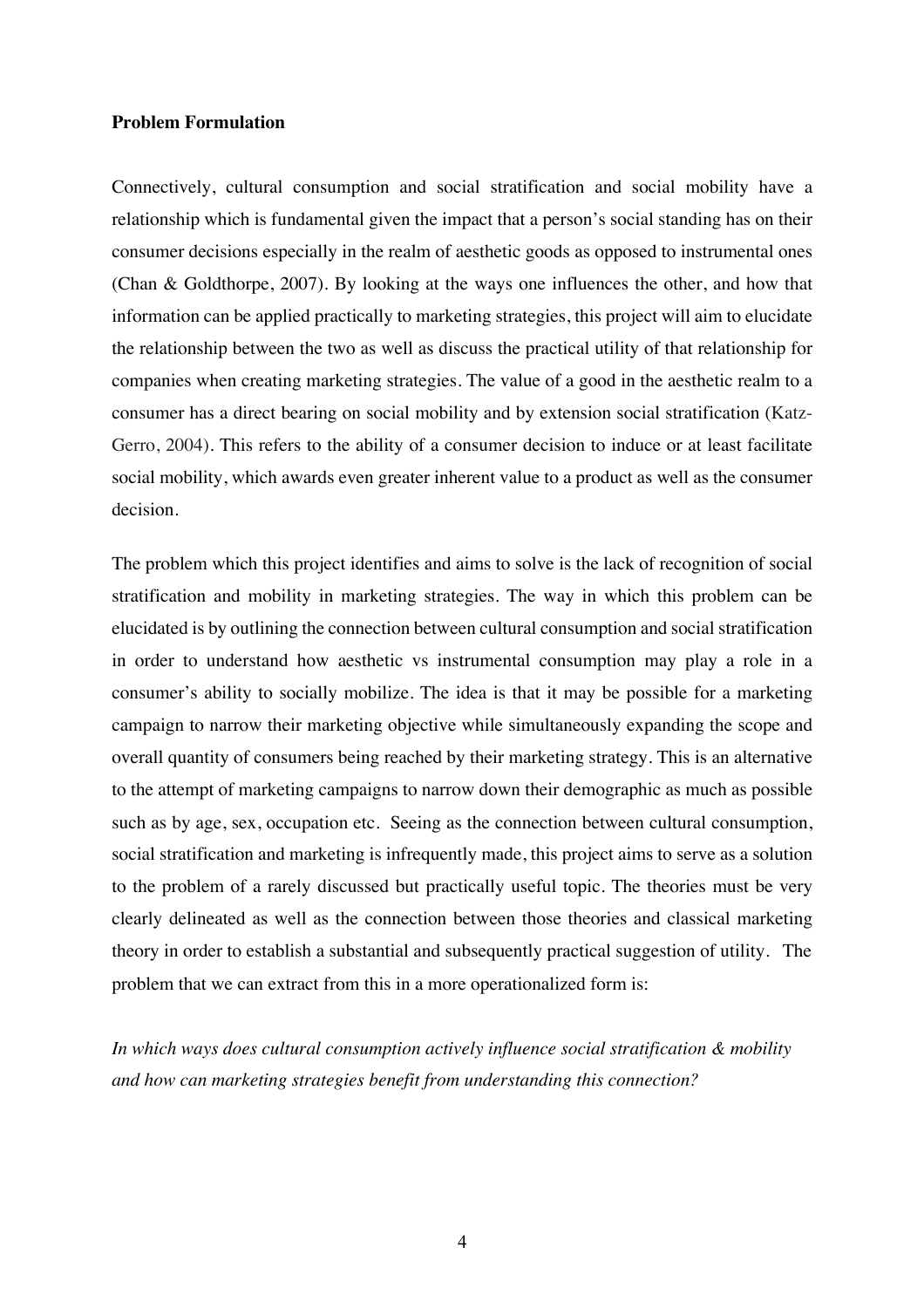**Problem Formulation**

Connectively, cultural consumption and social stratification and social mobility have a relationship which is fundamental given the impact that a person's social standing has on their consumer decisions especially in the realm of aesthetic goods as opposed to instrumental ones (Chan & Goldthorpe, 2007). By looking at the ways one influences the other, and how that information can be applied practically to marketing strategies, this project will aim to elucidate the relationship between the two as well as discuss the practical utility of that relationship for companies when creating marketing strategies. The value of a good in the aesthetic realm to a consumer has a direct bearing on social mobility and by extension social stratification (Katz-Gerro, 2004). This refers to the ability of a consumer decision to induce or at least facilitate social mobility, which awards even greater inherent value to a product as well as the consumer decision.

The problem which this project identifies and aims to solve is the lack of recognition of social stratification and mobility in marketing strategies. The way in which this problem can be elucidated is by outlining the connection between cultural consumption and social stratification in order to understand how aesthetic vs instrumental consumption may play a role in a consumer's ability to socially mobilize. The idea is that it may be possible for a marketing campaign to narrow their marketing objective while simultaneously expanding the scope and overall quantity of consumers being reached by their marketing strategy. This is an alternative to the attempt of marketing campaigns to narrow down their demographic as much as possible such as by age, sex, occupation etc. Seeing as the connection between cultural consumption, social stratification and marketing is infrequently made, this project aims to serve as a solution to the problem of a rarely discussed but practically useful topic. The theories must be very clearly delineated as well as the connection between those theories and classical marketing theory in order to establish a substantial and subsequently practical suggestion of utility. The problem that we can extract from this in a more operationalized form is:

*In which ways does cultural consumption actively influence social stratification & mobility and how can marketing strategies benefit from understanding this connection?*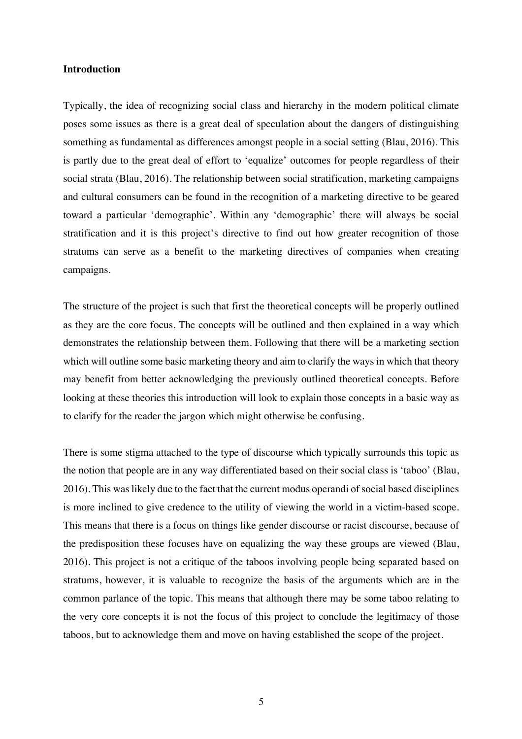**Introduction**

Typically, the idea of recognizing social class and hierarchy in the modern political climate poses some issues as there is a great deal of speculation about the dangers of distinguishing something as fundamental as differences amongst people in a social setting (Blau, 2016). This is partly due to the great deal of effort to 'equalize' outcomes for people regardless of their social strata (Blau, 2016). The relationship between social stratification, marketing campaigns and cultural consumers can be found in the recognition of a marketing directive to be geared toward a particular 'demographic'. Within any 'demographic' there will always be social stratification and it is this project's directive to find out how greater recognition of those stratums can serve as a benefit to the marketing directives of companies when creating campaigns.

The structure of the project is such that first the theoretical concepts will be properly outlined as they are the core focus. The concepts will be outlined and then explained in a way which demonstrates the relationship between them. Following that there will be a marketing section which will outline some basic marketing theory and aim to clarify the ways in which that theory may benefit from better acknowledging the previously outlined theoretical concepts. Before looking at these theories this introduction will look to explain those concepts in a basic way as to clarify for the reader the jargon which might otherwise be confusing.

There is some stigma attached to the type of discourse which typically surrounds this topic as the notion that people are in any way differentiated based on their social class is 'taboo' (Blau, 2016). This was likely due to the fact that the current modus operandi of social based disciplines is more inclined to give credence to the utility of viewing the world in a victim-based scope. This means that there is a focus on things like gender discourse or racist discourse, because of the predisposition these focuses have on equalizing the way these groups are viewed (Blau, 2016). This project is not a critique of the taboos involving people being separated based on stratums, however, it is valuable to recognize the basis of the arguments which are in the common parlance of the topic. This means that although there may be some taboo relating to the very core concepts it is not the focus of this project to conclude the legitimacy of those taboos, but to acknowledge them and move on having established the scope of the project.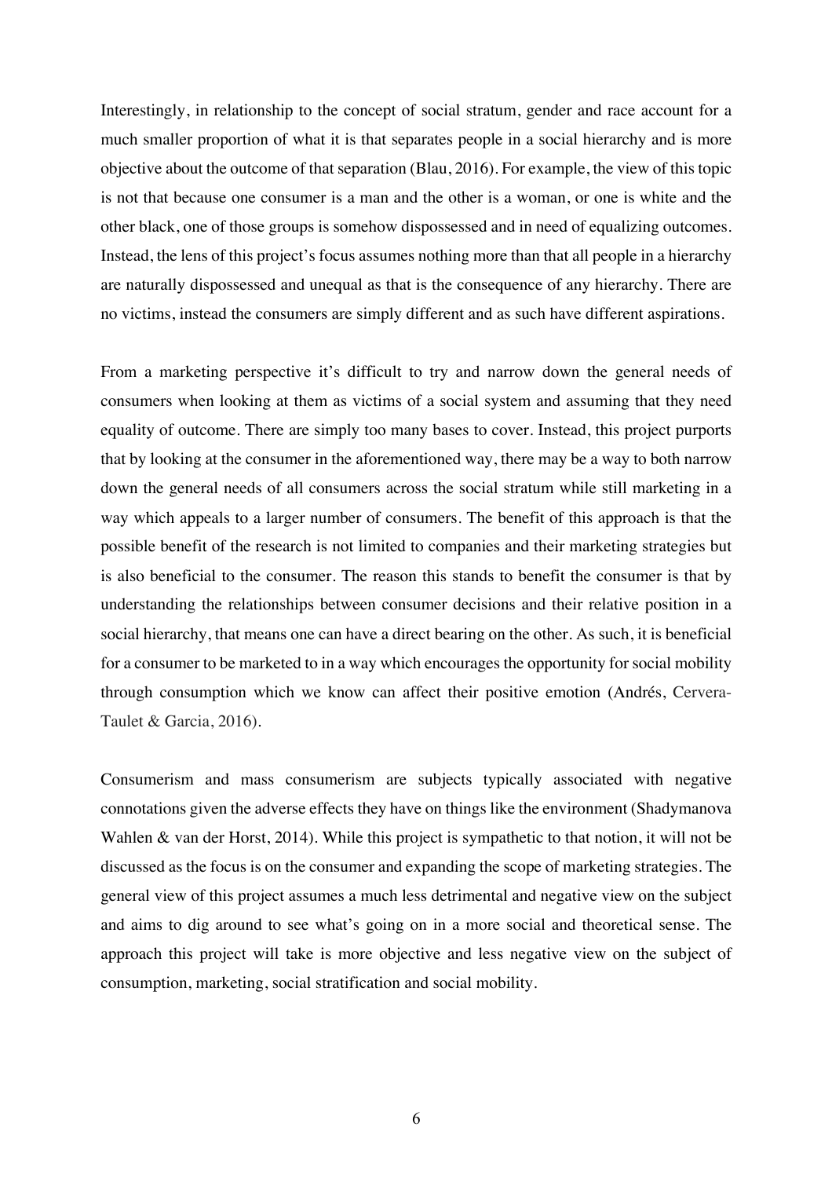Interestingly, in relationship to the concept of social stratum, gender and race account for a much smaller proportion of what it is that separates people in a social hierarchy and is more objective about the outcome of that separation (Blau, 2016). For example, the view of this topic is not that because one consumer is a man and the other is a woman, or one is white and the other black, one of those groups is somehow dispossessed and in need of equalizing outcomes. Instead, the lens of this project's focus assumes nothing more than that all people in a hierarchy are naturally dispossessed and unequal as that is the consequence of any hierarchy. There are no victims, instead the consumers are simply different and as such have different aspirations.

From a marketing perspective it's difficult to try and narrow down the general needs of consumers when looking at them as victims of a social system and assuming that they need equality of outcome. There are simply too many bases to cover. Instead, this project purports that by looking at the consumer in the aforementioned way, there may be a way to both narrow down the general needs of all consumers across the social stratum while still marketing in a way which appeals to a larger number of consumers. The benefit of this approach is that the possible benefit of the research is not limited to companies and their marketing strategies but is also beneficial to the consumer. The reason this stands to benefit the consumer is that by understanding the relationships between consumer decisions and their relative position in a social hierarchy, that means one can have a direct bearing on the other. As such, it is beneficial for a consumer to be marketed to in a way which encourages the opportunity for social mobility through consumption which we know can affect their positive emotion (Andrés, Cervera-Taulet & Garcia, 2016).

Consumerism and mass consumerism are subjects typically associated with negative connotations given the adverse effects they have on things like the environment (Shadymanova Wahlen & van der Horst, 2014). While this project is sympathetic to that notion, it will not be discussed as the focus is on the consumer and expanding the scope of marketing strategies. The general view of this project assumes a much less detrimental and negative view on the subject and aims to dig around to see what's going on in a more social and theoretical sense. The approach this project will take is more objective and less negative view on the subject of consumption, marketing, social stratification and social mobility.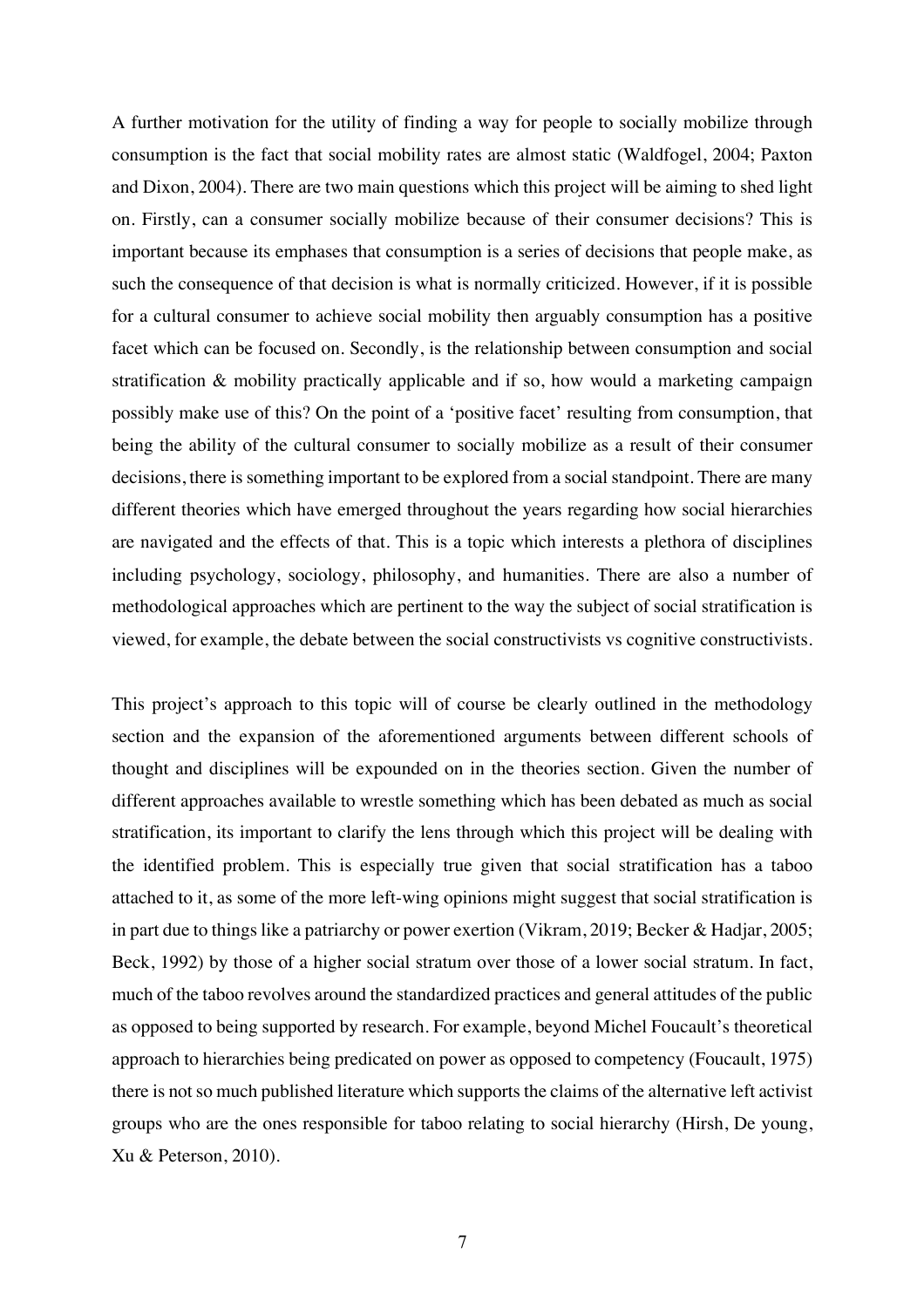A further motivation for the utility of finding a way for people to socially mobilize through consumption is the fact that social mobility rates are almost static (Waldfogel, 2004; Paxton and Dixon, 2004). There are two main questions which this project will be aiming to shed light on. Firstly, can a consumer socially mobilize because of their consumer decisions? This is important because its emphases that consumption is a series of decisions that people make, as such the consequence of that decision is what is normally criticized. However, if it is possible for a cultural consumer to achieve social mobility then arguably consumption has a positive facet which can be focused on. Secondly, is the relationship between consumption and social stratification & mobility practically applicable and if so, how would a marketing campaign possibly make use of this? On the point of a 'positive facet' resulting from consumption, that being the ability of the cultural consumer to socially mobilize as a result of their consumer decisions, there is something important to be explored from a social standpoint. There are many different theories which have emerged throughout the years regarding how social hierarchies are navigated and the effects of that. This is a topic which interests a plethora of disciplines including psychology, sociology, philosophy, and humanities. There are also a number of methodological approaches which are pertinent to the way the subject of social stratification is viewed, for example, the debate between the social constructivists vs cognitive constructivists.

This project's approach to this topic will of course be clearly outlined in the methodology section and the expansion of the aforementioned arguments between different schools of thought and disciplines will be expounded on in the theories section. Given the number of different approaches available to wrestle something which has been debated as much as social stratification, its important to clarify the lens through which this project will be dealing with the identified problem. This is especially true given that social stratification has a taboo attached to it, as some of the more left-wing opinions might suggest that social stratification is in part due to things like a patriarchy or power exertion (Vikram, 2019; Becker & Hadjar, 2005; Beck, 1992) by those of a higher social stratum over those of a lower social stratum. In fact, much of the taboo revolves around the standardized practices and general attitudes of the public as opposed to being supported by research. For example, beyond Michel Foucault's theoretical approach to hierarchies being predicated on power as opposed to competency (Foucault, 1975) there is not so much published literature which supports the claims of the alternative left activist groups who are the ones responsible for taboo relating to social hierarchy (Hirsh, De young, Xu & Peterson, 2010).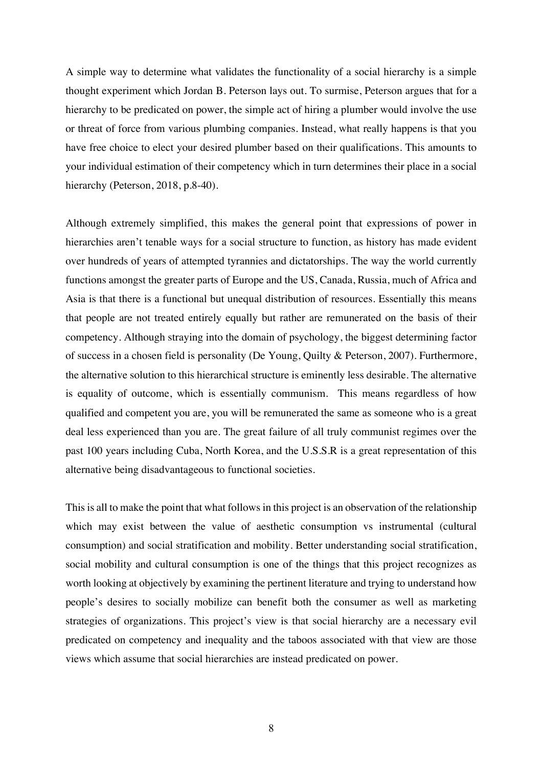A simple way to determine what validates the functionality of a social hierarchy is a simple thought experiment which Jordan B. Peterson lays out. To surmise, Peterson argues that for a hierarchy to be predicated on power, the simple act of hiring a plumber would involve the use or threat of force from various plumbing companies. Instead, what really happens is that you have free choice to elect your desired plumber based on their qualifications. This amounts to your individual estimation of their competency which in turn determines their place in a social hierarchy (Peterson, 2018, p.8-40).

Although extremely simplified, this makes the general point that expressions of power in hierarchies aren't tenable ways for a social structure to function, as history has made evident over hundreds of years of attempted tyrannies and dictatorships. The way the world currently functions amongst the greater parts of Europe and the US, Canada, Russia, much of Africa and Asia is that there is a functional but unequal distribution of resources. Essentially this means that people are not treated entirely equally but rather are remunerated on the basis of their competency. Although straying into the domain of psychology, the biggest determining factor of success in a chosen field is personality (De Young, Quilty & Peterson, 2007). Furthermore, the alternative solution to this hierarchical structure is eminently less desirable. The alternative is equality of outcome, which is essentially communism. This means regardless of how qualified and competent you are, you will be remunerated the same as someone who is a great deal less experienced than you are. The great failure of all truly communist regimes over the past 100 years including Cuba, North Korea, and the U.S.S.R is a great representation of this alternative being disadvantageous to functional societies.

This is all to make the point that what follows in this project is an observation of the relationship which may exist between the value of aesthetic consumption vs instrumental (cultural consumption) and social stratification and mobility. Better understanding social stratification, social mobility and cultural consumption is one of the things that this project recognizes as worth looking at objectively by examining the pertinent literature and trying to understand how people's desires to socially mobilize can benefit both the consumer as well as marketing strategies of organizations. This project's view is that social hierarchy are a necessary evil predicated on competency and inequality and the taboos associated with that view are those views which assume that social hierarchies are instead predicated on power.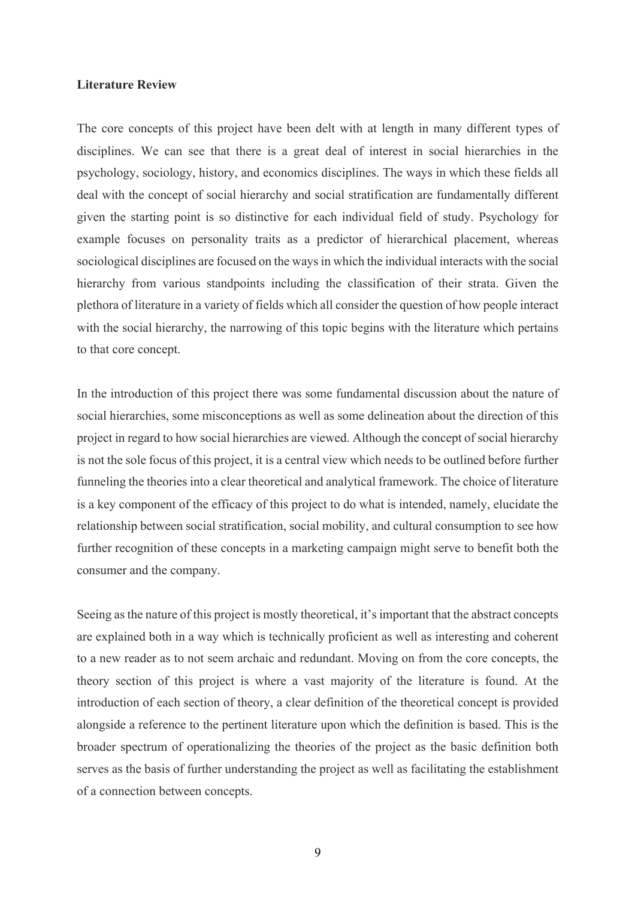**Literature Review**

The core concepts of this project have been delt with at length in many different types of disciplines. We can see that there is a great deal of interest in social hierarchies in the psychology, sociology, history, and economics disciplines. The ways in which these fields all deal with the concept of social hierarchy and social stratification are fundamentally different given the starting point is so distinctive for each individual field of study. Psychology for example focuses on personality traits as a predictor of hierarchical placement, whereas sociological disciplines are focused on the ways in which the individual interacts with the social hierarchy from various standpoints including the classification of their strata. Given the plethora of literature in a variety of fields which all consider the question of how people interact with the social hierarchy, the narrowing of this topic begins with the literature which pertains to that core concept.

In the introduction of this project there was some fundamental discussion about the nature of social hierarchies, some misconceptions as well as some delineation about the direction of this project in regard to how social hierarchies are viewed. Although the concept of social hierarchy is not the sole focus of this project, it is a central view which needs to be outlined before further funneling the theories into a clear theoretical and analytical framework. The choice of literature is a key component of the efficacy of this project to do what is intended, namely, elucidate the relationship between social stratification, social mobility, and cultural consumption to see how further recognition of these concepts in a marketing campaign might serve to benefit both the consumer and the company.

Seeing as the nature of this project is mostly theoretical, it's important that the abstract concepts are explained both in a way which is technically proficient as well as interesting and coherent to a new reader as to not seem archaic and redundant. Moving on from the core concepts, the theory section of this project is where a vast majority of the literature is found. At the introduction of each section of theory, a clear definition of the theoretical concept is provided alongside a reference to the pertinent literature upon which the definition is based. This is the broader spectrum of operationalizing the theories of the project as the basic definition both serves as the basis of further understanding the project as well as facilitating the establishment of a connection between concepts.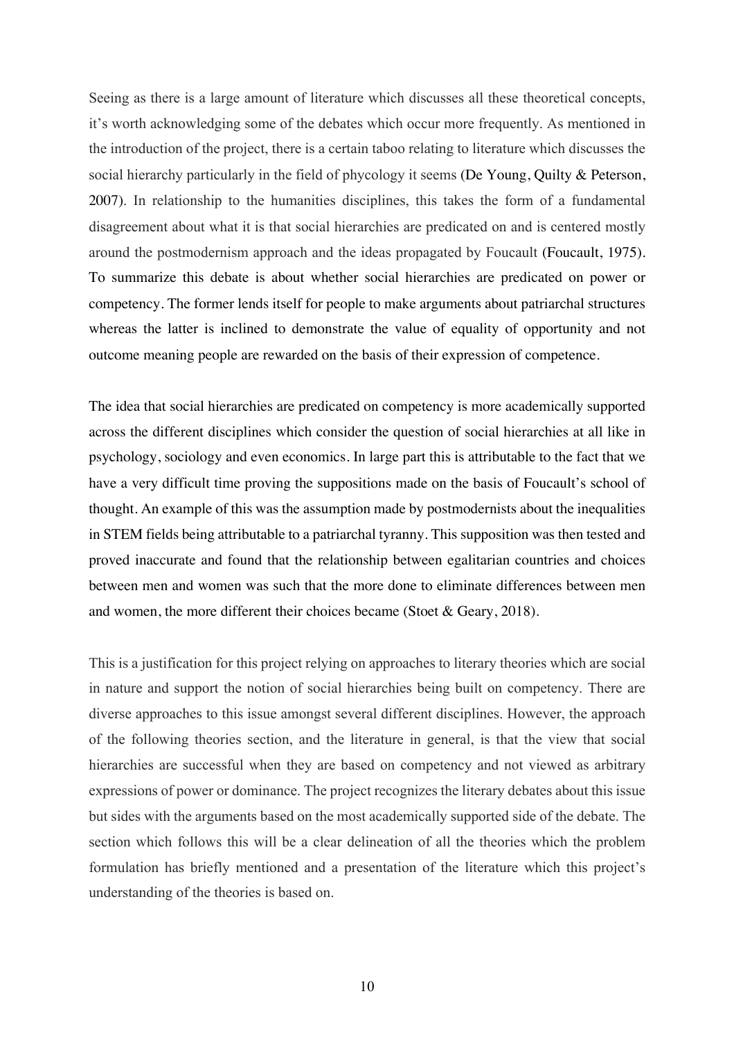Seeing as there is a large amount of literature which discusses all these theoretical concepts, it's worth acknowledging some of the debates which occur more frequently. As mentioned in the introduction of the project, there is a certain taboo relating to literature which discusses the social hierarchy particularly in the field of phycology it seems (De Young, Quilty & Peterson, 2007). In relationship to the humanities disciplines, this takes the form of a fundamental disagreement about what it is that social hierarchies are predicated on and is centered mostly around the postmodernism approach and the ideas propagated by Foucault (Foucault, 1975). To summarize this debate is about whether social hierarchies are predicated on power or competency. The former lends itself for people to make arguments about patriarchal structures whereas the latter is inclined to demonstrate the value of equality of opportunity and not outcome meaning people are rewarded on the basis of their expression of competence.

The idea that social hierarchies are predicated on competency is more academically supported across the different disciplines which consider the question of social hierarchies at all like in psychology, sociology and even economics. In large part this is attributable to the fact that we have a very difficult time proving the suppositions made on the basis of Foucault's school of thought. An example of this was the assumption made by postmodernists about the inequalities in STEM fields being attributable to a patriarchal tyranny. This supposition was then tested and proved inaccurate and found that the relationship between egalitarian countries and choices between men and women was such that the more done to eliminate differences between men and women, the more different their choices became (Stoet & Geary, 2018).

This is a justification for this project relying on approaches to literary theories which are social in nature and support the notion of social hierarchies being built on competency. There are diverse approaches to this issue amongst several different disciplines. However, the approach of the following theories section, and the literature in general, is that the view that social hierarchies are successful when they are based on competency and not viewed as arbitrary expressions of power or dominance. The project recognizes the literary debates about this issue but sides with the arguments based on the most academically supported side of the debate. The section which follows this will be a clear delineation of all the theories which the problem formulation has briefly mentioned and a presentation of the literature which this project's understanding of the theories is based on.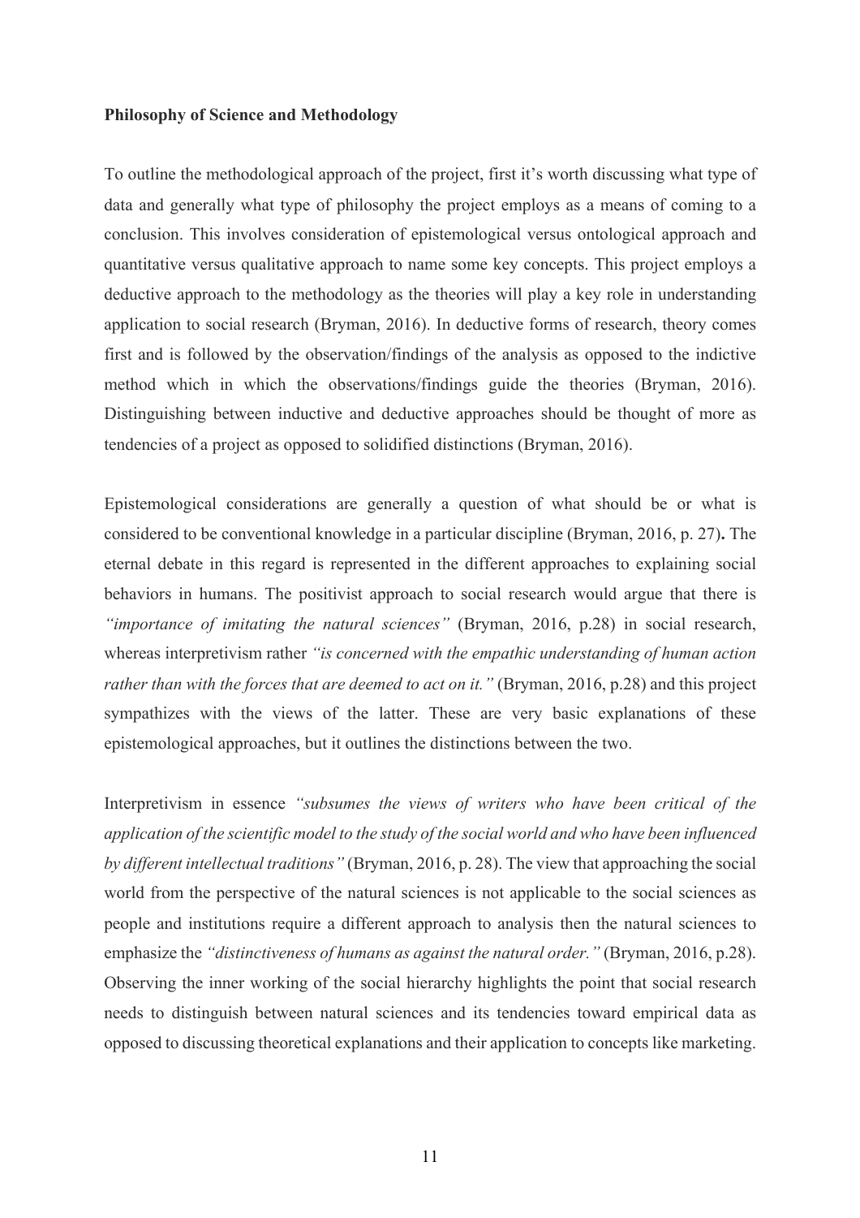**Philosophy of Science and Methodology**

To outline the methodological approach of the project, first it's worth discussing what type of data and generally what type of philosophy the project employs as a means of coming to a conclusion. This involves consideration of epistemological versus ontological approach and quantitative versus qualitative approach to name some key concepts. This project employs a deductive approach to the methodology as the theories will play a key role in understanding application to social research (Bryman, 2016). In deductive forms of research, theory comes first and is followed by the observation/findings of the analysis as opposed to the indictive method which in which the observations/findings guide the theories (Bryman, 2016). Distinguishing between inductive and deductive approaches should be thought of more as tendencies of a project as opposed to solidified distinctions (Bryman, 2016).

Epistemological considerations are generally a question of what should be or what is considered to be conventional knowledge in a particular discipline (Bryman, 2016, p. 27)**.** The eternal debate in this regard is represented in the different approaches to explaining social behaviors in humans. The positivist approach to social research would argue that there is *"importance of imitating the natural sciences"* (Bryman, 2016, p.28) in social research, whereas interpretivism rather *"is concerned with the empathic understanding of human action rather than with the forces that are deemed to act on it."* (Bryman, 2016, p.28) and this project sympathizes with the views of the latter. These are very basic explanations of these epistemological approaches, but it outlines the distinctions between the two.

Interpretivism in essence *"subsumes the views of writers who have been critical of the application of the scientific model to the study of the social world and who have been influenced by different intellectual traditions"* (Bryman, 2016, p. 28). The view that approaching the social world from the perspective of the natural sciences is not applicable to the social sciences as people and institutions require a different approach to analysis then the natural sciences to emphasize the *"distinctiveness of humans as against the natural order."* (Bryman, 2016, p.28). Observing the inner working of the social hierarchy highlights the point that social research needs to distinguish between natural sciences and its tendencies toward empirical data as opposed to discussing theoretical explanations and their application to concepts like marketing.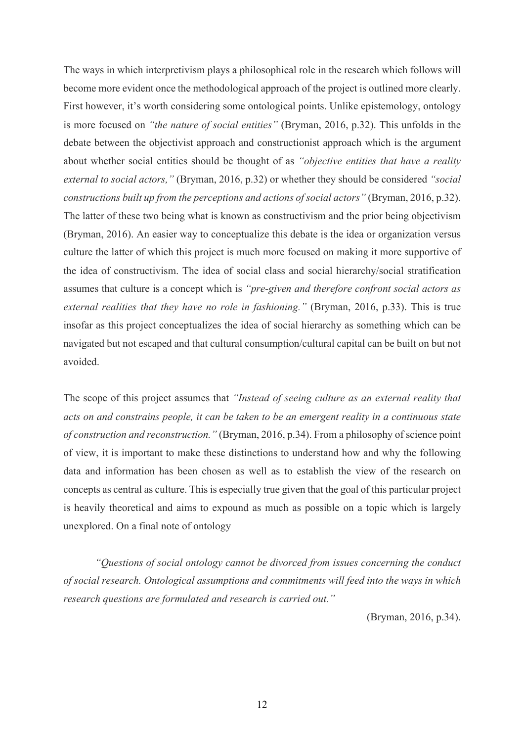The ways in which interpretivism plays a philosophical role in the research which follows will become more evident once the methodological approach of the project is outlined more clearly. First however, it's worth considering some ontological points. Unlike epistemology, ontology is more focused on *"the nature of social entities"* (Bryman, 2016, p.32). This unfolds in the debate between the objectivist approach and constructionist approach which is the argument about whether social entities should be thought of as *"objective entities that have a reality external to social actors,"* (Bryman, 2016, p.32) or whether they should be considered *"social constructions built up from the perceptions and actions of social actors"* (Bryman, 2016, p.32). The latter of these two being what is known as constructivism and the prior being objectivism (Bryman, 2016). An easier way to conceptualize this debate is the idea or organization versus culture the latter of which this project is much more focused on making it more supportive of the idea of constructivism. The idea of social class and social hierarchy/social stratification assumes that culture is a concept which is *"pre-given and therefore confront social actors as external realities that they have no role in fashioning."* (Bryman, 2016, p.33). This is true insofar as this project conceptualizes the idea of social hierarchy as something which can be navigated but not escaped and that cultural consumption/cultural capital can be built on but not avoided.

The scope of this project assumes that *"Instead of seeing culture as an external reality that acts on and constrains people, it can be taken to be an emergent reality in a continuous state of construction and reconstruction."* (Bryman, 2016, p.34). From a philosophy of science point of view, it is important to make these distinctions to understand how and why the following data and information has been chosen as well as to establish the view of the research on concepts as central as culture. This is especially true given that the goal of this particular project is heavily theoretical and aims to expound as much as possible on a topic which is largely unexplored. On a final note of ontology

> *"Questions of social ontology cannot be divorced from issues concerning the conduct of social research. Ontological assumptions and commitments will feed into the ways in which research questions are formulated and research is carried out."*
>
> (Bryman, 2016, p.34).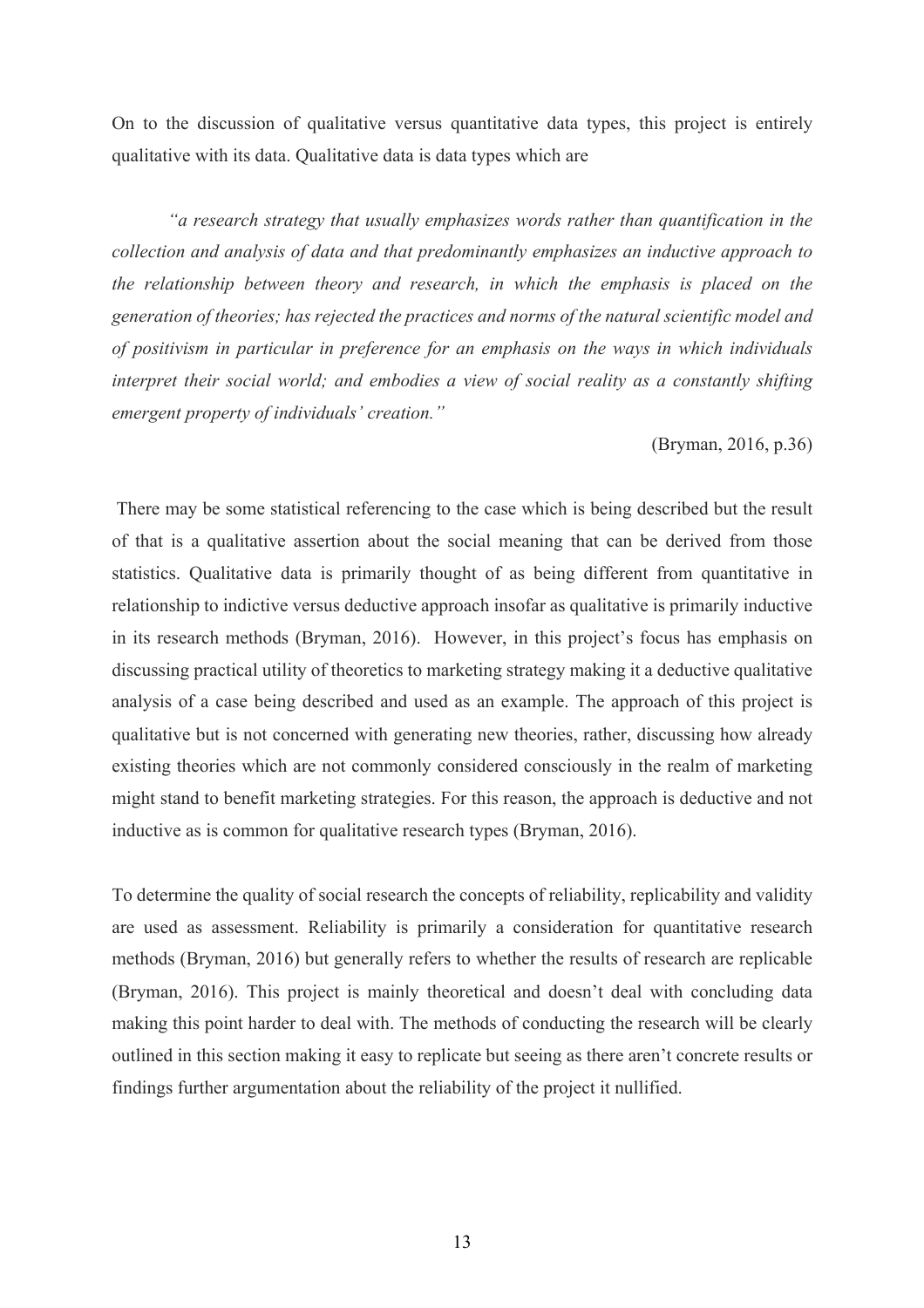On to the discussion of qualitative versus quantitative data types, this project is entirely qualitative with its data. Qualitative data is data types which are

> *"a research strategy that usually emphasizes words rather than quantification in the collection and analysis of data and that predominantly emphasizes an inductive approach to the relationship between theory and research, in which the emphasis is placed on the generation of theories; has rejected the practices and norms of the natural scientific model and of positivism in particular in preference for an emphasis on the ways in which individuals interpret their social world; and embodies a view of social reality as a constantly shifting emergent property of individuals' creation."*
>
> (Bryman, 2016, p.36)

There may be some statistical referencing to the case which is being described but the result of that is a qualitative assertion about the social meaning that can be derived from those statistics. Qualitative data is primarily thought of as being different from quantitative in relationship to indictive versus deductive approach insofar as qualitative is primarily inductive in its research methods (Bryman, 2016). However, in this project's focus has emphasis on discussing practical utility of theoretics to marketing strategy making it a deductive qualitative analysis of a case being described and used as an example. The approach of this project is qualitative but is not concerned with generating new theories, rather, discussing how already existing theories which are not commonly considered consciously in the realm of marketing might stand to benefit marketing strategies. For this reason, the approach is deductive and not inductive as is common for qualitative research types (Bryman, 2016).

To determine the quality of social research the concepts of reliability, replicability and validity are used as assessment. Reliability is primarily a consideration for quantitative research methods (Bryman, 2016) but generally refers to whether the results of research are replicable (Bryman, 2016). This project is mainly theoretical and doesn't deal with concluding data making this point harder to deal with. The methods of conducting the research will be clearly outlined in this section making it easy to replicate but seeing as there aren't concrete results or findings further argumentation about the reliability of the project it nullified.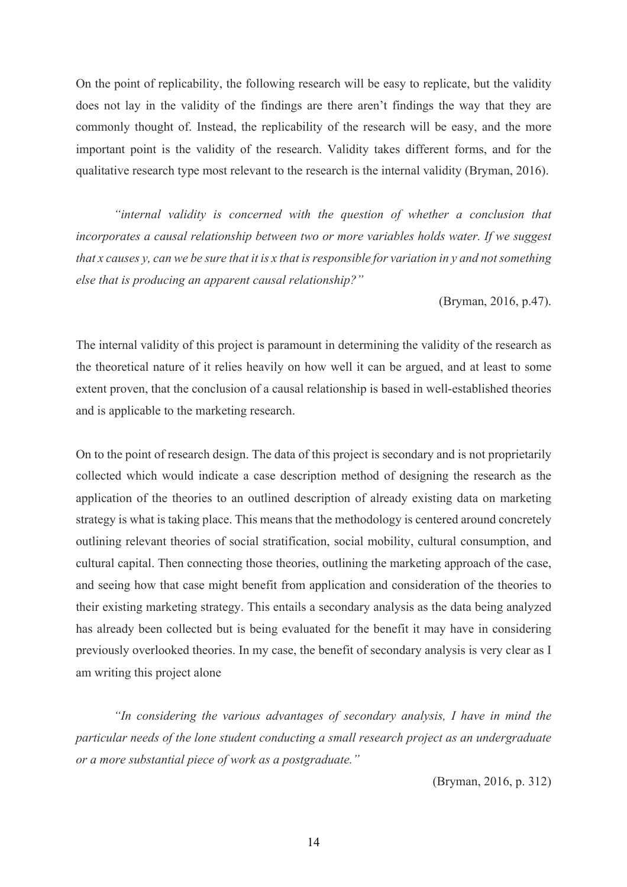On the point of replicability, the following research will be easy to replicate, but the validity does not lay in the validity of the findings are there aren't findings the way that they are commonly thought of. Instead, the replicability of the research will be easy, and the more important point is the validity of the research. Validity takes different forms, and for the qualitative research type most relevant to the research is the internal validity (Bryman, 2016).

> *"internal validity is concerned with the question of whether a conclusion that incorporates a causal relationship between two or more variables holds water. If we suggest that x causes y, can we be sure that it is x that is responsible for variation in y and not something else that is producing an apparent causal relationship?"*
>
> (Bryman, 2016, p.47).

The internal validity of this project is paramount in determining the validity of the research as the theoretical nature of it relies heavily on how well it can be argued, and at least to some extent proven, that the conclusion of a causal relationship is based in well-established theories and is applicable to the marketing research.

On to the point of research design. The data of this project is secondary and is not proprietarily collected which would indicate a case description method of designing the research as the application of the theories to an outlined description of already existing data on marketing strategy is what is taking place. This means that the methodology is centered around concretely outlining relevant theories of social stratification, social mobility, cultural consumption, and cultural capital. Then connecting those theories, outlining the marketing approach of the case, and seeing how that case might benefit from application and consideration of the theories to their existing marketing strategy. This entails a secondary analysis as the data being analyzed has already been collected but is being evaluated for the benefit it may have in considering previously overlooked theories. In my case, the benefit of secondary analysis is very clear as I am writing this project alone

> *"In considering the various advantages of secondary analysis, I have in mind the particular needs of the lone student conducting a small research project as an undergraduate or a more substantial piece of work as a postgraduate."*
>
> (Bryman, 2016, p. 312)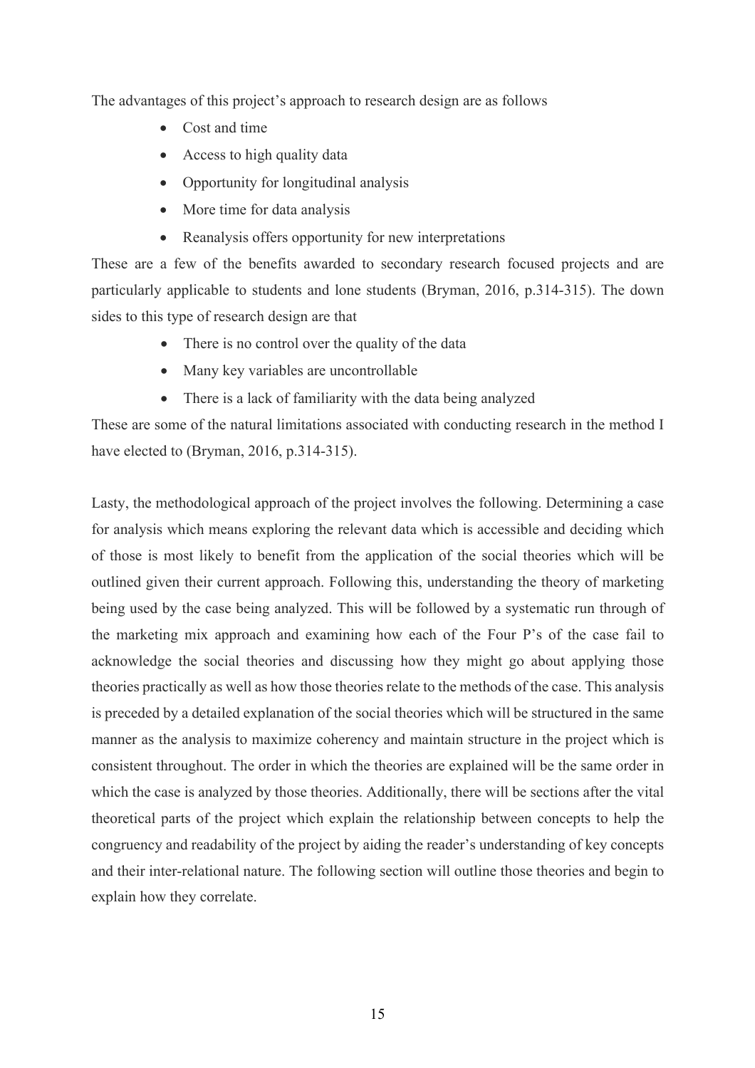The advantages of this project's approach to research design are as follows

- Cost and time
- Access to high quality data
- Opportunity for longitudinal analysis
- More time for data analysis
- Reanalysis offers opportunity for new interpretations

These are a few of the benefits awarded to secondary research focused projects and are particularly applicable to students and lone students (Bryman, 2016, p.314-315). The down sides to this type of research design are that

- There is no control over the quality of the data
- Many key variables are uncontrollable
- There is a lack of familiarity with the data being analyzed

These are some of the natural limitations associated with conducting research in the method I have elected to (Bryman, 2016, p.314-315).

Lasty, the methodological approach of the project involves the following. Determining a case for analysis which means exploring the relevant data which is accessible and deciding which of those is most likely to benefit from the application of the social theories which will be outlined given their current approach. Following this, understanding the theory of marketing being used by the case being analyzed. This will be followed by a systematic run through of the marketing mix approach and examining how each of the Four P's of the case fail to acknowledge the social theories and discussing how they might go about applying those theories practically as well as how those theories relate to the methods of the case. This analysis is preceded by a detailed explanation of the social theories which will be structured in the same manner as the analysis to maximize coherency and maintain structure in the project which is consistent throughout. The order in which the theories are explained will be the same order in which the case is analyzed by those theories. Additionally, there will be sections after the vital theoretical parts of the project which explain the relationship between concepts to help the congruency and readability of the project by aiding the reader's understanding of key concepts and their inter-relational nature. The following section will outline those theories and begin to explain how they correlate.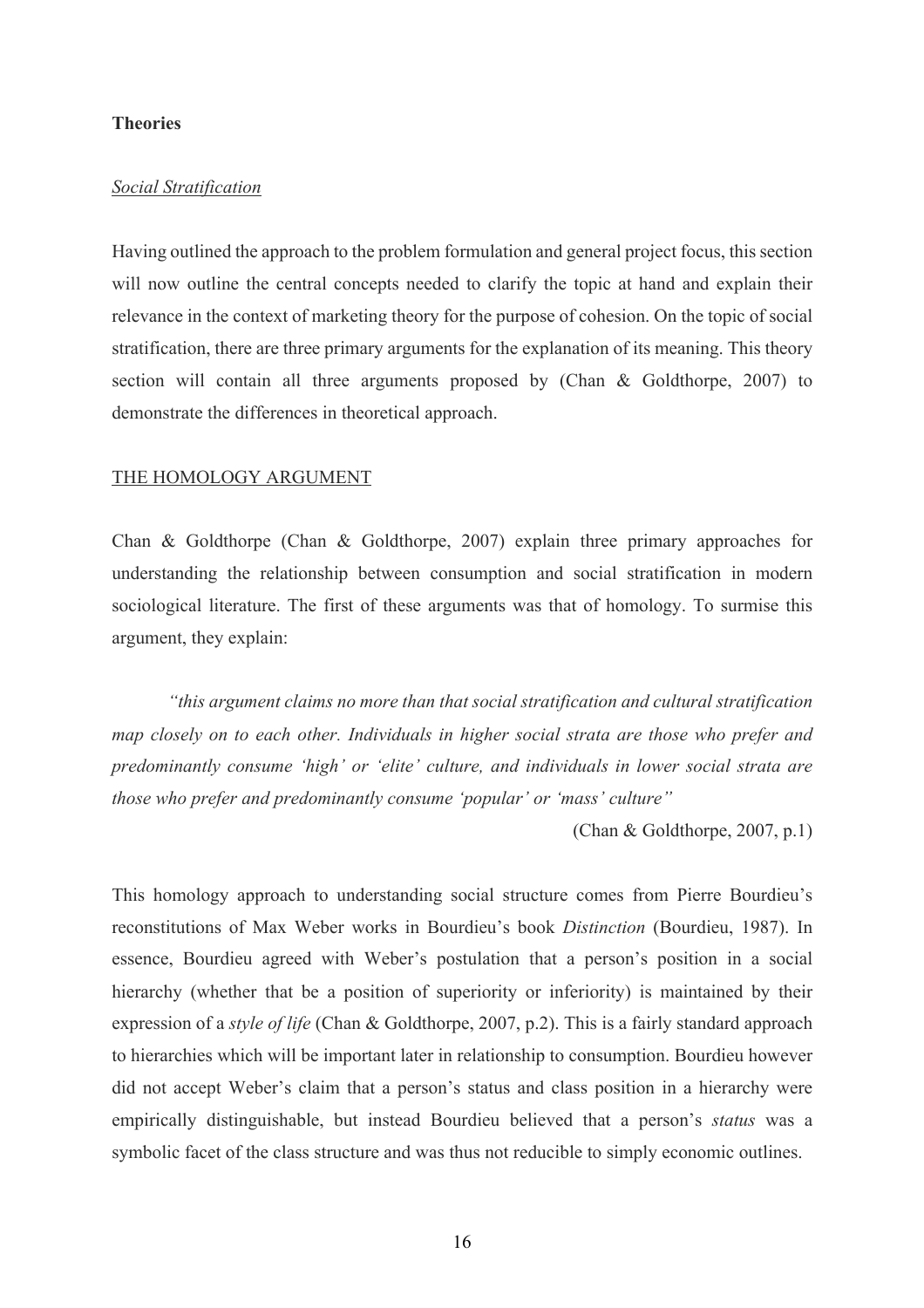**Theories**

<u>*Social Stratification*</u>

Having outlined the approach to the problem formulation and general project focus, this section will now outline the central concepts needed to clarify the topic at hand and explain their relevance in the context of marketing theory for the purpose of cohesion. On the topic of social stratification, there are three primary arguments for the explanation of its meaning. This theory section will contain all three arguments proposed by (Chan & Goldthorpe, 2007) to demonstrate the differences in theoretical approach.

<u>THE HOMOLOGY ARGUMENT</u>

Chan & Goldthorpe (Chan & Goldthorpe, 2007) explain three primary approaches for understanding the relationship between consumption and social stratification in modern sociological literature. The first of these arguments was that of homology. To surmise this argument, they explain:

> *"this argument claims no more than that social stratification and cultural stratification map closely on to each other. Individuals in higher social strata are those who prefer and predominantly consume 'high' or 'elite' culture, and individuals in lower social strata are those who prefer and predominantly consume 'popular' or 'mass' culture"*
>
> (Chan & Goldthorpe, 2007, p.1)

This homology approach to understanding social structure comes from Pierre Bourdieu's reconstitutions of Max Weber works in Bourdieu's book *Distinction* (Bourdieu, 1987). In essence, Bourdieu agreed with Weber's postulation that a person's position in a social hierarchy (whether that be a position of superiority or inferiority) is maintained by their expression of a *style of life* (Chan & Goldthorpe, 2007, p.2). This is a fairly standard approach to hierarchies which will be important later in relationship to consumption. Bourdieu however did not accept Weber's claim that a person's status and class position in a hierarchy were empirically distinguishable, but instead Bourdieu believed that a person's *status* was a symbolic facet of the class structure and was thus not reducible to simply economic outlines.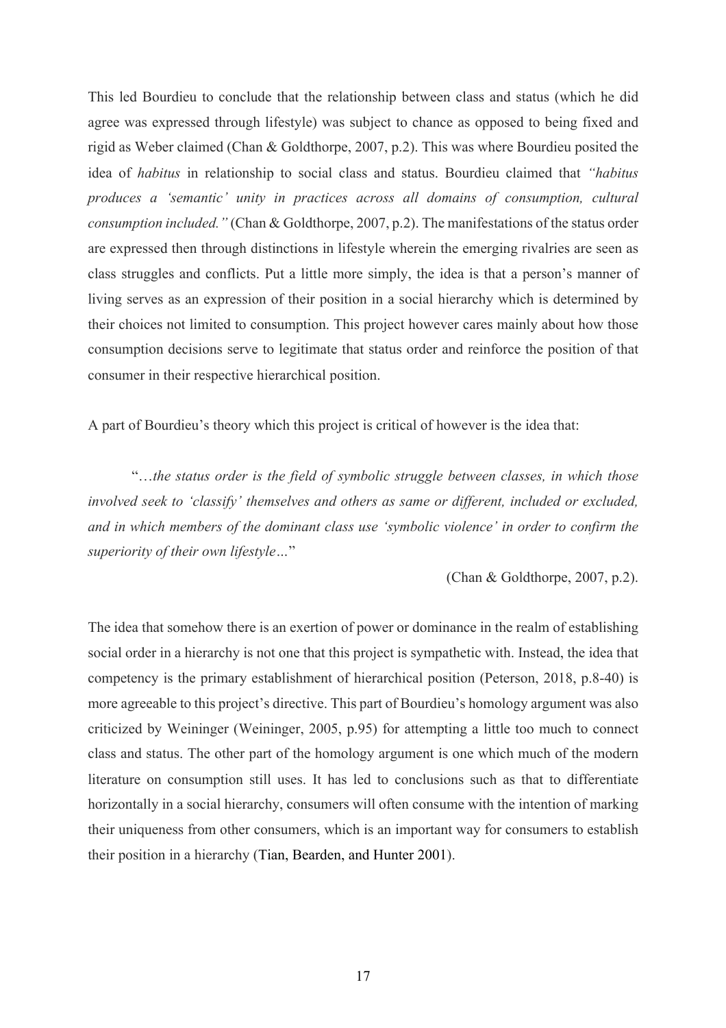This led Bourdieu to conclude that the relationship between class and status (which he did agree was expressed through lifestyle) was subject to chance as opposed to being fixed and rigid as Weber claimed (Chan & Goldthorpe, 2007, p.2). This was where Bourdieu posited the idea of *habitus* in relationship to social class and status. Bourdieu claimed that *"habitus produces a 'semantic' unity in practices across all domains of consumption, cultural consumption included."* (Chan & Goldthorpe, 2007, p.2). The manifestations of the status order are expressed then through distinctions in lifestyle wherein the emerging rivalries are seen as class struggles and conflicts. Put a little more simply, the idea is that a person's manner of living serves as an expression of their position in a social hierarchy which is determined by their choices not limited to consumption. This project however cares mainly about how those consumption decisions serve to legitimate that status order and reinforce the position of that consumer in their respective hierarchical position.

A part of Bourdieu's theory which this project is critical of however is the idea that:

> "…*the status order is the field of symbolic struggle between classes, in which those involved seek to 'classify' themselves and others as same or different, included or excluded, and in which members of the dominant class use 'symbolic violence' in order to confirm the superiority of their own lifestyle…*"
>
> (Chan & Goldthorpe, 2007, p.2).

The idea that somehow there is an exertion of power or dominance in the realm of establishing social order in a hierarchy is not one that this project is sympathetic with. Instead, the idea that competency is the primary establishment of hierarchical position (Peterson, 2018, p.8-40) is more agreeable to this project's directive. This part of Bourdieu's homology argument was also criticized by Weininger (Weininger, 2005, p.95) for attempting a little too much to connect class and status. The other part of the homology argument is one which much of the modern literature on consumption still uses. It has led to conclusions such as that to differentiate horizontally in a social hierarchy, consumers will often consume with the intention of marking their uniqueness from other consumers, which is an important way for consumers to establish their position in a hierarchy (Tian, Bearden, and Hunter 2001).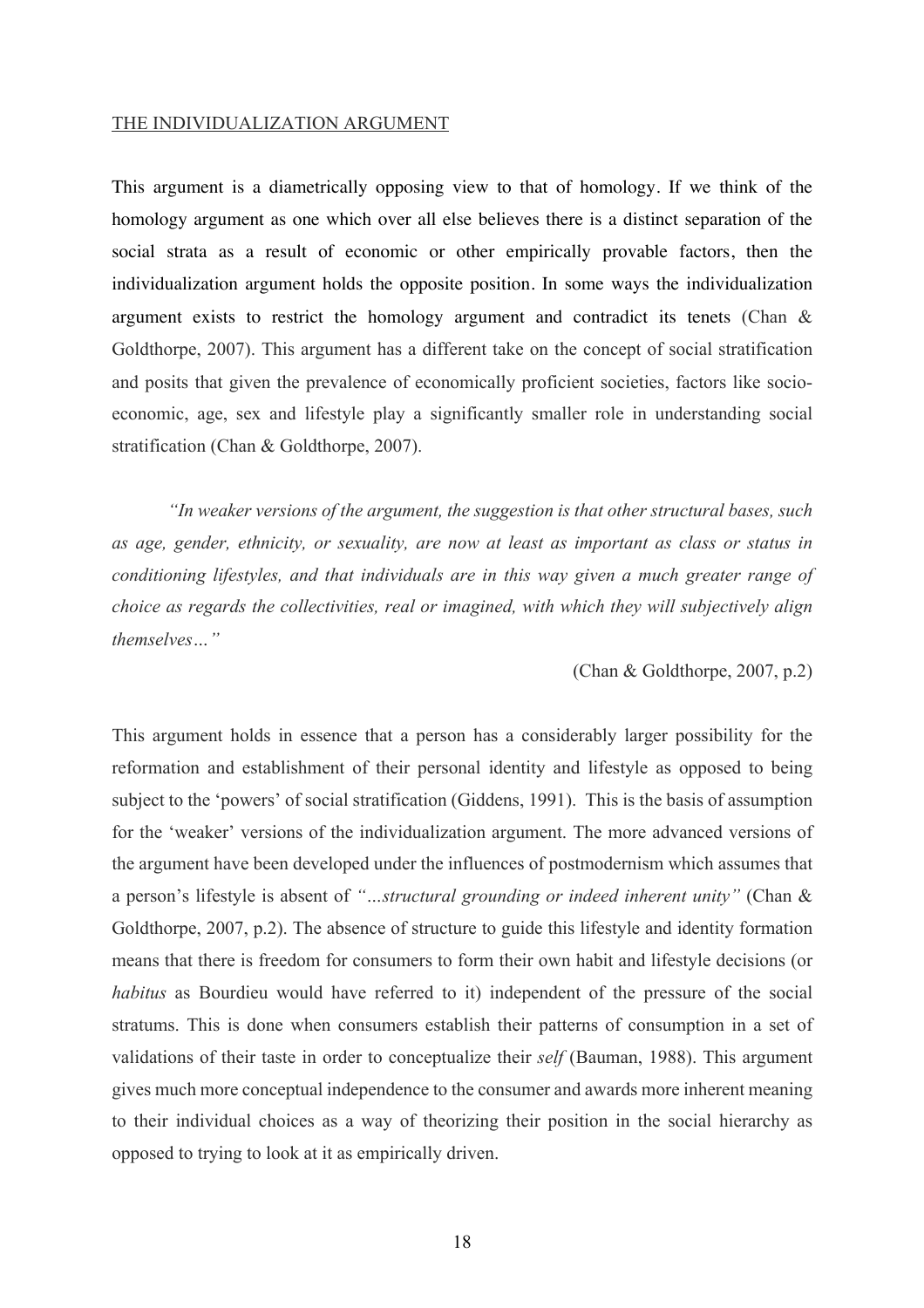THE INDIVIDUALIZATION ARGUMENT

This argument is a diametrically opposing view to that of homology. If we think of the homology argument as one which over all else believes there is a distinct separation of the social strata as a result of economic or other empirically provable factors, then the individualization argument holds the opposite position. In some ways the individualization argument exists to restrict the homology argument and contradict its tenets (Chan & Goldthorpe, 2007). This argument has a different take on the concept of social stratification and posits that given the prevalence of economically proficient societies, factors like socio-economic, age, sex and lifestyle play a significantly smaller role in understanding social stratification (Chan & Goldthorpe, 2007).

> *"In weaker versions of the argument, the suggestion is that other structural bases, such as age, gender, ethnicity, or sexuality, are now at least as important as class or status in conditioning lifestyles, and that individuals are in this way given a much greater range of choice as regards the collectivities, real or imagined, with which they will subjectively align themselves…"*
>
> (Chan & Goldthorpe, 2007, p.2)

This argument holds in essence that a person has a considerably larger possibility for the reformation and establishment of their personal identity and lifestyle as opposed to being subject to the 'powers' of social stratification (Giddens, 1991). This is the basis of assumption for the 'weaker' versions of the individualization argument. The more advanced versions of the argument have been developed under the influences of postmodernism which assumes that a person's lifestyle is absent of *"…structural grounding or indeed inherent unity"* (Chan & Goldthorpe, 2007, p.2). The absence of structure to guide this lifestyle and identity formation means that there is freedom for consumers to form their own habit and lifestyle decisions (or *habitus* as Bourdieu would have referred to it) independent of the pressure of the social stratums. This is done when consumers establish their patterns of consumption in a set of validations of their taste in order to conceptualize their *self* (Bauman, 1988). This argument gives much more conceptual independence to the consumer and awards more inherent meaning to their individual choices as a way of theorizing their position in the social hierarchy as opposed to trying to look at it as empirically driven.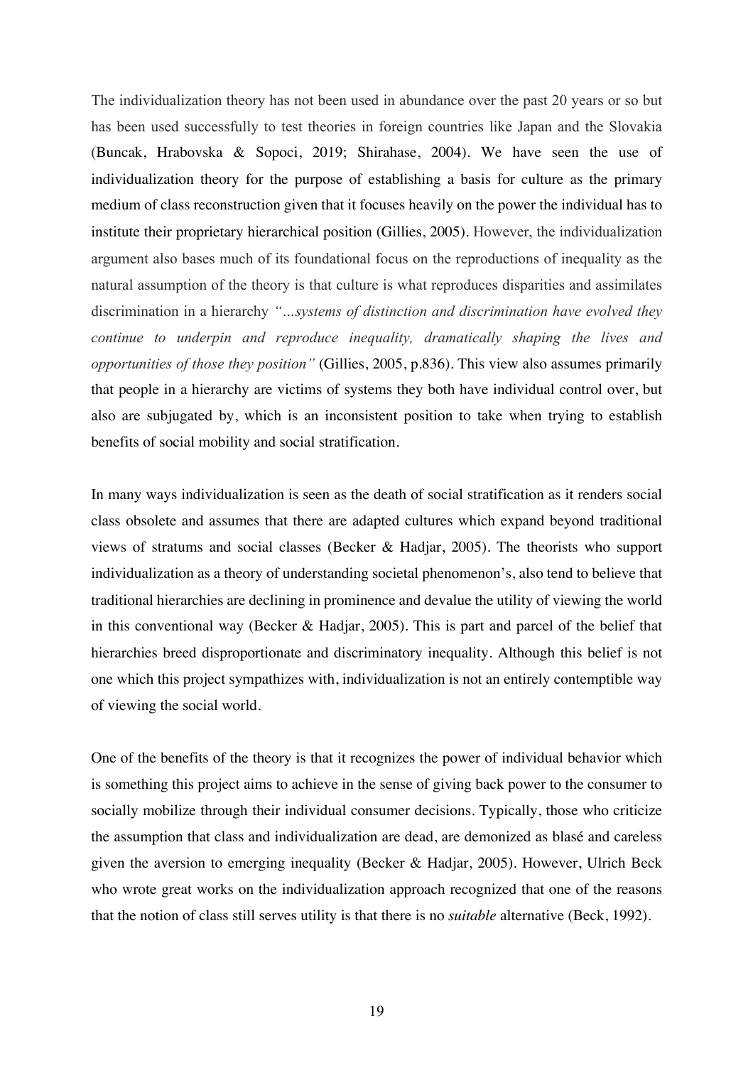The individualization theory has not been used in abundance over the past 20 years or so but has been used successfully to test theories in foreign countries like Japan and the Slovakia (Buncak, Hrabovska & Sopoci, 2019; Shirahase, 2004). We have seen the use of individualization theory for the purpose of establishing a basis for culture as the primary medium of class reconstruction given that it focuses heavily on the power the individual has to institute their proprietary hierarchical position (Gillies, 2005). However, the individualization argument also bases much of its foundational focus on the reproductions of inequality as the natural assumption of the theory is that culture is what reproduces disparities and assimilates discrimination in a hierarchy *"...systems of distinction and discrimination have evolved they continue to underpin and reproduce inequality, dramatically shaping the lives and opportunities of those they position"* (Gillies, 2005, p.836). This view also assumes primarily that people in a hierarchy are victims of systems they both have individual control over, but also are subjugated by, which is an inconsistent position to take when trying to establish benefits of social mobility and social stratification.

In many ways individualization is seen as the death of social stratification as it renders social class obsolete and assumes that there are adapted cultures which expand beyond traditional views of stratums and social classes (Becker & Hadjar, 2005). The theorists who support individualization as a theory of understanding societal phenomenon's, also tend to believe that traditional hierarchies are declining in prominence and devalue the utility of viewing the world in this conventional way (Becker & Hadjar, 2005). This is part and parcel of the belief that hierarchies breed disproportionate and discriminatory inequality. Although this belief is not one which this project sympathizes with, individualization is not an entirely contemptible way of viewing the social world.

One of the benefits of the theory is that it recognizes the power of individual behavior which is something this project aims to achieve in the sense of giving back power to the consumer to socially mobilize through their individual consumer decisions. Typically, those who criticize the assumption that class and individualization are dead, are demonized as blasé and careless given the aversion to emerging inequality (Becker & Hadjar, 2005). However, Ulrich Beck who wrote great works on the individualization approach recognized that one of the reasons that the notion of class still serves utility is that there is no *suitable* alternative (Beck, 1992).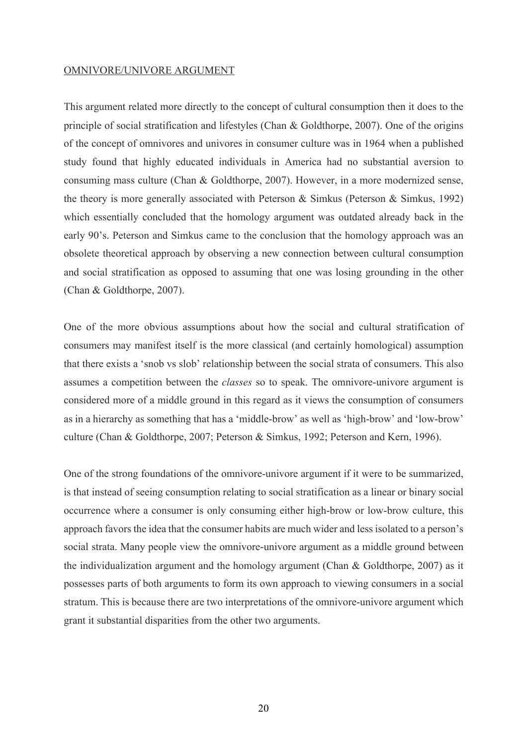OMNIVORE/UNIVORE ARGUMENT

This argument related more directly to the concept of cultural consumption then it does to the principle of social stratification and lifestyles (Chan & Goldthorpe, 2007). One of the origins of the concept of omnivores and univores in consumer culture was in 1964 when a published study found that highly educated individuals in America had no substantial aversion to consuming mass culture (Chan & Goldthorpe, 2007). However, in a more modernized sense, the theory is more generally associated with Peterson & Simkus (Peterson & Simkus, 1992) which essentially concluded that the homology argument was outdated already back in the early 90's. Peterson and Simkus came to the conclusion that the homology approach was an obsolete theoretical approach by observing a new connection between cultural consumption and social stratification as opposed to assuming that one was losing grounding in the other (Chan & Goldthorpe, 2007).

One of the more obvious assumptions about how the social and cultural stratification of consumers may manifest itself is the more classical (and certainly homological) assumption that there exists a 'snob vs slob' relationship between the social strata of consumers. This also assumes a competition between the *classes* so to speak. The omnivore-univore argument is considered more of a middle ground in this regard as it views the consumption of consumers as in a hierarchy as something that has a 'middle-brow' as well as 'high-brow' and 'low-brow' culture (Chan & Goldthorpe, 2007; Peterson & Simkus, 1992; Peterson and Kern, 1996).

One of the strong foundations of the omnivore-univore argument if it were to be summarized, is that instead of seeing consumption relating to social stratification as a linear or binary social occurrence where a consumer is only consuming either high-brow or low-brow culture, this approach favors the idea that the consumer habits are much wider and less isolated to a person's social strata. Many people view the omnivore-univore argument as a middle ground between the individualization argument and the homology argument (Chan & Goldthorpe, 2007) as it possesses parts of both arguments to form its own approach to viewing consumers in a social stratum. This is because there are two interpretations of the omnivore-univore argument which grant it substantial disparities from the other two arguments.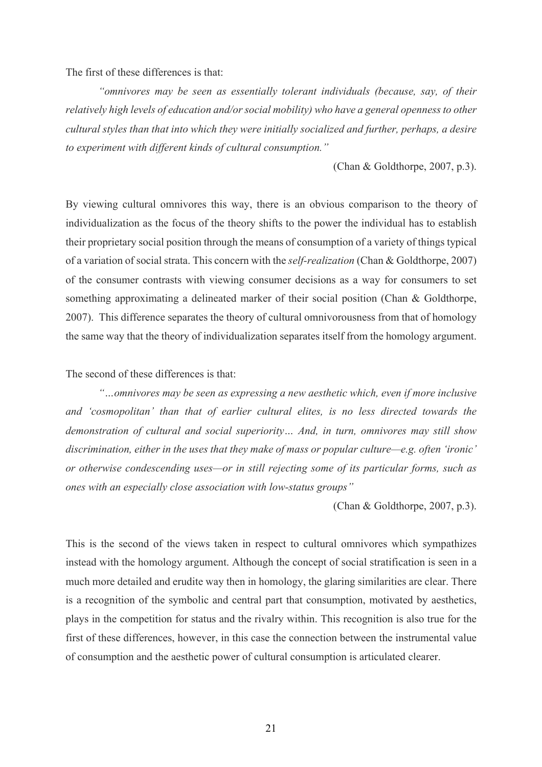The first of these differences is that:

> *"omnivores may be seen as essentially tolerant individuals (because, say, of their relatively high levels of education and/or social mobility) who have a general openness to other cultural styles than that into which they were initially socialized and further, perhaps, a desire to experiment with different kinds of cultural consumption."*
>
> (Chan & Goldthorpe, 2007, p.3).

By viewing cultural omnivores this way, there is an obvious comparison to the theory of individualization as the focus of the theory shifts to the power the individual has to establish their proprietary social position through the means of consumption of a variety of things typical of a variation of social strata. This concern with the *self-realization* (Chan & Goldthorpe, 2007) of the consumer contrasts with viewing consumer decisions as a way for consumers to set something approximating a delineated marker of their social position (Chan & Goldthorpe, 2007). This difference separates the theory of cultural omnivorousness from that of homology the same way that the theory of individualization separates itself from the homology argument.

The second of these differences is that:

> *"…omnivores may be seen as expressing a new aesthetic which, even if more inclusive and 'cosmopolitan' than that of earlier cultural elites, is no less directed towards the demonstration of cultural and social superiority… And, in turn, omnivores may still show discrimination, either in the uses that they make of mass or popular culture—e.g. often 'ironic' or otherwise condescending uses—or in still rejecting some of its particular forms, such as ones with an especially close association with low-status groups"*
>
> (Chan & Goldthorpe, 2007, p.3).

This is the second of the views taken in respect to cultural omnivores which sympathizes instead with the homology argument. Although the concept of social stratification is seen in a much more detailed and erudite way then in homology, the glaring similarities are clear. There is a recognition of the symbolic and central part that consumption, motivated by aesthetics, plays in the competition for status and the rivalry within. This recognition is also true for the first of these differences, however, in this case the connection between the instrumental value of consumption and the aesthetic power of cultural consumption is articulated clearer.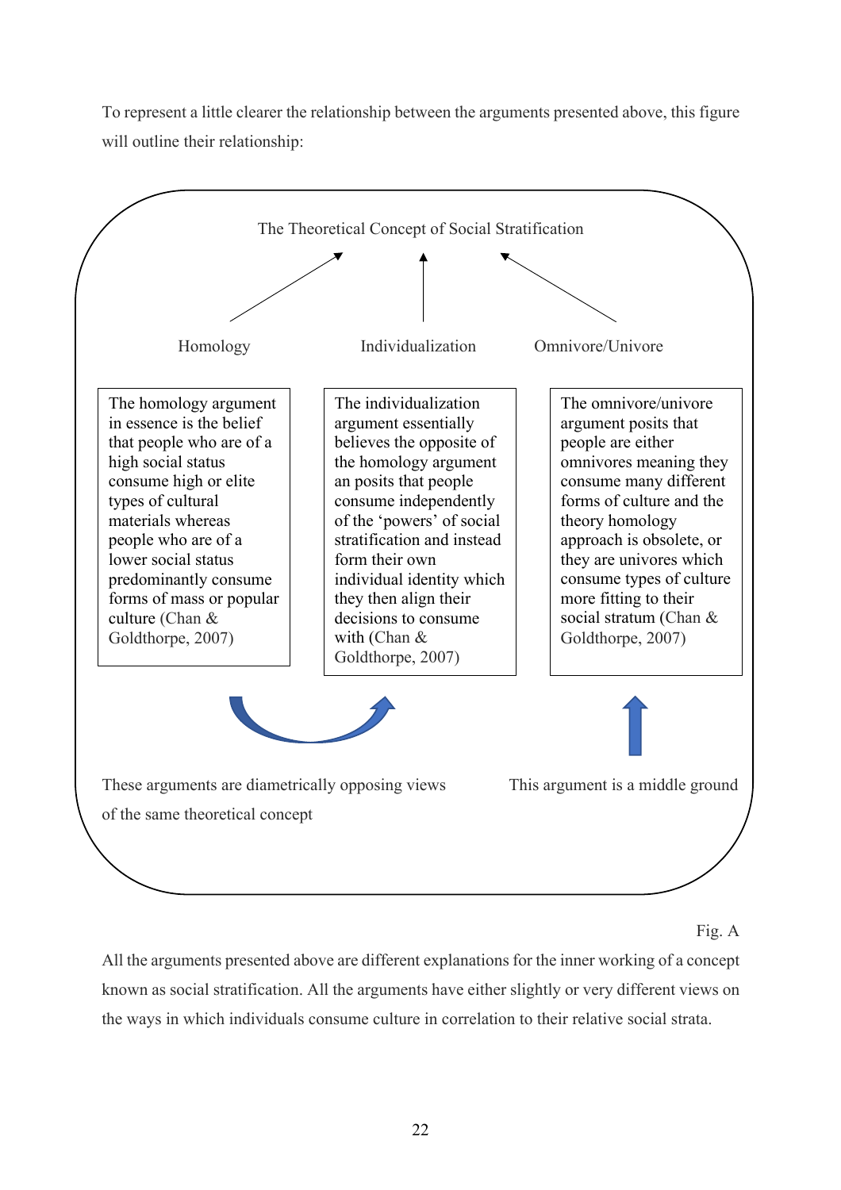To represent a little clearer the relationship between the arguments presented above, this figure will outline their relationship:

The Theoretical Concept of Social Stratification

Homology

Individualization

Omnivore/Univore

The homology argument in essence is the belief that people who are of a high social status consume high or elite types of cultural materials whereas people who are of a lower social status predominantly consume forms of mass or popular culture (Chan & Goldthorpe, 2007)

The individualization argument essentially believes the opposite of the homology argument an posits that people consume independently of the 'powers' of social stratification and instead form their own individual identity which they then align their decisions to consume with (Chan & Goldthorpe, 2007)

The omnivore/univore argument posits that people are either omnivores meaning they consume many different forms of culture and the theory homology approach is obsolete, or they are univores which consume types of culture more fitting to their social stratum (Chan & Goldthorpe, 2007)

These arguments are diametrically opposing views of the same theoretical concept

This argument is a middle ground

Fig. A

All the arguments presented above are different explanations for the inner working of a concept known as social stratification. All the arguments have either slightly or very different views on the ways in which individuals consume culture in correlation to their relative social strata.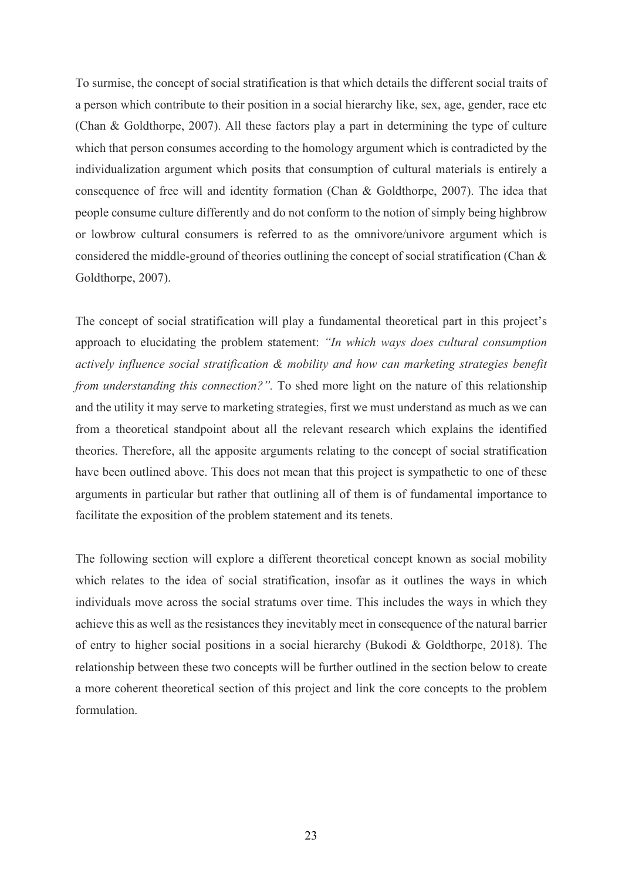To surmise, the concept of social stratification is that which details the different social traits of a person which contribute to their position in a social hierarchy like, sex, age, gender, race etc (Chan & Goldthorpe, 2007). All these factors play a part in determining the type of culture which that person consumes according to the homology argument which is contradicted by the individualization argument which posits that consumption of cultural materials is entirely a consequence of free will and identity formation (Chan & Goldthorpe, 2007). The idea that people consume culture differently and do not conform to the notion of simply being highbrow or lowbrow cultural consumers is referred to as the omnivore/univore argument which is considered the middle-ground of theories outlining the concept of social stratification (Chan & Goldthorpe, 2007).

The concept of social stratification will play a fundamental theoretical part in this project's approach to elucidating the problem statement: *"In which ways does cultural consumption actively influence social stratification & mobility and how can marketing strategies benefit from understanding this connection?".* To shed more light on the nature of this relationship and the utility it may serve to marketing strategies, first we must understand as much as we can from a theoretical standpoint about all the relevant research which explains the identified theories. Therefore, all the apposite arguments relating to the concept of social stratification have been outlined above. This does not mean that this project is sympathetic to one of these arguments in particular but rather that outlining all of them is of fundamental importance to facilitate the exposition of the problem statement and its tenets.

The following section will explore a different theoretical concept known as social mobility which relates to the idea of social stratification, insofar as it outlines the ways in which individuals move across the social stratums over time. This includes the ways in which they achieve this as well as the resistances they inevitably meet in consequence of the natural barrier of entry to higher social positions in a social hierarchy (Bukodi & Goldthorpe, 2018). The relationship between these two concepts will be further outlined in the section below to create a more coherent theoretical section of this project and link the core concepts to the problem formulation.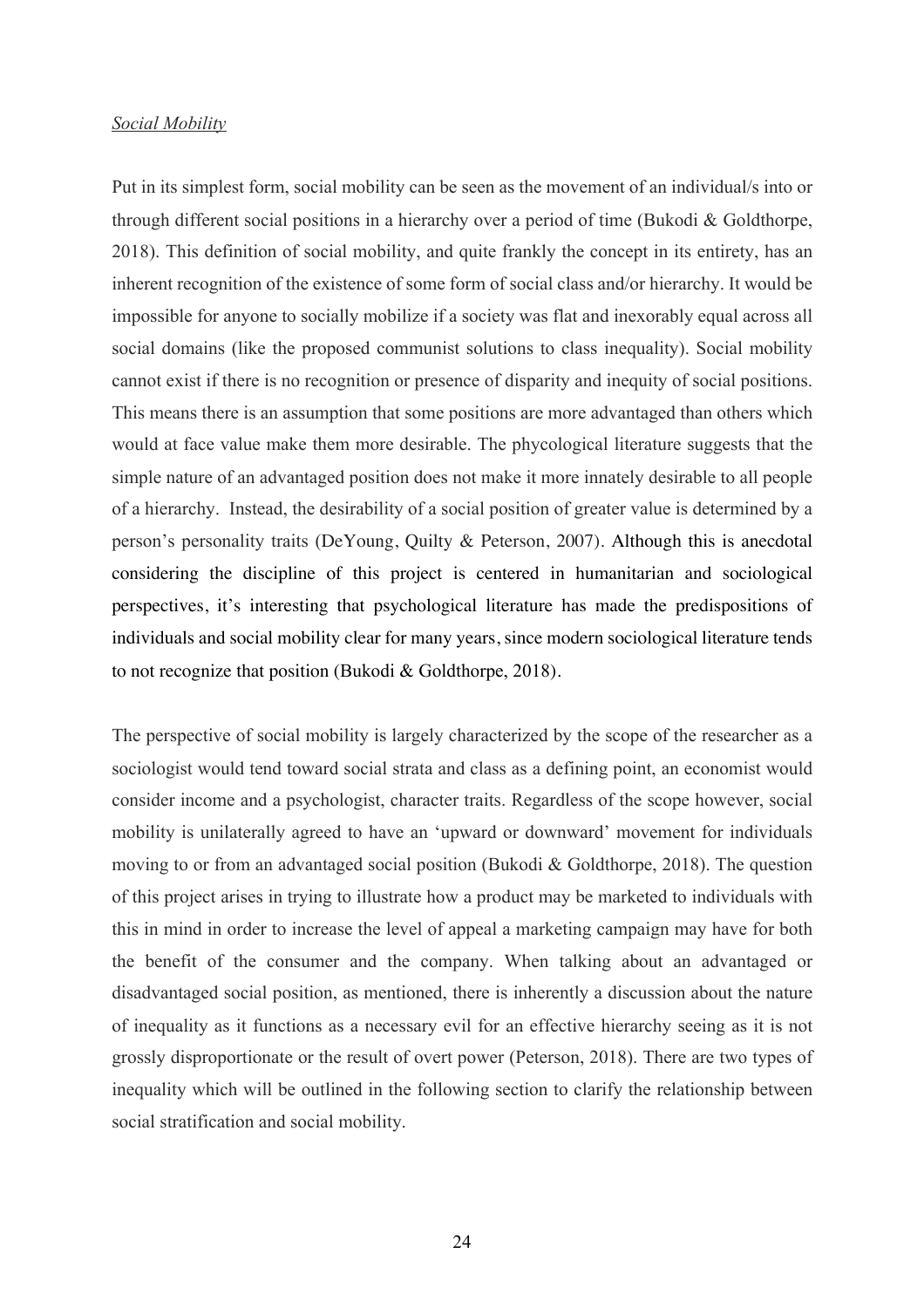*Social Mobility*

Put in its simplest form, social mobility can be seen as the movement of an individual/s into or through different social positions in a hierarchy over a period of time (Bukodi & Goldthorpe, 2018). This definition of social mobility, and quite frankly the concept in its entirety, has an inherent recognition of the existence of some form of social class and/or hierarchy. It would be impossible for anyone to socially mobilize if a society was flat and inexorably equal across all social domains (like the proposed communist solutions to class inequality). Social mobility cannot exist if there is no recognition or presence of disparity and inequity of social positions. This means there is an assumption that some positions are more advantaged than others which would at face value make them more desirable. The phycological literature suggests that the simple nature of an advantaged position does not make it more innately desirable to all people of a hierarchy. Instead, the desirability of a social position of greater value is determined by a person's personality traits (DeYoung, Quilty & Peterson, 2007). Although this is anecdotal considering the discipline of this project is centered in humanitarian and sociological perspectives, it's interesting that psychological literature has made the predispositions of individuals and social mobility clear for many years, since modern sociological literature tends to not recognize that position (Bukodi & Goldthorpe, 2018).

The perspective of social mobility is largely characterized by the scope of the researcher as a sociologist would tend toward social strata and class as a defining point, an economist would consider income and a psychologist, character traits. Regardless of the scope however, social mobility is unilaterally agreed to have an 'upward or downward' movement for individuals moving to or from an advantaged social position (Bukodi & Goldthorpe, 2018). The question of this project arises in trying to illustrate how a product may be marketed to individuals with this in mind in order to increase the level of appeal a marketing campaign may have for both the benefit of the consumer and the company. When talking about an advantaged or disadvantaged social position, as mentioned, there is inherently a discussion about the nature of inequality as it functions as a necessary evil for an effective hierarchy seeing as it is not grossly disproportionate or the result of overt power (Peterson, 2018). There are two types of inequality which will be outlined in the following section to clarify the relationship between social stratification and social mobility.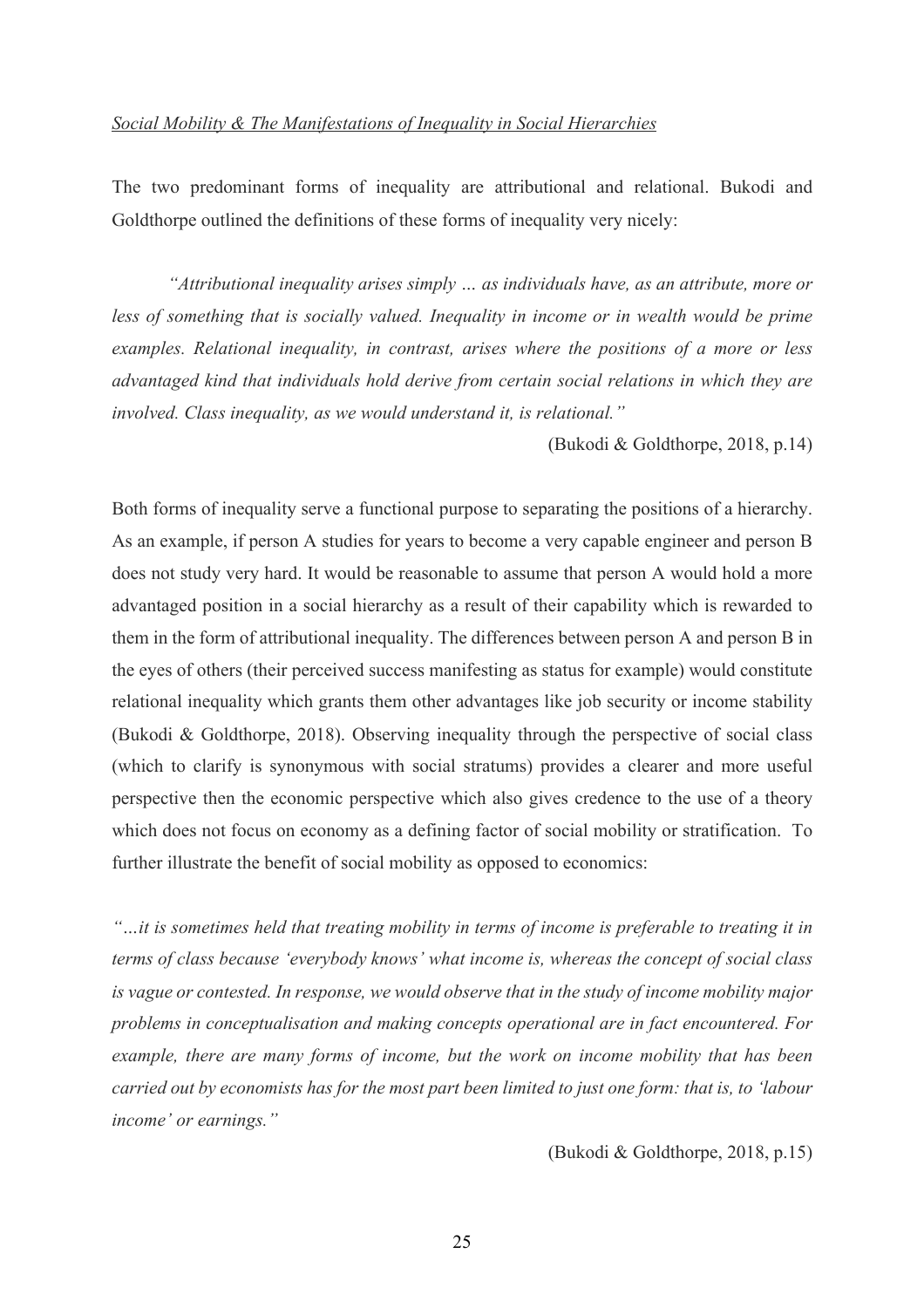*Social Mobility & The Manifestations of Inequality in Social Hierarchies*

The two predominant forms of inequality are attributional and relational. Bukodi and Goldthorpe outlined the definitions of these forms of inequality very nicely:

> *"Attributional inequality arises simply … as individuals have, as an attribute, more or less of something that is socially valued. Inequality in income or in wealth would be prime examples. Relational inequality, in contrast, arises where the positions of a more or less advantaged kind that individuals hold derive from certain social relations in which they are involved. Class inequality, as we would understand it, is relational."*
>
> (Bukodi & Goldthorpe, 2018, p.14)

Both forms of inequality serve a functional purpose to separating the positions of a hierarchy. As an example, if person A studies for years to become a very capable engineer and person B does not study very hard. It would be reasonable to assume that person A would hold a more advantaged position in a social hierarchy as a result of their capability which is rewarded to them in the form of attributional inequality. The differences between person A and person B in the eyes of others (their perceived success manifesting as status for example) would constitute relational inequality which grants them other advantages like job security or income stability (Bukodi & Goldthorpe, 2018). Observing inequality through the perspective of social class (which to clarify is synonymous with social stratums) provides a clearer and more useful perspective then the economic perspective which also gives credence to the use of a theory which does not focus on economy as a defining factor of social mobility or stratification. To further illustrate the benefit of social mobility as opposed to economics:

> *"…it is sometimes held that treating mobility in terms of income is preferable to treating it in terms of class because 'everybody knows' what income is, whereas the concept of social class is vague or contested. In response, we would observe that in the study of income mobility major problems in conceptualisation and making concepts operational are in fact encountered. For example, there are many forms of income, but the work on income mobility that has been carried out by economists has for the most part been limited to just one form: that is, to 'labour income' or earnings."*
>
> (Bukodi & Goldthorpe, 2018, p.15)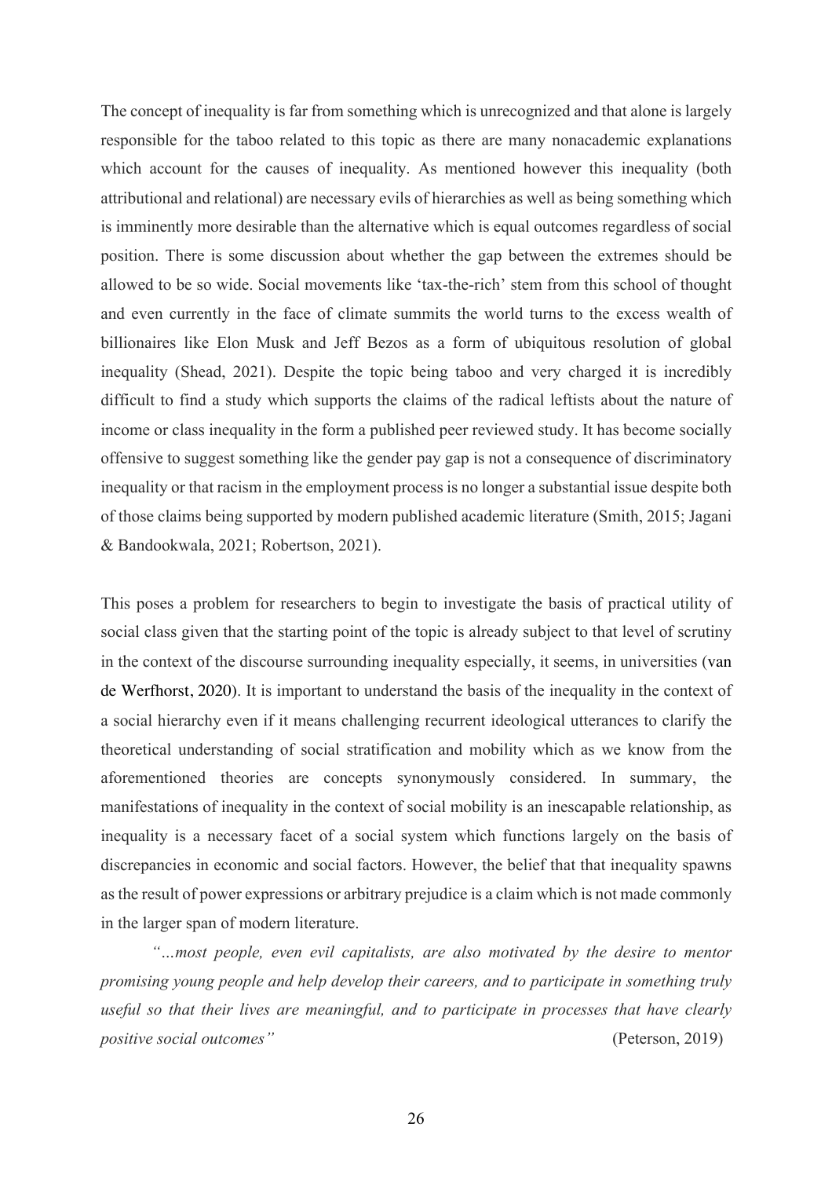The concept of inequality is far from something which is unrecognized and that alone is largely responsible for the taboo related to this topic as there are many nonacademic explanations which account for the causes of inequality. As mentioned however this inequality (both attributional and relational) are necessary evils of hierarchies as well as being something which is imminently more desirable than the alternative which is equal outcomes regardless of social position. There is some discussion about whether the gap between the extremes should be allowed to be so wide. Social movements like 'tax-the-rich' stem from this school of thought and even currently in the face of climate summits the world turns to the excess wealth of billionaires like Elon Musk and Jeff Bezos as a form of ubiquitous resolution of global inequality (Shead, 2021). Despite the topic being taboo and very charged it is incredibly difficult to find a study which supports the claims of the radical leftists about the nature of income or class inequality in the form a published peer reviewed study. It has become socially offensive to suggest something like the gender pay gap is not a consequence of discriminatory inequality or that racism in the employment process is no longer a substantial issue despite both of those claims being supported by modern published academic literature (Smith, 2015; Jagani & Bandookwala, 2021; Robertson, 2021).

This poses a problem for researchers to begin to investigate the basis of practical utility of social class given that the starting point of the topic is already subject to that level of scrutiny in the context of the discourse surrounding inequality especially, it seems, in universities (van de Werfhorst, 2020). It is important to understand the basis of the inequality in the context of a social hierarchy even if it means challenging recurrent ideological utterances to clarify the theoretical understanding of social stratification and mobility which as we know from the aforementioned theories are concepts synonymously considered. In summary, the manifestations of inequality in the context of social mobility is an inescapable relationship, as inequality is a necessary facet of a social system which functions largely on the basis of discrepancies in economic and social factors. However, the belief that that inequality spawns as the result of power expressions or arbitrary prejudice is a claim which is not made commonly in the larger span of modern literature.

> *"…most people, even evil capitalists, are also motivated by the desire to mentor promising young people and help develop their careers, and to participate in something truly useful so that their lives are meaningful, and to participate in processes that have clearly positive social outcomes"* (Peterson, 2019)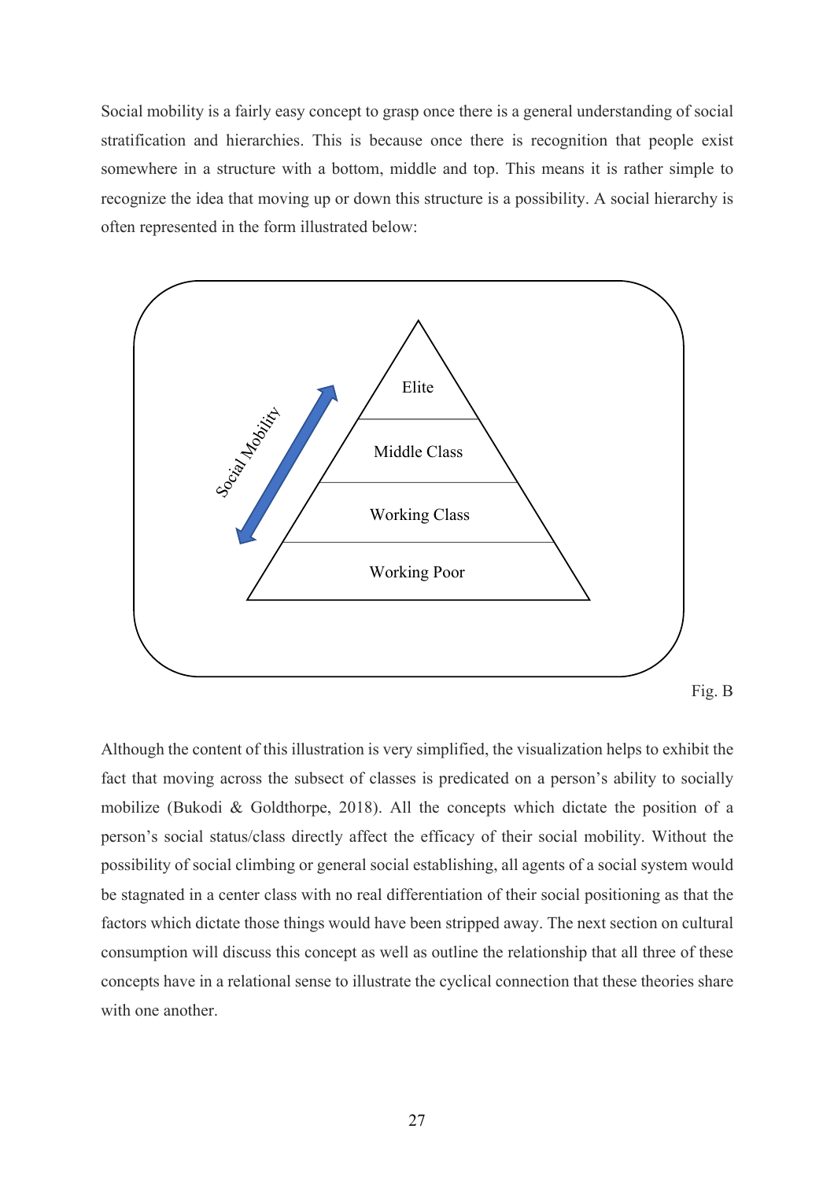Social mobility is a fairly easy concept to grasp once there is a general understanding of social stratification and hierarchies. This is because once there is recognition that people exist somewhere in a structure with a bottom, middle and top. This means it is rather simple to recognize the idea that moving up or down this structure is a possibility. A social hierarchy is often represented in the form illustrated below:

Social Mobility

Elite

Middle Class

Working Class

Working Poor

Fig. B

Although the content of this illustration is very simplified, the visualization helps to exhibit the fact that moving across the subsect of classes is predicated on a person's ability to socially mobilize (Bukodi & Goldthorpe, 2018). All the concepts which dictate the position of a person's social status/class directly affect the efficacy of their social mobility. Without the possibility of social climbing or general social establishing, all agents of a social system would be stagnated in a center class with no real differentiation of their social positioning as that the factors which dictate those things would have been stripped away. The next section on cultural consumption will discuss this concept as well as outline the relationship that all three of these concepts have in a relational sense to illustrate the cyclical connection that these theories share with one another.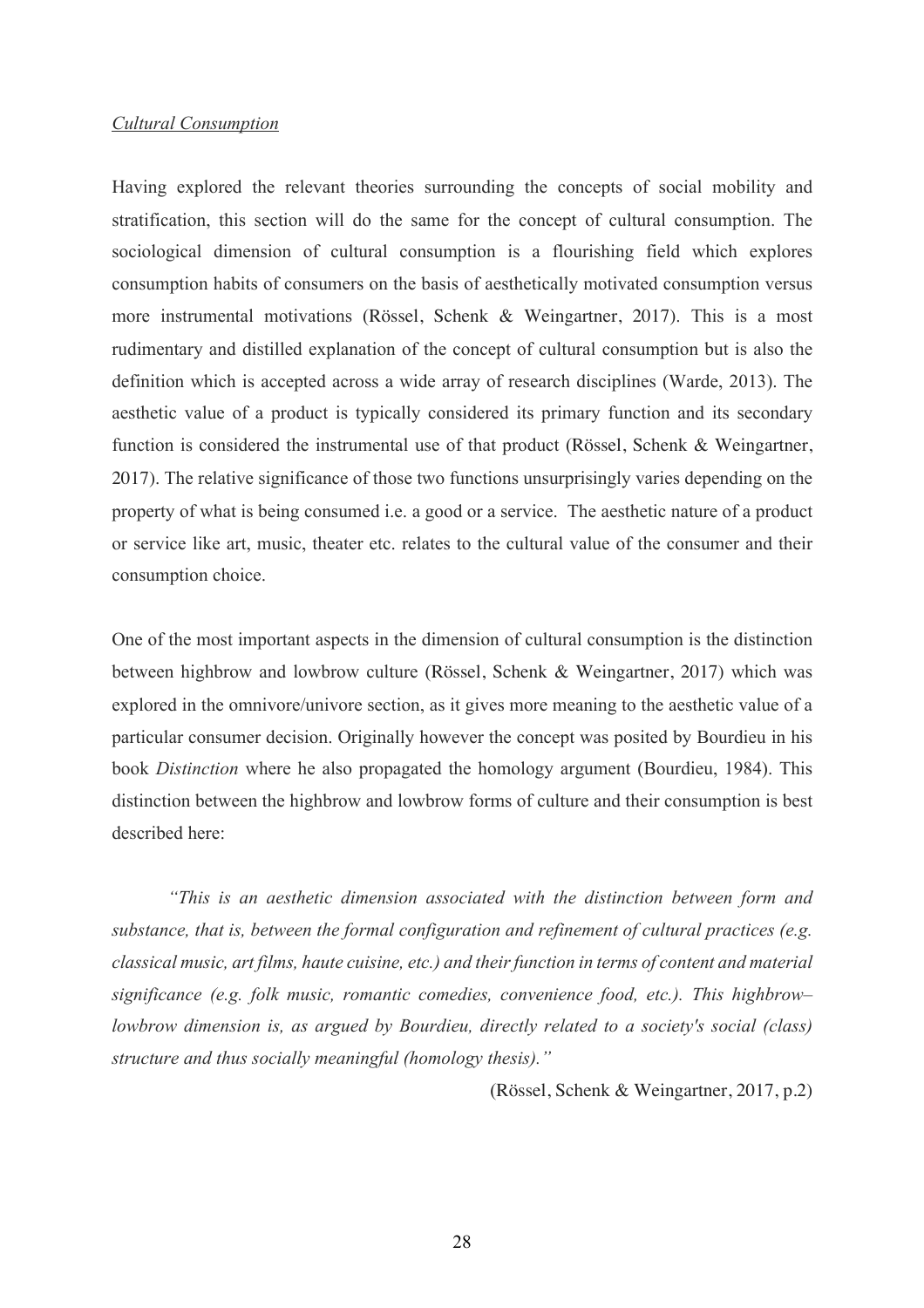*Cultural Consumption*

Having explored the relevant theories surrounding the concepts of social mobility and stratification, this section will do the same for the concept of cultural consumption. The sociological dimension of cultural consumption is a flourishing field which explores consumption habits of consumers on the basis of aesthetically motivated consumption versus more instrumental motivations (Rössel, Schenk & Weingartner, 2017). This is a most rudimentary and distilled explanation of the concept of cultural consumption but is also the definition which is accepted across a wide array of research disciplines (Warde, 2013). The aesthetic value of a product is typically considered its primary function and its secondary function is considered the instrumental use of that product (Rössel, Schenk & Weingartner, 2017). The relative significance of those two functions unsurprisingly varies depending on the property of what is being consumed i.e. a good or a service. The aesthetic nature of a product or service like art, music, theater etc. relates to the cultural value of the consumer and their consumption choice.

One of the most important aspects in the dimension of cultural consumption is the distinction between highbrow and lowbrow culture (Rössel, Schenk & Weingartner, 2017) which was explored in the omnivore/univore section, as it gives more meaning to the aesthetic value of a particular consumer decision. Originally however the concept was posited by Bourdieu in his book *Distinction* where he also propagated the homology argument (Bourdieu, 1984). This distinction between the highbrow and lowbrow forms of culture and their consumption is best described here:

> *"This is an aesthetic dimension associated with the distinction between form and substance, that is, between the formal configuration and refinement of cultural practices (e.g. classical music, art films, haute cuisine, etc.) and their function in terms of content and material significance (e.g. folk music, romantic comedies, convenience food, etc.). This highbrow–lowbrow dimension is, as argued by Bourdieu, directly related to a society's social (class) structure and thus socially meaningful (homology thesis)."*
>
> (Rössel, Schenk & Weingartner, 2017, p.2)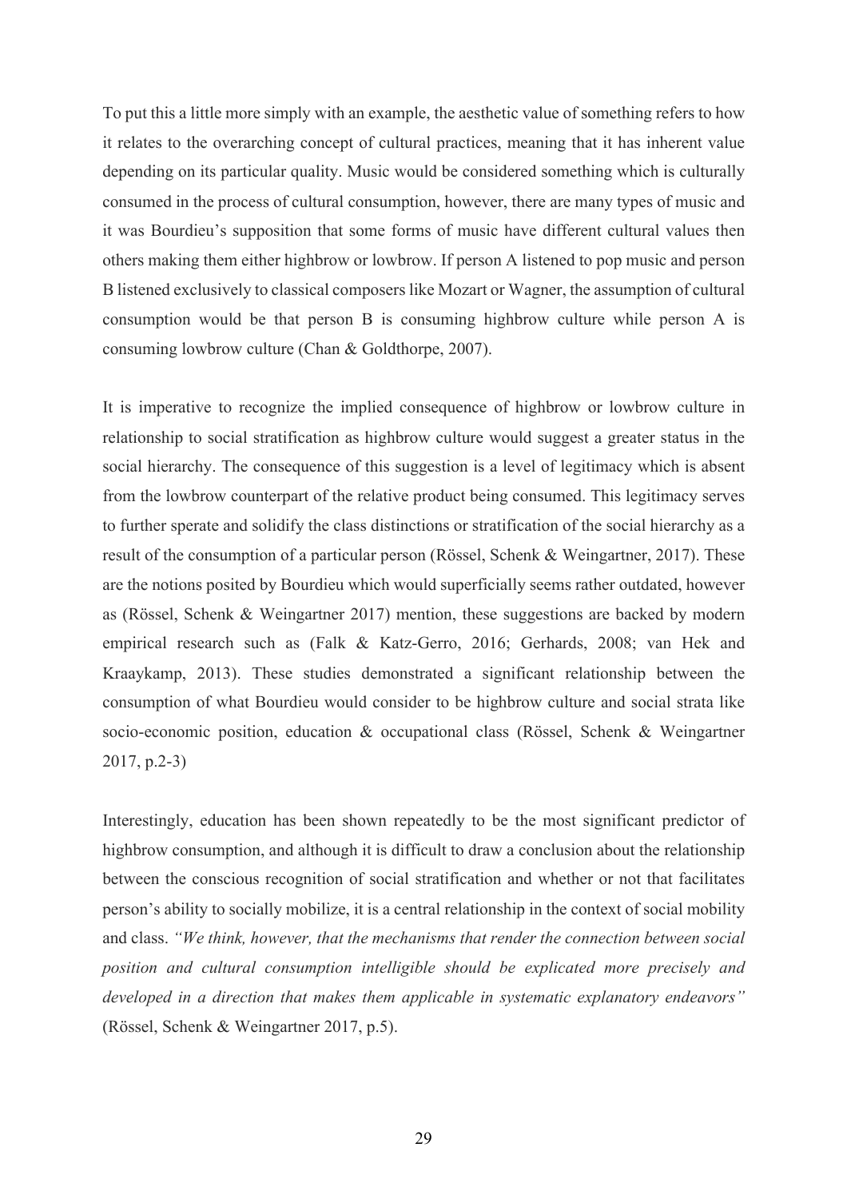To put this a little more simply with an example, the aesthetic value of something refers to how it relates to the overarching concept of cultural practices, meaning that it has inherent value depending on its particular quality. Music would be considered something which is culturally consumed in the process of cultural consumption, however, there are many types of music and it was Bourdieu's supposition that some forms of music have different cultural values then others making them either highbrow or lowbrow. If person A listened to pop music and person B listened exclusively to classical composers like Mozart or Wagner, the assumption of cultural consumption would be that person B is consuming highbrow culture while person A is consuming lowbrow culture (Chan & Goldthorpe, 2007).

It is imperative to recognize the implied consequence of highbrow or lowbrow culture in relationship to social stratification as highbrow culture would suggest a greater status in the social hierarchy. The consequence of this suggestion is a level of legitimacy which is absent from the lowbrow counterpart of the relative product being consumed. This legitimacy serves to further sperate and solidify the class distinctions or stratification of the social hierarchy as a result of the consumption of a particular person (Rössel, Schenk & Weingartner, 2017). These are the notions posited by Bourdieu which would superficially seems rather outdated, however as (Rössel, Schenk & Weingartner 2017) mention, these suggestions are backed by modern empirical research such as (Falk & Katz-Gerro, 2016; Gerhards, 2008; van Hek and Kraaykamp, 2013). These studies demonstrated a significant relationship between the consumption of what Bourdieu would consider to be highbrow culture and social strata like socio-economic position, education & occupational class (Rössel, Schenk & Weingartner 2017, p.2-3)

Interestingly, education has been shown repeatedly to be the most significant predictor of highbrow consumption, and although it is difficult to draw a conclusion about the relationship between the conscious recognition of social stratification and whether or not that facilitates person's ability to socially mobilize, it is a central relationship in the context of social mobility and class. *"We think, however, that the mechanisms that render the connection between social position and cultural consumption intelligible should be explicated more precisely and developed in a direction that makes them applicable in systematic explanatory endeavors"* (Rössel, Schenk & Weingartner 2017, p.5).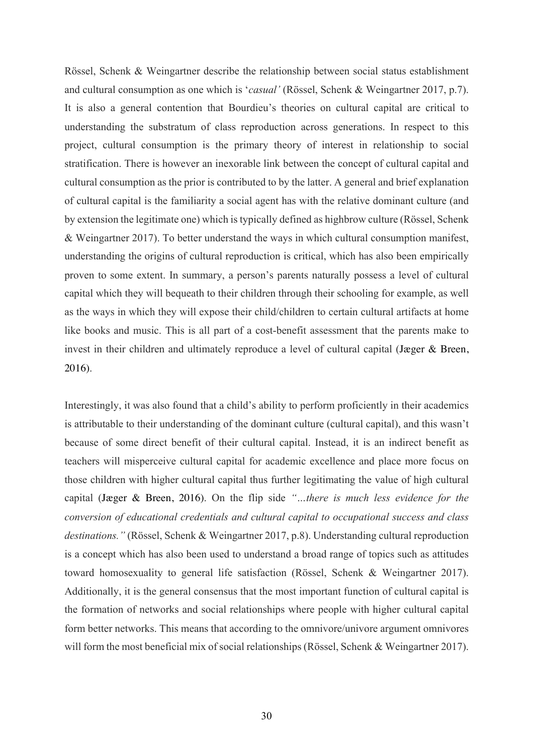Rössel, Schenk & Weingartner describe the relationship between social status establishment and cultural consumption as one which is '*casual'* (Rössel, Schenk & Weingartner 2017, p.7). It is also a general contention that Bourdieu's theories on cultural capital are critical to understanding the substratum of class reproduction across generations. In respect to this project, cultural consumption is the primary theory of interest in relationship to social stratification. There is however an inexorable link between the concept of cultural capital and cultural consumption as the prior is contributed to by the latter. A general and brief explanation of cultural capital is the familiarity a social agent has with the relative dominant culture (and by extension the legitimate one) which is typically defined as highbrow culture (Rössel, Schenk & Weingartner 2017). To better understand the ways in which cultural consumption manifest, understanding the origins of cultural reproduction is critical, which has also been empirically proven to some extent. In summary, a person's parents naturally possess a level of cultural capital which they will bequeath to their children through their schooling for example, as well as the ways in which they will expose their child/children to certain cultural artifacts at home like books and music. This is all part of a cost-benefit assessment that the parents make to invest in their children and ultimately reproduce a level of cultural capital (Jæger & Breen, 2016).

Interestingly, it was also found that a child's ability to perform proficiently in their academics is attributable to their understanding of the dominant culture (cultural capital), and this wasn't because of some direct benefit of their cultural capital. Instead, it is an indirect benefit as teachers will misperceive cultural capital for academic excellence and place more focus on those children with higher cultural capital thus further legitimating the value of high cultural capital (Jæger & Breen, 2016). On the flip side *"…there is much less evidence for the conversion of educational credentials and cultural capital to occupational success and class destinations."* (Rössel, Schenk & Weingartner 2017, p.8). Understanding cultural reproduction is a concept which has also been used to understand a broad range of topics such as attitudes toward homosexuality to general life satisfaction (Rössel, Schenk & Weingartner 2017). Additionally, it is the general consensus that the most important function of cultural capital is the formation of networks and social relationships where people with higher cultural capital form better networks. This means that according to the omnivore/univore argument omnivores will form the most beneficial mix of social relationships (Rössel, Schenk & Weingartner 2017).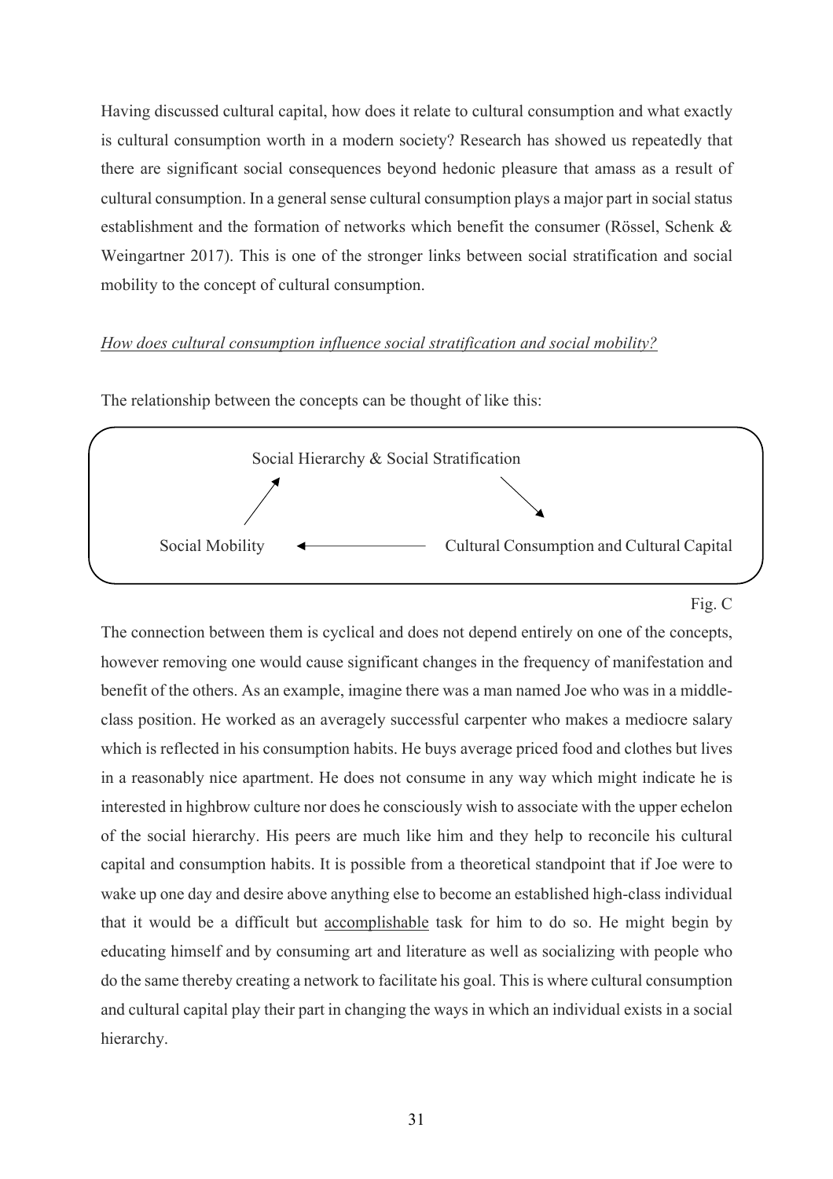Having discussed cultural capital, how does it relate to cultural consumption and what exactly is cultural consumption worth in a modern society? Research has showed us repeatedly that there are significant social consequences beyond hedonic pleasure that amass as a result of cultural consumption. In a general sense cultural consumption plays a major part in social status establishment and the formation of networks which benefit the consumer (Rössel, Schenk & Weingartner 2017). This is one of the stronger links between social stratification and social mobility to the concept of cultural consumption.

<u>*How does cultural consumption influence social stratification and social mobility?*</u>

The relationship between the concepts can be thought of like this:

Social Hierarchy & Social Stratification

Social Mobility

Cultural Consumption and Cultural Capital

Fig. C

The connection between them is cyclical and does not depend entirely on one of the concepts, however removing one would cause significant changes in the frequency of manifestation and benefit of the others. As an example, imagine there was a man named Joe who was in a middle-class position. He worked as an averagely successful carpenter who makes a mediocre salary which is reflected in his consumption habits. He buys average priced food and clothes but lives in a reasonably nice apartment. He does not consume in any way which might indicate he is interested in highbrow culture nor does he consciously wish to associate with the upper echelon of the social hierarchy. His peers are much like him and they help to reconcile his cultural capital and consumption habits. It is possible from a theoretical standpoint that if Joe were to wake up one day and desire above anything else to become an established high-class individual that it would be a difficult but <u>accomplishable</u> task for him to do so. He might begin by educating himself and by consuming art and literature as well as socializing with people who do the same thereby creating a network to facilitate his goal. This is where cultural consumption and cultural capital play their part in changing the ways in which an individual exists in a social hierarchy.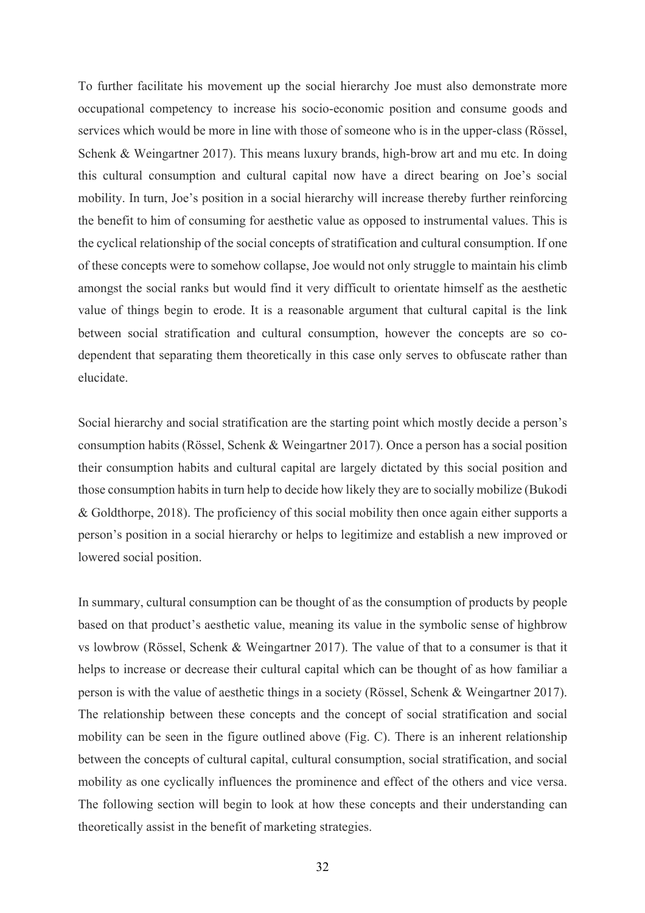To further facilitate his movement up the social hierarchy Joe must also demonstrate more occupational competency to increase his socio-economic position and consume goods and services which would be more in line with those of someone who is in the upper-class (Rössel, Schenk & Weingartner 2017). This means luxury brands, high-brow art and mu etc. In doing this cultural consumption and cultural capital now have a direct bearing on Joe's social mobility. In turn, Joe's position in a social hierarchy will increase thereby further reinforcing the benefit to him of consuming for aesthetic value as opposed to instrumental values. This is the cyclical relationship of the social concepts of stratification and cultural consumption. If one of these concepts were to somehow collapse, Joe would not only struggle to maintain his climb amongst the social ranks but would find it very difficult to orientate himself as the aesthetic value of things begin to erode. It is a reasonable argument that cultural capital is the link between social stratification and cultural consumption, however the concepts are so co-dependent that separating them theoretically in this case only serves to obfuscate rather than elucidate.

Social hierarchy and social stratification are the starting point which mostly decide a person's consumption habits (Rössel, Schenk & Weingartner 2017). Once a person has a social position their consumption habits and cultural capital are largely dictated by this social position and those consumption habits in turn help to decide how likely they are to socially mobilize (Bukodi & Goldthorpe, 2018). The proficiency of this social mobility then once again either supports a person's position in a social hierarchy or helps to legitimize and establish a new improved or lowered social position.

In summary, cultural consumption can be thought of as the consumption of products by people based on that product's aesthetic value, meaning its value in the symbolic sense of highbrow vs lowbrow (Rössel, Schenk & Weingartner 2017). The value of that to a consumer is that it helps to increase or decrease their cultural capital which can be thought of as how familiar a person is with the value of aesthetic things in a society (Rössel, Schenk & Weingartner 2017). The relationship between these concepts and the concept of social stratification and social mobility can be seen in the figure outlined above (Fig. C). There is an inherent relationship between the concepts of cultural capital, cultural consumption, social stratification, and social mobility as one cyclically influences the prominence and effect of the others and vice versa. The following section will begin to look at how these concepts and their understanding can theoretically assist in the benefit of marketing strategies.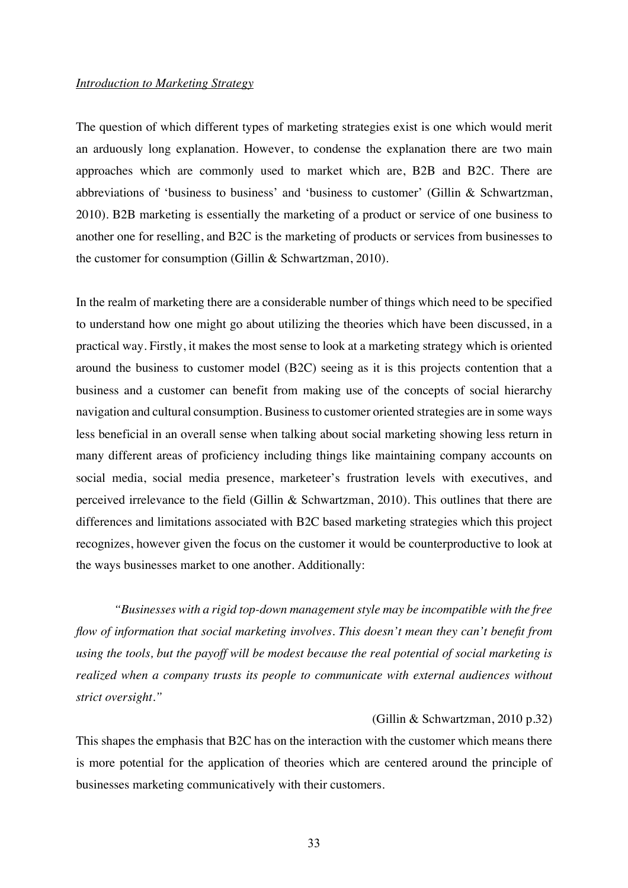*Introduction to Marketing Strategy*

The question of which different types of marketing strategies exist is one which would merit an arduously long explanation. However, to condense the explanation there are two main approaches which are commonly used to market which are, B2B and B2C. There are abbreviations of 'business to business' and 'business to customer' (Gillin & Schwartzman, 2010). B2B marketing is essentially the marketing of a product or service of one business to another one for reselling, and B2C is the marketing of products or services from businesses to the customer for consumption (Gillin & Schwartzman, 2010).

In the realm of marketing there are a considerable number of things which need to be specified to understand how one might go about utilizing the theories which have been discussed, in a practical way. Firstly, it makes the most sense to look at a marketing strategy which is oriented around the business to customer model (B2C) seeing as it is this projects contention that a business and a customer can benefit from making use of the concepts of social hierarchy navigation and cultural consumption. Business to customer oriented strategies are in some ways less beneficial in an overall sense when talking about social marketing showing less return in many different areas of proficiency including things like maintaining company accounts on social media, social media presence, marketeer's frustration levels with executives, and perceived irrelevance to the field (Gillin & Schwartzman, 2010). This outlines that there are differences and limitations associated with B2C based marketing strategies which this project recognizes, however given the focus on the customer it would be counterproductive to look at the ways businesses market to one another. Additionally:

> *"Businesses with a rigid top-down management style may be incompatible with the free flow of information that social marketing involves. This doesn't mean they can't benefit from using the tools, but the payoff will be modest because the real potential of social marketing is realized when a company trusts its people to communicate with external audiences without strict oversight."*
>
> (Gillin & Schwartzman, 2010 p.32)

This shapes the emphasis that B2C has on the interaction with the customer which means there is more potential for the application of theories which are centered around the principle of businesses marketing communicatively with their customers.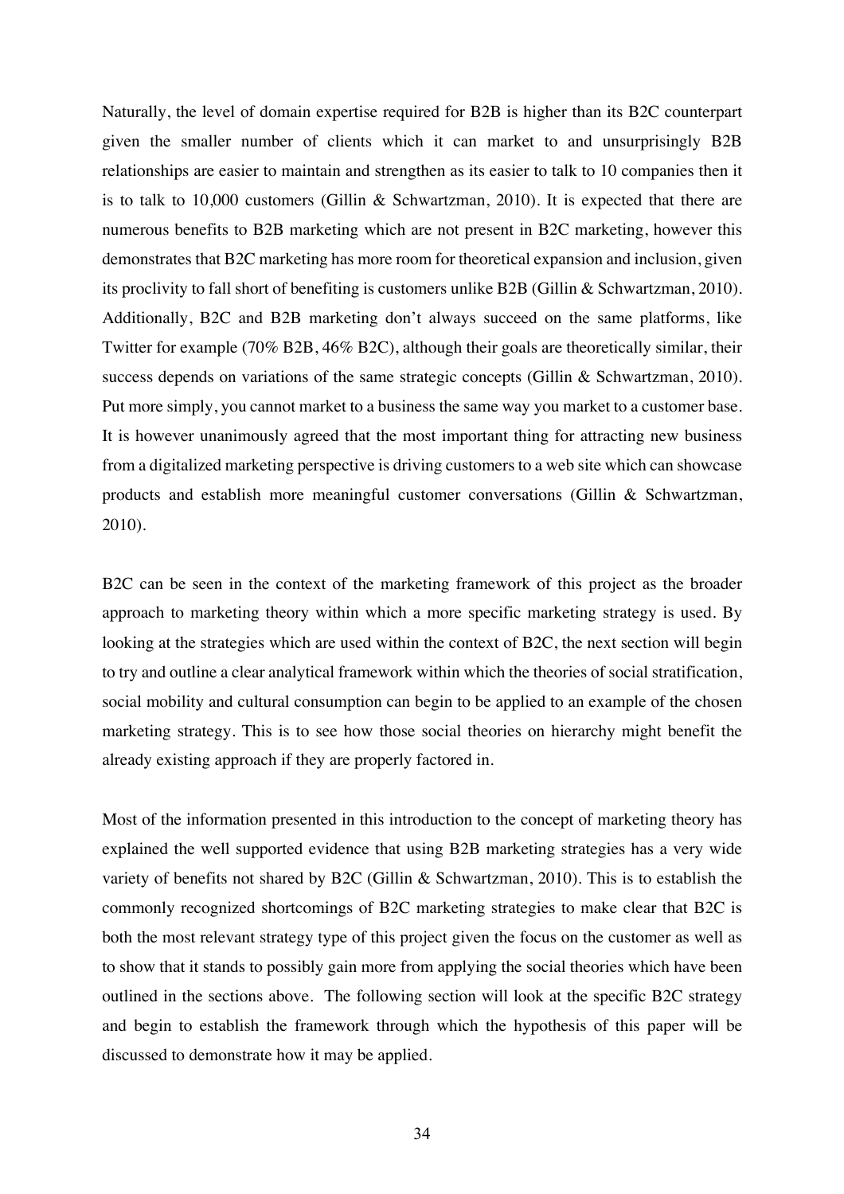Naturally, the level of domain expertise required for B2B is higher than its B2C counterpart given the smaller number of clients which it can market to and unsurprisingly B2B relationships are easier to maintain and strengthen as its easier to talk to 10 companies then it is to talk to 10,000 customers (Gillin & Schwartzman, 2010). It is expected that there are numerous benefits to B2B marketing which are not present in B2C marketing, however this demonstrates that B2C marketing has more room for theoretical expansion and inclusion, given its proclivity to fall short of benefiting is customers unlike B2B (Gillin & Schwartzman, 2010). Additionally, B2C and B2B marketing don't always succeed on the same platforms, like Twitter for example (70% B2B, 46% B2C), although their goals are theoretically similar, their success depends on variations of the same strategic concepts (Gillin & Schwartzman, 2010). Put more simply, you cannot market to a business the same way you market to a customer base. It is however unanimously agreed that the most important thing for attracting new business from a digitalized marketing perspective is driving customers to a web site which can showcase products and establish more meaningful customer conversations (Gillin & Schwartzman, 2010).

B2C can be seen in the context of the marketing framework of this project as the broader approach to marketing theory within which a more specific marketing strategy is used. By looking at the strategies which are used within the context of B2C, the next section will begin to try and outline a clear analytical framework within which the theories of social stratification, social mobility and cultural consumption can begin to be applied to an example of the chosen marketing strategy. This is to see how those social theories on hierarchy might benefit the already existing approach if they are properly factored in.

Most of the information presented in this introduction to the concept of marketing theory has explained the well supported evidence that using B2B marketing strategies has a very wide variety of benefits not shared by B2C (Gillin & Schwartzman, 2010). This is to establish the commonly recognized shortcomings of B2C marketing strategies to make clear that B2C is both the most relevant strategy type of this project given the focus on the customer as well as to show that it stands to possibly gain more from applying the social theories which have been outlined in the sections above. The following section will look at the specific B2C strategy and begin to establish the framework through which the hypothesis of this paper will be discussed to demonstrate how it may be applied.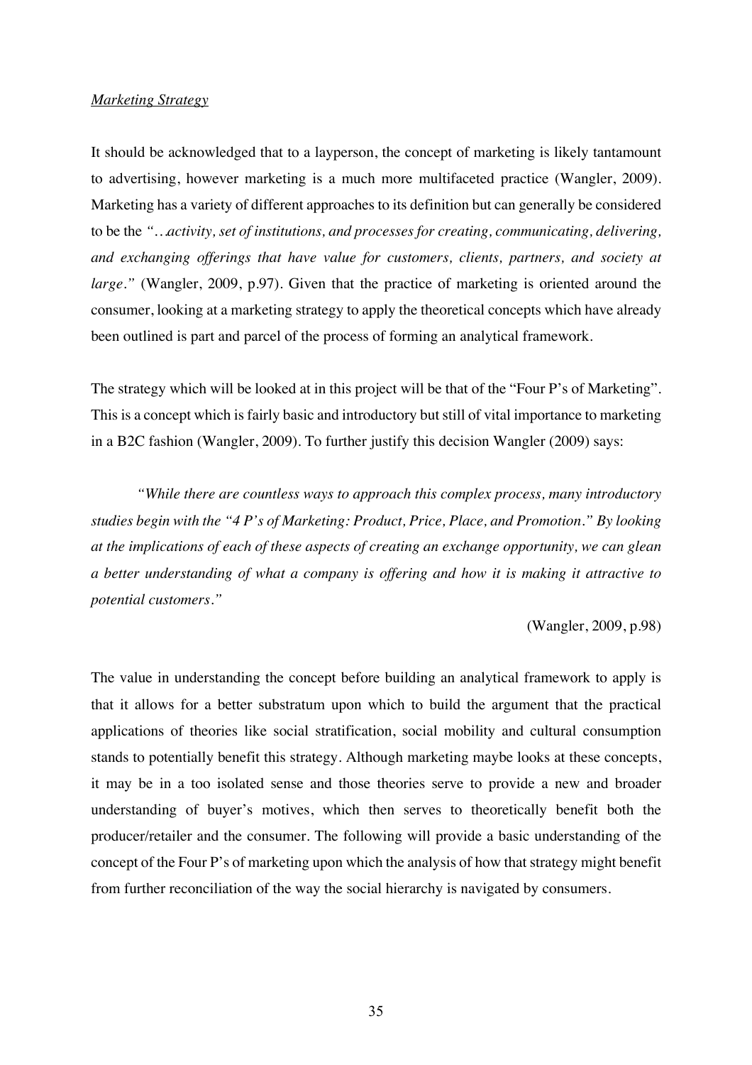*Marketing Strategy*

It should be acknowledged that to a layperson, the concept of marketing is likely tantamount to advertising, however marketing is a much more multifaceted practice (Wangler, 2009). Marketing has a variety of different approaches to its definition but can generally be considered to be the *"…activity, set of institutions, and processes for creating, communicating, delivering, and exchanging offerings that have value for customers, clients, partners, and society at large."* (Wangler, 2009, p.97). Given that the practice of marketing is oriented around the consumer, looking at a marketing strategy to apply the theoretical concepts which have already been outlined is part and parcel of the process of forming an analytical framework.

The strategy which will be looked at in this project will be that of the "Four P's of Marketing". This is a concept which is fairly basic and introductory but still of vital importance to marketing in a B2C fashion (Wangler, 2009). To further justify this decision Wangler (2009) says:

> *"While there are countless ways to approach this complex process, many introductory studies begin with the "4 P's of Marketing: Product, Price, Place, and Promotion." By looking at the implications of each of these aspects of creating an exchange opportunity, we can glean a better understanding of what a company is offering and how it is making it attractive to potential customers."*
>
> (Wangler, 2009, p.98)

The value in understanding the concept before building an analytical framework to apply is that it allows for a better substratum upon which to build the argument that the practical applications of theories like social stratification, social mobility and cultural consumption stands to potentially benefit this strategy. Although marketing maybe looks at these concepts, it may be in a too isolated sense and those theories serve to provide a new and broader understanding of buyer's motives, which then serves to theoretically benefit both the producer/retailer and the consumer. The following will provide a basic understanding of the concept of the Four P's of marketing upon which the analysis of how that strategy might benefit from further reconciliation of the way the social hierarchy is navigated by consumers.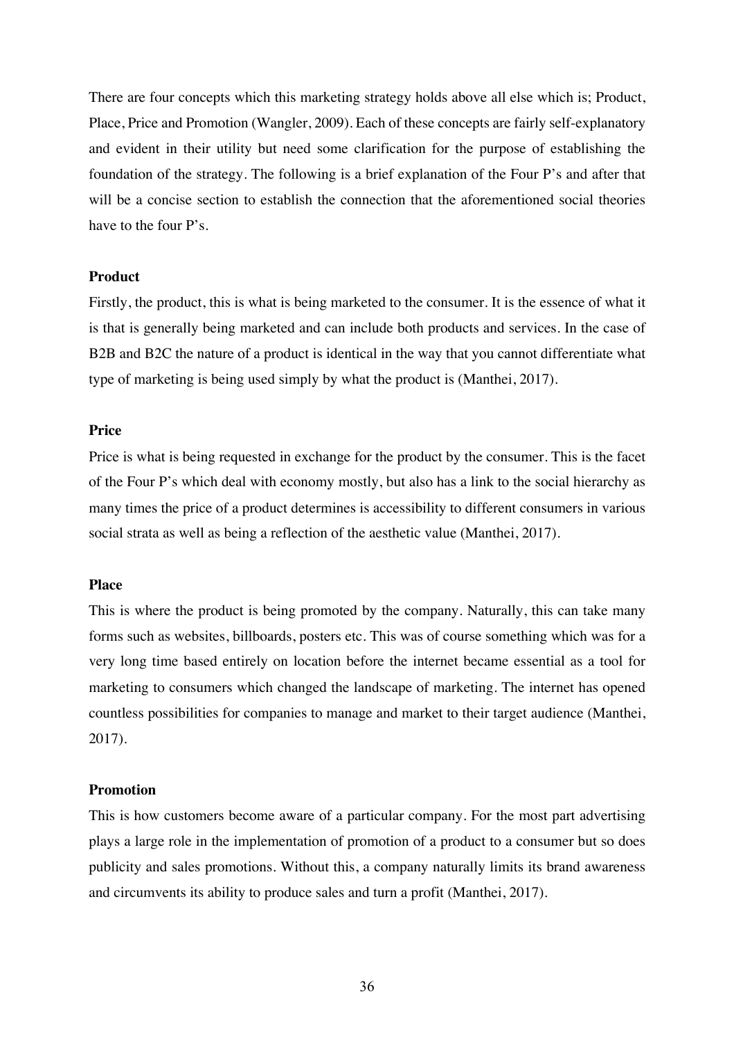There are four concepts which this marketing strategy holds above all else which is; Product, Place, Price and Promotion (Wangler, 2009). Each of these concepts are fairly self-explanatory and evident in their utility but need some clarification for the purpose of establishing the foundation of the strategy. The following is a brief explanation of the Four P's and after that will be a concise section to establish the connection that the aforementioned social theories have to the four P's.

**Product**

Firstly, the product, this is what is being marketed to the consumer. It is the essence of what it is that is generally being marketed and can include both products and services. In the case of B2B and B2C the nature of a product is identical in the way that you cannot differentiate what type of marketing is being used simply by what the product is (Manthei, 2017).

**Price**

Price is what is being requested in exchange for the product by the consumer. This is the facet of the Four P's which deal with economy mostly, but also has a link to the social hierarchy as many times the price of a product determines is accessibility to different consumers in various social strata as well as being a reflection of the aesthetic value (Manthei, 2017).

**Place**

This is where the product is being promoted by the company. Naturally, this can take many forms such as websites, billboards, posters etc. This was of course something which was for a very long time based entirely on location before the internet became essential as a tool for marketing to consumers which changed the landscape of marketing. The internet has opened countless possibilities for companies to manage and market to their target audience (Manthei, 2017).

**Promotion**

This is how customers become aware of a particular company. For the most part advertising plays a large role in the implementation of promotion of a product to a consumer but so does publicity and sales promotions. Without this, a company naturally limits its brand awareness and circumvents its ability to produce sales and turn a profit (Manthei, 2017).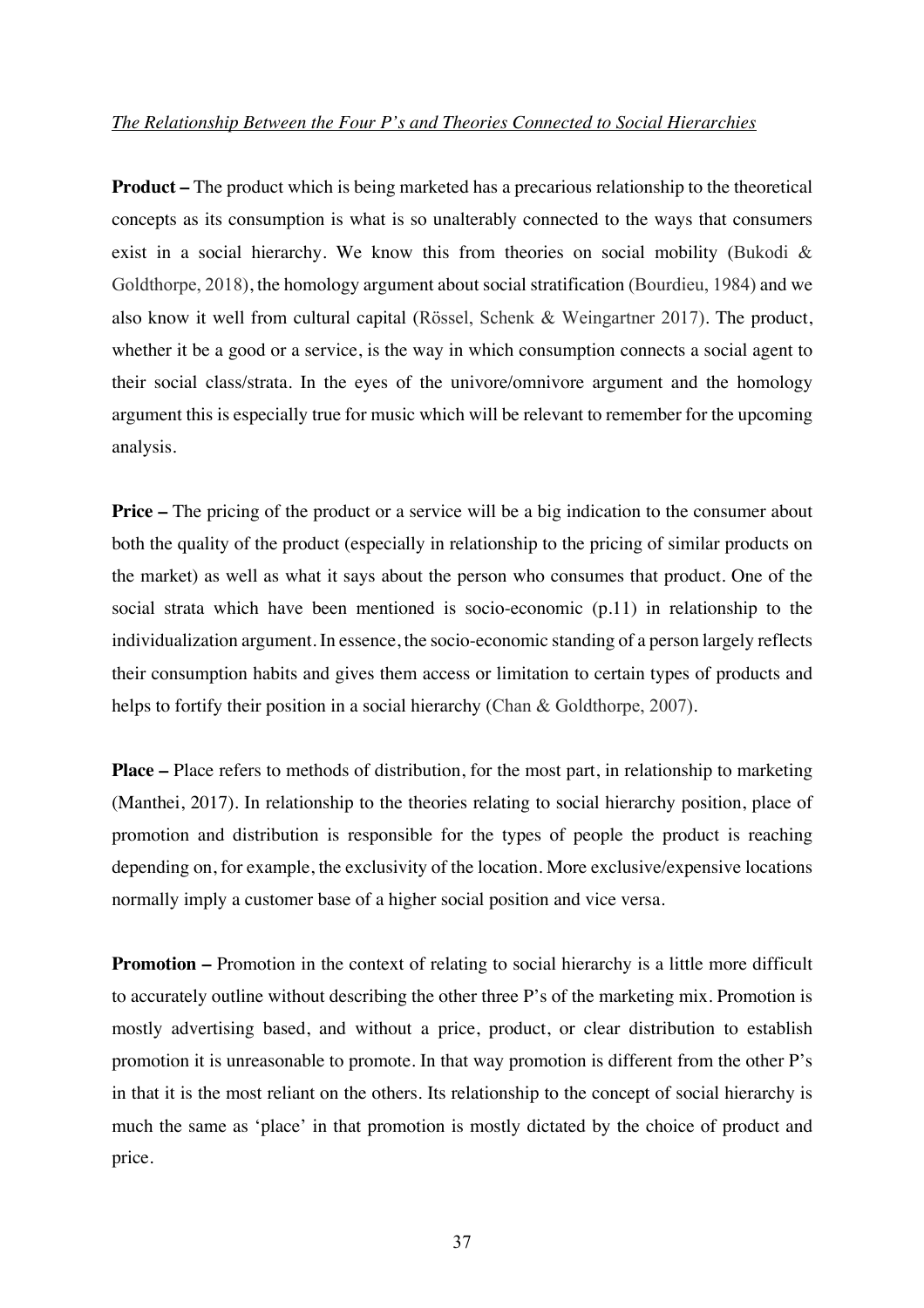*The Relationship Between the Four P's and Theories Connected to Social Hierarchies*

**Product –** The product which is being marketed has a precarious relationship to the theoretical concepts as its consumption is what is so unalterably connected to the ways that consumers exist in a social hierarchy. We know this from theories on social mobility (Bukodi & Goldthorpe, 2018), the homology argument about social stratification (Bourdieu, 1984) and we also know it well from cultural capital (Rössel, Schenk & Weingartner 2017). The product, whether it be a good or a service, is the way in which consumption connects a social agent to their social class/strata. In the eyes of the univore/omnivore argument and the homology argument this is especially true for music which will be relevant to remember for the upcoming analysis.

**Price –** The pricing of the product or a service will be a big indication to the consumer about both the quality of the product (especially in relationship to the pricing of similar products on the market) as well as what it says about the person who consumes that product. One of the social strata which have been mentioned is socio-economic (p.11) in relationship to the individualization argument. In essence, the socio-economic standing of a person largely reflects their consumption habits and gives them access or limitation to certain types of products and helps to fortify their position in a social hierarchy (Chan & Goldthorpe, 2007).

**Place –** Place refers to methods of distribution, for the most part, in relationship to marketing (Manthei, 2017). In relationship to the theories relating to social hierarchy position, place of promotion and distribution is responsible for the types of people the product is reaching depending on, for example, the exclusivity of the location. More exclusive/expensive locations normally imply a customer base of a higher social position and vice versa.

**Promotion –** Promotion in the context of relating to social hierarchy is a little more difficult to accurately outline without describing the other three P's of the marketing mix. Promotion is mostly advertising based, and without a price, product, or clear distribution to establish promotion it is unreasonable to promote. In that way promotion is different from the other P's in that it is the most reliant on the others. Its relationship to the concept of social hierarchy is much the same as 'place' in that promotion is mostly dictated by the choice of product and price.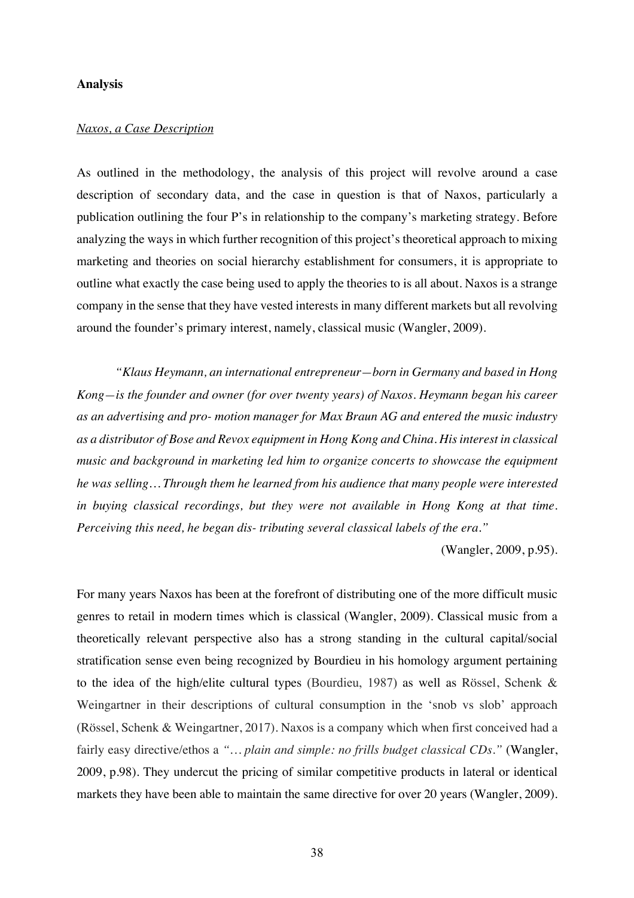**Analysis**

*Naxos, a Case Description*

As outlined in the methodology, the analysis of this project will revolve around a case description of secondary data, and the case in question is that of Naxos, particularly a publication outlining the four P's in relationship to the company's marketing strategy. Before analyzing the ways in which further recognition of this project's theoretical approach to mixing marketing and theories on social hierarchy establishment for consumers, it is appropriate to outline what exactly the case being used to apply the theories to is all about. Naxos is a strange company in the sense that they have vested interests in many different markets but all revolving around the founder's primary interest, namely, classical music (Wangler, 2009).

> *"Klaus Heymann, an international entrepreneur—born in Germany and based in Hong Kong—is the founder and owner (for over twenty years) of Naxos. Heymann began his career as an advertising and pro- motion manager for Max Braun AG and entered the music industry as a distributor of Bose and Revox equipment in Hong Kong and China. His interest in classical music and background in marketing led him to organize concerts to showcase the equipment he was selling… Through them he learned from his audience that many people were interested in buying classical recordings, but they were not available in Hong Kong at that time. Perceiving this need, he began dis- tributing several classical labels of the era."*
>
> (Wangler, 2009, p.95).

For many years Naxos has been at the forefront of distributing one of the more difficult music genres to retail in modern times which is classical (Wangler, 2009). Classical music from a theoretically relevant perspective also has a strong standing in the cultural capital/social stratification sense even being recognized by Bourdieu in his homology argument pertaining to the idea of the high/elite cultural types (Bourdieu, 1987) as well as Rössel, Schenk & Weingartner in their descriptions of cultural consumption in the 'snob vs slob' approach (Rössel, Schenk & Weingartner, 2017). Naxos is a company which when first conceived had a fairly easy directive/ethos a *"… plain and simple: no frills budget classical CDs."* (Wangler, 2009, p.98). They undercut the pricing of similar competitive products in lateral or identical markets they have been able to maintain the same directive for over 20 years (Wangler, 2009).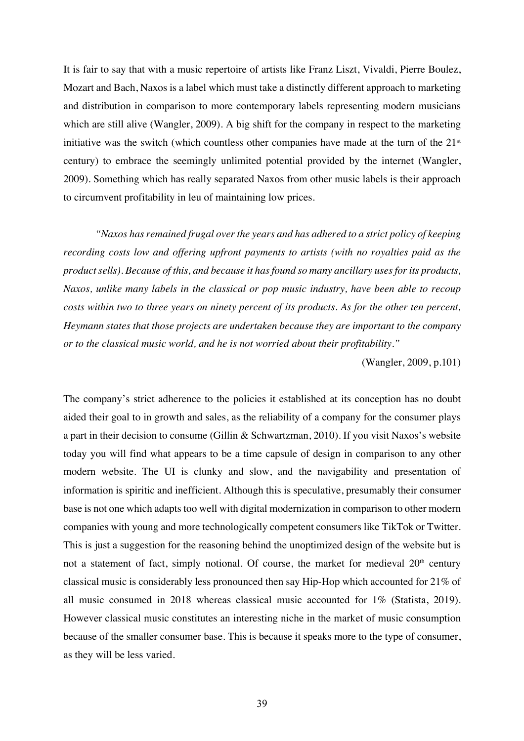It is fair to say that with a music repertoire of artists like Franz Liszt, Vivaldi, Pierre Boulez, Mozart and Bach, Naxos is a label which must take a distinctly different approach to marketing and distribution in comparison to more contemporary labels representing modern musicians which are still alive (Wangler, 2009). A big shift for the company in respect to the marketing initiative was the switch (which countless other companies have made at the turn of the 21st century) to embrace the seemingly unlimited potential provided by the internet (Wangler, 2009). Something which has really separated Naxos from other music labels is their approach to circumvent profitability in leu of maintaining low prices.

*"Naxos has remained frugal over the years and has adhered to a strict policy of keeping recording costs low and offering upfront payments to artists (with no royalties paid as the product sells). Because of this, and because it has found so many ancillary uses for its products, Naxos, unlike many labels in the classical or pop music industry, have been able to recoup costs within two to three years on ninety percent of its products. As for the other ten percent, Heymann states that those projects are undertaken because they are important to the company or to the classical music world, and he is not worried about their profitability."*

(Wangler, 2009, p.101)

The company's strict adherence to the policies it established at its conception has no doubt aided their goal to in growth and sales, as the reliability of a company for the consumer plays a part in their decision to consume (Gillin & Schwartzman, 2010). If you visit Naxos's website today you will find what appears to be a time capsule of design in comparison to any other modern website. The UI is clunky and slow, and the navigability and presentation of information is spiritic and inefficient. Although this is speculative, presumably their consumer base is not one which adapts too well with digital modernization in comparison to other modern companies with young and more technologically competent consumers like TikTok or Twitter. This is just a suggestion for the reasoning behind the unoptimized design of the website but is not a statement of fact, simply notional. Of course, the market for medieval 20th century classical music is considerably less pronounced then say Hip-Hop which accounted for 21% of all music consumed in 2018 whereas classical music accounted for 1% (Statista, 2019). However classical music constitutes an interesting niche in the market of music consumption because of the smaller consumer base. This is because it speaks more to the type of consumer, as they will be less varied.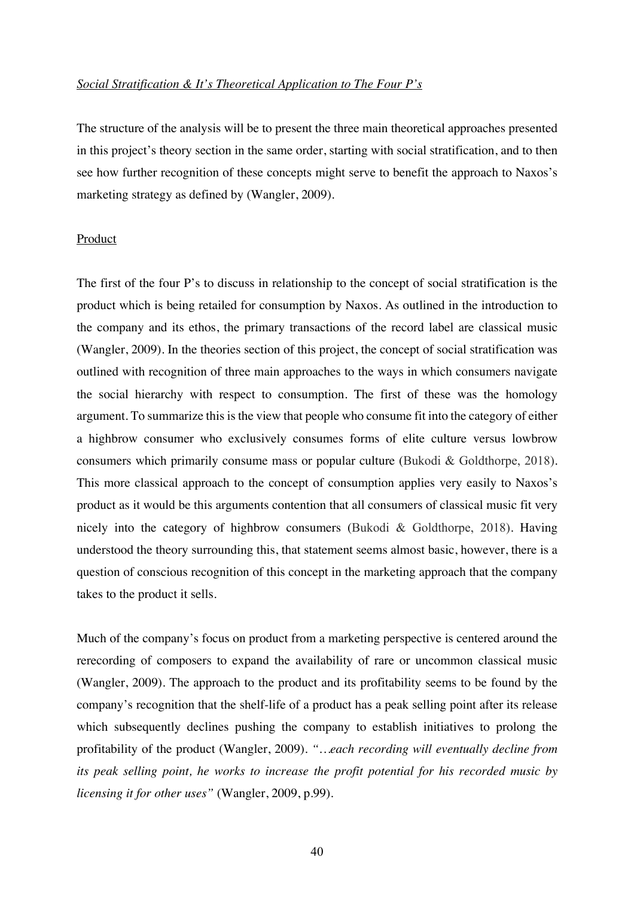*Social Stratification & It's Theoretical Application to The Four P's*

The structure of the analysis will be to present the three main theoretical approaches presented in this project's theory section in the same order, starting with social stratification, and to then see how further recognition of these concepts might serve to benefit the approach to Naxos's marketing strategy as defined by (Wangler, 2009).

Product

The first of the four P's to discuss in relationship to the concept of social stratification is the product which is being retailed for consumption by Naxos. As outlined in the introduction to the company and its ethos, the primary transactions of the record label are classical music (Wangler, 2009). In the theories section of this project, the concept of social stratification was outlined with recognition of three main approaches to the ways in which consumers navigate the social hierarchy with respect to consumption. The first of these was the homology argument. To summarize this is the view that people who consume fit into the category of either a highbrow consumer who exclusively consumes forms of elite culture versus lowbrow consumers which primarily consume mass or popular culture (Bukodi & Goldthorpe, 2018). This more classical approach to the concept of consumption applies very easily to Naxos's product as it would be this arguments contention that all consumers of classical music fit very nicely into the category of highbrow consumers (Bukodi & Goldthorpe, 2018). Having understood the theory surrounding this, that statement seems almost basic, however, there is a question of conscious recognition of this concept in the marketing approach that the company takes to the product it sells.

Much of the company's focus on product from a marketing perspective is centered around the rerecording of composers to expand the availability of rare or uncommon classical music (Wangler, 2009). The approach to the product and its profitability seems to be found by the company's recognition that the shelf-life of a product has a peak selling point after its release which subsequently declines pushing the company to establish initiatives to prolong the profitability of the product (Wangler, 2009). *"…each recording will eventually decline from its peak selling point, he works to increase the profit potential for his recorded music by licensing it for other uses"* (Wangler, 2009, p.99).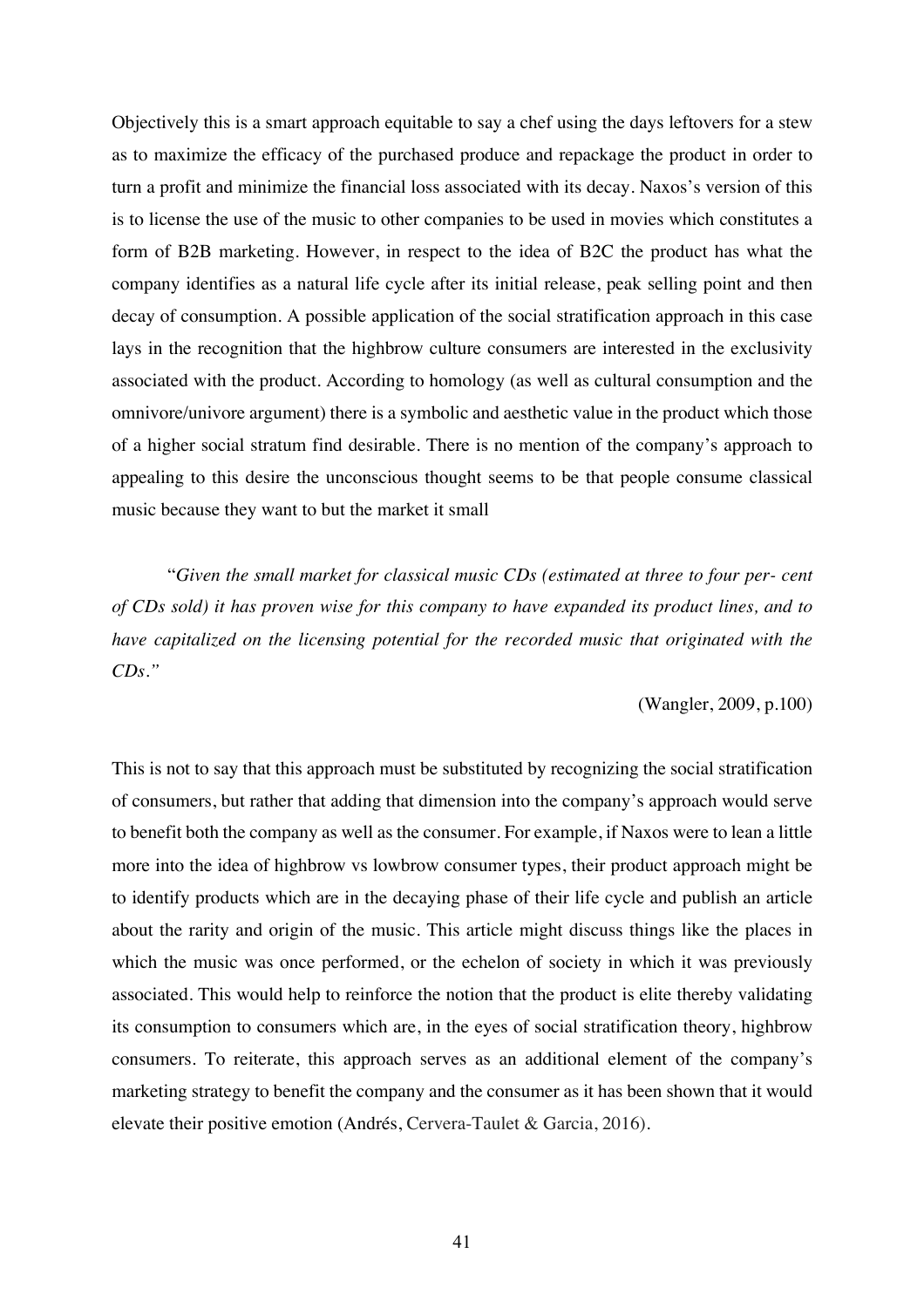Objectively this is a smart approach equitable to say a chef using the days leftovers for a stew as to maximize the efficacy of the purchased produce and repackage the product in order to turn a profit and minimize the financial loss associated with its decay. Naxos's version of this is to license the use of the music to other companies to be used in movies which constitutes a form of B2B marketing. However, in respect to the idea of B2C the product has what the company identifies as a natural life cycle after its initial release, peak selling point and then decay of consumption. A possible application of the social stratification approach in this case lays in the recognition that the highbrow culture consumers are interested in the exclusivity associated with the product. According to homology (as well as cultural consumption and the omnivore/univore argument) there is a symbolic and aesthetic value in the product which those of a higher social stratum find desirable. There is no mention of the company's approach to appealing to this desire the unconscious thought seems to be that people consume classical music because they want to but the market it small

> "*Given the small market for classical music CDs (estimated at three to four per- cent of CDs sold) it has proven wise for this company to have expanded its product lines, and to have capitalized on the licensing potential for the recorded music that originated with the CDs."*
>
> (Wangler, 2009, p.100)

This is not to say that this approach must be substituted by recognizing the social stratification of consumers, but rather that adding that dimension into the company's approach would serve to benefit both the company as well as the consumer. For example, if Naxos were to lean a little more into the idea of highbrow vs lowbrow consumer types, their product approach might be to identify products which are in the decaying phase of their life cycle and publish an article about the rarity and origin of the music. This article might discuss things like the places in which the music was once performed, or the echelon of society in which it was previously associated. This would help to reinforce the notion that the product is elite thereby validating its consumption to consumers which are, in the eyes of social stratification theory, highbrow consumers. To reiterate, this approach serves as an additional element of the company's marketing strategy to benefit the company and the consumer as it has been shown that it would elevate their positive emotion (Andrés, Cervera-Taulet & Garcia, 2016).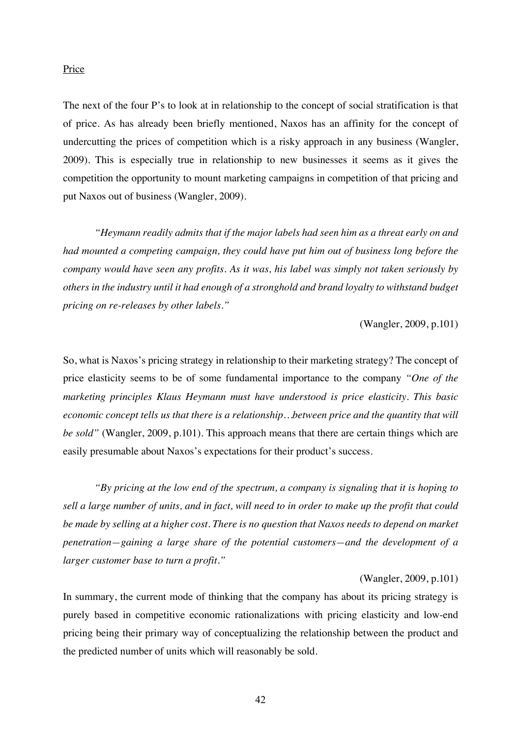Price

The next of the four P's to look at in relationship to the concept of social stratification is that of price. As has already been briefly mentioned, Naxos has an affinity for the concept of undercutting the prices of competition which is a risky approach in any business (Wangler, 2009). This is especially true in relationship to new businesses it seems as it gives the competition the opportunity to mount marketing campaigns in competition of that pricing and put Naxos out of business (Wangler, 2009).

> *"Heymann readily admits that if the major labels had seen him as a threat early on and had mounted a competing campaign, they could have put him out of business long before the company would have seen any profits. As it was, his label was simply not taken seriously by others in the industry until it had enough of a stronghold and brand loyalty to withstand budget pricing on re-releases by other labels."*
>
> (Wangler, 2009, p.101)

So, what is Naxos's pricing strategy in relationship to their marketing strategy? The concept of price elasticity seems to be of some fundamental importance to the company *"One of the marketing principles Klaus Heymann must have understood is price elasticity. This basic economic concept tells us that there is a relationship…between price and the quantity that will be sold"* (Wangler, 2009, p.101). This approach means that there are certain things which are easily presumable about Naxos's expectations for their product's success.

> *"By pricing at the low end of the spectrum, a company is signaling that it is hoping to sell a large number of units, and in fact, will need to in order to make up the profit that could be made by selling at a higher cost. There is no question that Naxos needs to depend on market penetration—gaining a large share of the potential customers—and the development of a larger customer base to turn a profit."*
>
> (Wangler, 2009, p.101)

In summary, the current mode of thinking that the company has about its pricing strategy is purely based in competitive economic rationalizations with pricing elasticity and low-end pricing being their primary way of conceptualizing the relationship between the product and the predicted number of units which will reasonably be sold.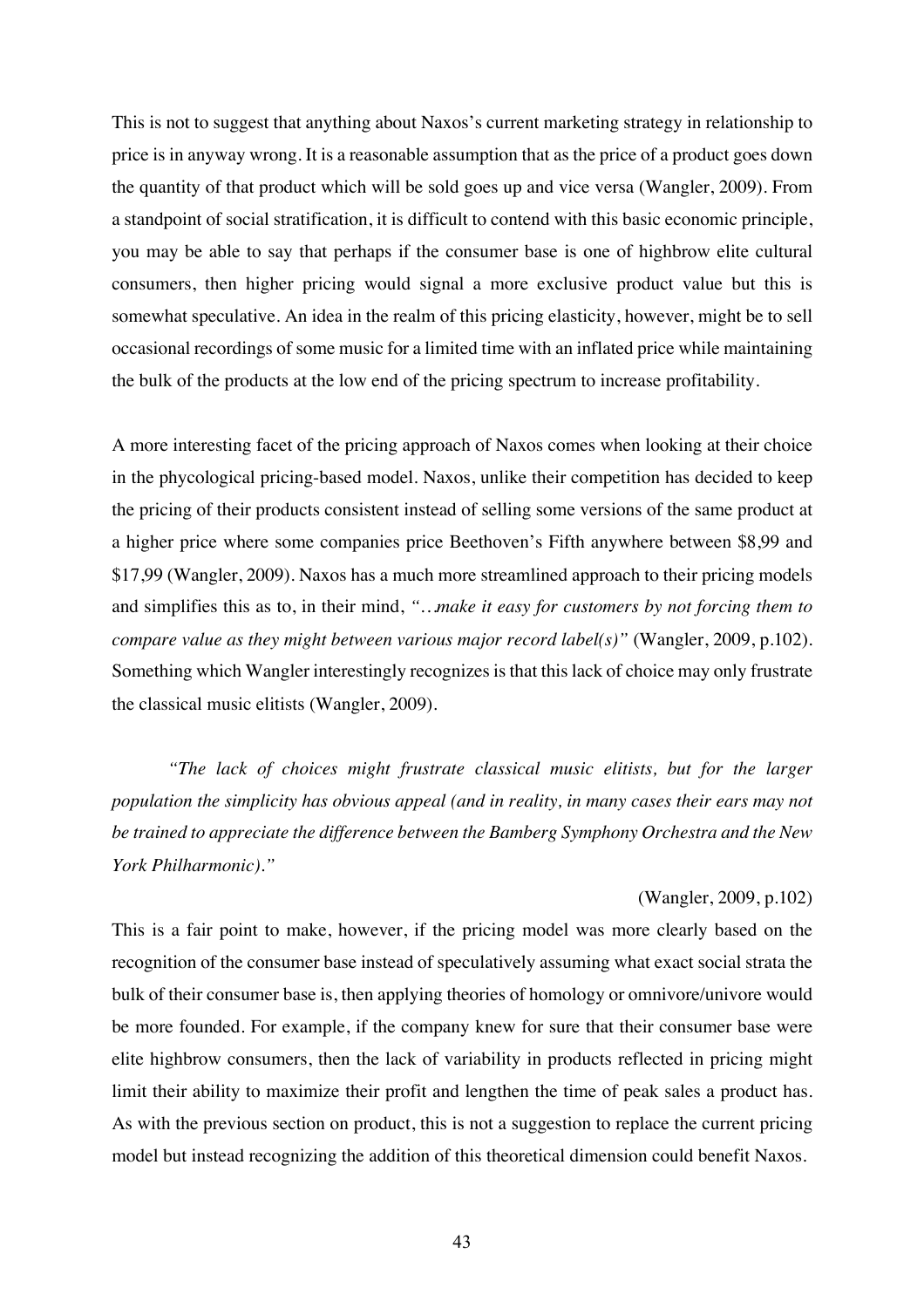This is not to suggest that anything about Naxos's current marketing strategy in relationship to price is in anyway wrong. It is a reasonable assumption that as the price of a product goes down the quantity of that product which will be sold goes up and vice versa (Wangler, 2009). From a standpoint of social stratification, it is difficult to contend with this basic economic principle, you may be able to say that perhaps if the consumer base is one of highbrow elite cultural consumers, then higher pricing would signal a more exclusive product value but this is somewhat speculative. An idea in the realm of this pricing elasticity, however, might be to sell occasional recordings of some music for a limited time with an inflated price while maintaining the bulk of the products at the low end of the pricing spectrum to increase profitability.

A more interesting facet of the pricing approach of Naxos comes when looking at their choice in the phycological pricing-based model. Naxos, unlike their competition has decided to keep the pricing of their products consistent instead of selling some versions of the same product at a higher price where some companies price Beethoven's Fifth anywhere between $8,99 and $17,99 (Wangler, 2009). Naxos has a much more streamlined approach to their pricing models and simplifies this as to, in their mind, *"…make it easy for customers by not forcing them to compare value as they might between various major record label(s)"* (Wangler, 2009, p.102). Something which Wangler interestingly recognizes is that this lack of choice may only frustrate the classical music elitists (Wangler, 2009).

> *"The lack of choices might frustrate classical music elitists, but for the larger population the simplicity has obvious appeal (and in reality, in many cases their ears may not be trained to appreciate the difference between the Bamberg Symphony Orchestra and the New York Philharmonic)."*
>
> (Wangler, 2009, p.102)

This is a fair point to make, however, if the pricing model was more clearly based on the recognition of the consumer base instead of speculatively assuming what exact social strata the bulk of their consumer base is, then applying theories of homology or omnivore/univore would be more founded. For example, if the company knew for sure that their consumer base were elite highbrow consumers, then the lack of variability in products reflected in pricing might limit their ability to maximize their profit and lengthen the time of peak sales a product has. As with the previous section on product, this is not a suggestion to replace the current pricing model but instead recognizing the addition of this theoretical dimension could benefit Naxos.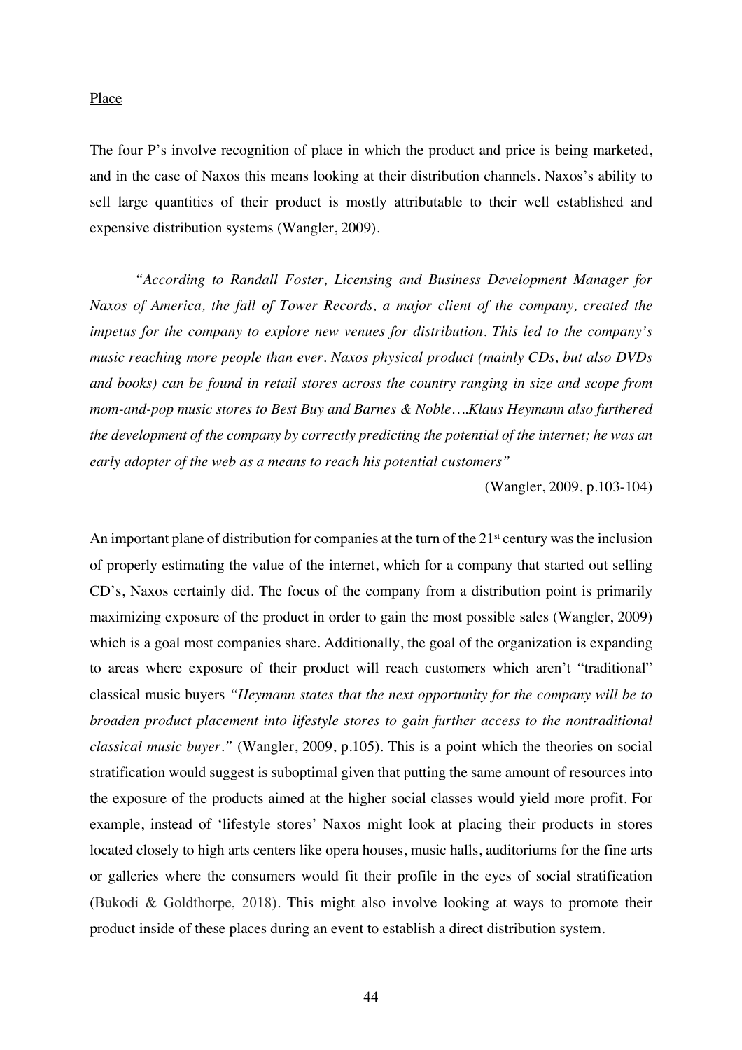Place

The four P's involve recognition of place in which the product and price is being marketed, and in the case of Naxos this means looking at their distribution channels. Naxos's ability to sell large quantities of their product is mostly attributable to their well established and expensive distribution systems (Wangler, 2009).

> *"According to Randall Foster, Licensing and Business Development Manager for Naxos of America, the fall of Tower Records, a major client of the company, created the impetus for the company to explore new venues for distribution. This led to the company's music reaching more people than ever. Naxos physical product (mainly CDs, but also DVDs and books) can be found in retail stores across the country ranging in size and scope from mom-and-pop music stores to Best Buy and Barnes & Noble….Klaus Heymann also furthered the development of the company by correctly predicting the potential of the internet; he was an early adopter of the web as a means to reach his potential customers"*
>
> (Wangler, 2009, p.103-104)

An important plane of distribution for companies at the turn of the 21st century was the inclusion of properly estimating the value of the internet, which for a company that started out selling CD's, Naxos certainly did. The focus of the company from a distribution point is primarily maximizing exposure of the product in order to gain the most possible sales (Wangler, 2009) which is a goal most companies share. Additionally, the goal of the organization is expanding to areas where exposure of their product will reach customers which aren't "traditional" classical music buyers *"Heymann states that the next opportunity for the company will be to broaden product placement into lifestyle stores to gain further access to the nontraditional classical music buyer."* (Wangler, 2009, p.105). This is a point which the theories on social stratification would suggest is suboptimal given that putting the same amount of resources into the exposure of the products aimed at the higher social classes would yield more profit. For example, instead of 'lifestyle stores' Naxos might look at placing their products in stores located closely to high arts centers like opera houses, music halls, auditoriums for the fine arts or galleries where the consumers would fit their profile in the eyes of social stratification (Bukodi & Goldthorpe, 2018). This might also involve looking at ways to promote their product inside of these places during an event to establish a direct distribution system.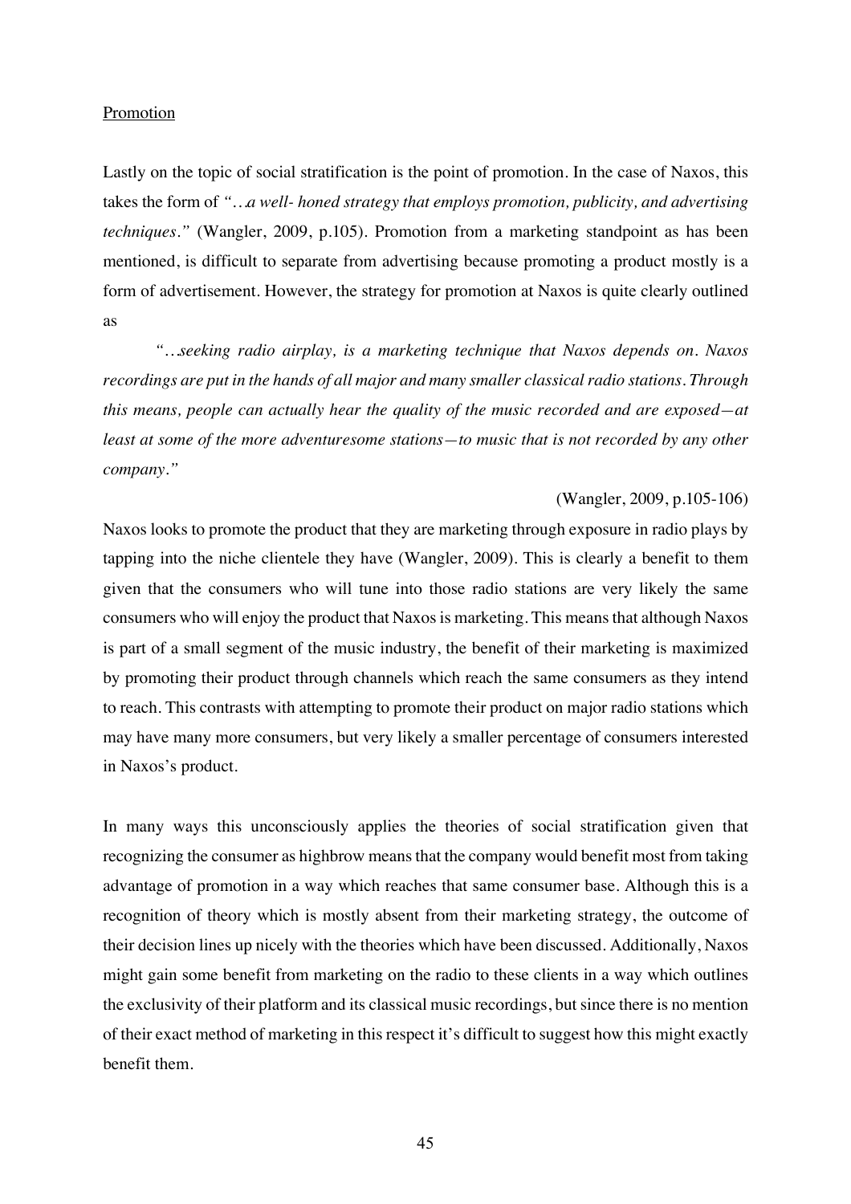Promotion

Lastly on the topic of social stratification is the point of promotion. In the case of Naxos, this takes the form of *"…a well- honed strategy that employs promotion, publicity, and advertising techniques."* (Wangler, 2009, p.105). Promotion from a marketing standpoint as has been mentioned, is difficult to separate from advertising because promoting a product mostly is a form of advertisement. However, the strategy for promotion at Naxos is quite clearly outlined as

> *"…seeking radio airplay, is a marketing technique that Naxos depends on. Naxos recordings are put in the hands of all major and many smaller classical radio stations. Through this means, people can actually hear the quality of the music recorded and are exposed—at least at some of the more adventuresome stations—to music that is not recorded by any other company."*
>
> (Wangler, 2009, p.105-106)

Naxos looks to promote the product that they are marketing through exposure in radio plays by tapping into the niche clientele they have (Wangler, 2009). This is clearly a benefit to them given that the consumers who will tune into those radio stations are very likely the same consumers who will enjoy the product that Naxos is marketing. This means that although Naxos is part of a small segment of the music industry, the benefit of their marketing is maximized by promoting their product through channels which reach the same consumers as they intend to reach. This contrasts with attempting to promote their product on major radio stations which may have many more consumers, but very likely a smaller percentage of consumers interested in Naxos's product.

In many ways this unconsciously applies the theories of social stratification given that recognizing the consumer as highbrow means that the company would benefit most from taking advantage of promotion in a way which reaches that same consumer base. Although this is a recognition of theory which is mostly absent from their marketing strategy, the outcome of their decision lines up nicely with the theories which have been discussed. Additionally, Naxos might gain some benefit from marketing on the radio to these clients in a way which outlines the exclusivity of their platform and its classical music recordings, but since there is no mention of their exact method of marketing in this respect it's difficult to suggest how this might exactly benefit them.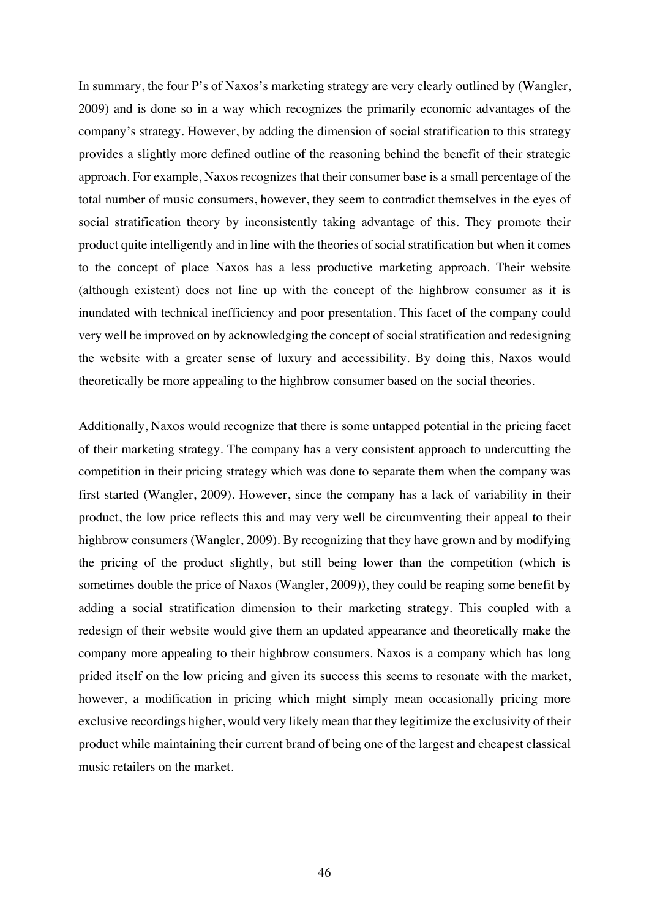In summary, the four P's of Naxos's marketing strategy are very clearly outlined by (Wangler, 2009) and is done so in a way which recognizes the primarily economic advantages of the company's strategy. However, by adding the dimension of social stratification to this strategy provides a slightly more defined outline of the reasoning behind the benefit of their strategic approach. For example, Naxos recognizes that their consumer base is a small percentage of the total number of music consumers, however, they seem to contradict themselves in the eyes of social stratification theory by inconsistently taking advantage of this. They promote their product quite intelligently and in line with the theories of social stratification but when it comes to the concept of place Naxos has a less productive marketing approach. Their website (although existent) does not line up with the concept of the highbrow consumer as it is inundated with technical inefficiency and poor presentation. This facet of the company could very well be improved on by acknowledging the concept of social stratification and redesigning the website with a greater sense of luxury and accessibility. By doing this, Naxos would theoretically be more appealing to the highbrow consumer based on the social theories.

Additionally, Naxos would recognize that there is some untapped potential in the pricing facet of their marketing strategy. The company has a very consistent approach to undercutting the competition in their pricing strategy which was done to separate them when the company was first started (Wangler, 2009). However, since the company has a lack of variability in their product, the low price reflects this and may very well be circumventing their appeal to their highbrow consumers (Wangler, 2009). By recognizing that they have grown and by modifying the pricing of the product slightly, but still being lower than the competition (which is sometimes double the price of Naxos (Wangler, 2009)), they could be reaping some benefit by adding a social stratification dimension to their marketing strategy. This coupled with a redesign of their website would give them an updated appearance and theoretically make the company more appealing to their highbrow consumers. Naxos is a company which has long prided itself on the low pricing and given its success this seems to resonate with the market, however, a modification in pricing which might simply mean occasionally pricing more exclusive recordings higher, would very likely mean that they legitimize the exclusivity of their product while maintaining their current brand of being one of the largest and cheapest classical music retailers on the market.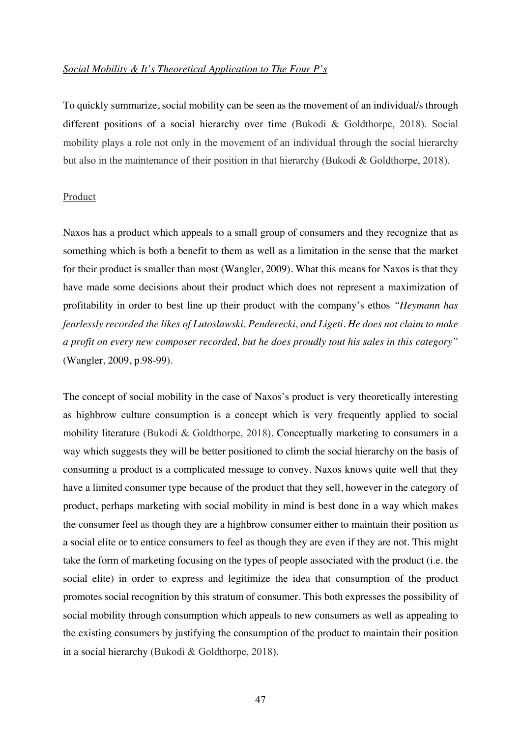*Social Mobility & It's Theoretical Application to The Four P's*

To quickly summarize, social mobility can be seen as the movement of an individual/s through different positions of a social hierarchy over time (Bukodi & Goldthorpe, 2018). Social mobility plays a role not only in the movement of an individual through the social hierarchy but also in the maintenance of their position in that hierarchy (Bukodi & Goldthorpe, 2018).

Product

Naxos has a product which appeals to a small group of consumers and they recognize that as something which is both a benefit to them as well as a limitation in the sense that the market for their product is smaller than most (Wangler, 2009). What this means for Naxos is that they have made some decisions about their product which does not represent a maximization of profitability in order to best line up their product with the company's ethos *"Heymann has fearlessly recorded the likes of Lutoslawski, Penderecki, and Ligeti. He does not claim to make a profit on every new composer recorded, but he does proudly tout his sales in this category"* (Wangler, 2009, p.98-99).

The concept of social mobility in the case of Naxos's product is very theoretically interesting as highbrow culture consumption is a concept which is very frequently applied to social mobility literature (Bukodi & Goldthorpe, 2018). Conceptually marketing to consumers in a way which suggests they will be better positioned to climb the social hierarchy on the basis of consuming a product is a complicated message to convey. Naxos knows quite well that they have a limited consumer type because of the product that they sell, however in the category of product, perhaps marketing with social mobility in mind is best done in a way which makes the consumer feel as though they are a highbrow consumer either to maintain their position as a social elite or to entice consumers to feel as though they are even if they are not. This might take the form of marketing focusing on the types of people associated with the product (i.e. the social elite) in order to express and legitimize the idea that consumption of the product promotes social recognition by this stratum of consumer. This both expresses the possibility of social mobility through consumption which appeals to new consumers as well as appealing to the existing consumers by justifying the consumption of the product to maintain their position in a social hierarchy (Bukodi & Goldthorpe, 2018).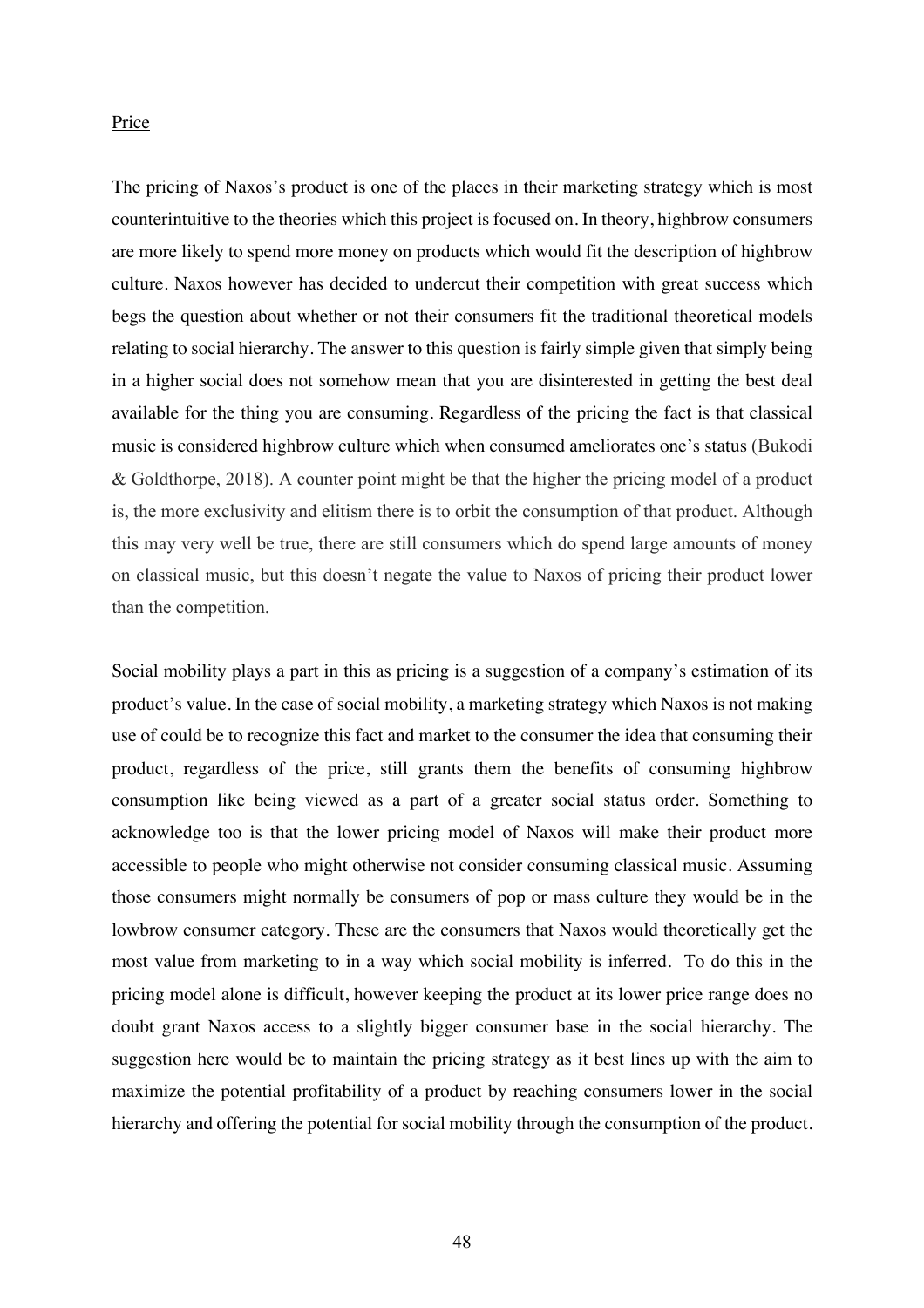Price

The pricing of Naxos's product is one of the places in their marketing strategy which is most counterintuitive to the theories which this project is focused on. In theory, highbrow consumers are more likely to spend more money on products which would fit the description of highbrow culture. Naxos however has decided to undercut their competition with great success which begs the question about whether or not their consumers fit the traditional theoretical models relating to social hierarchy. The answer to this question is fairly simple given that simply being in a higher social does not somehow mean that you are disinterested in getting the best deal available for the thing you are consuming. Regardless of the pricing the fact is that classical music is considered highbrow culture which when consumed ameliorates one's status (Bukodi & Goldthorpe, 2018). A counter point might be that the higher the pricing model of a product is, the more exclusivity and elitism there is to orbit the consumption of that product. Although this may very well be true, there are still consumers which do spend large amounts of money on classical music, but this doesn't negate the value to Naxos of pricing their product lower than the competition.

Social mobility plays a part in this as pricing is a suggestion of a company's estimation of its product's value. In the case of social mobility, a marketing strategy which Naxos is not making use of could be to recognize this fact and market to the consumer the idea that consuming their product, regardless of the price, still grants them the benefits of consuming highbrow consumption like being viewed as a part of a greater social status order. Something to acknowledge too is that the lower pricing model of Naxos will make their product more accessible to people who might otherwise not consider consuming classical music. Assuming those consumers might normally be consumers of pop or mass culture they would be in the lowbrow consumer category. These are the consumers that Naxos would theoretically get the most value from marketing to in a way which social mobility is inferred. To do this in the pricing model alone is difficult, however keeping the product at its lower price range does no doubt grant Naxos access to a slightly bigger consumer base in the social hierarchy. The suggestion here would be to maintain the pricing strategy as it best lines up with the aim to maximize the potential profitability of a product by reaching consumers lower in the social hierarchy and offering the potential for social mobility through the consumption of the product.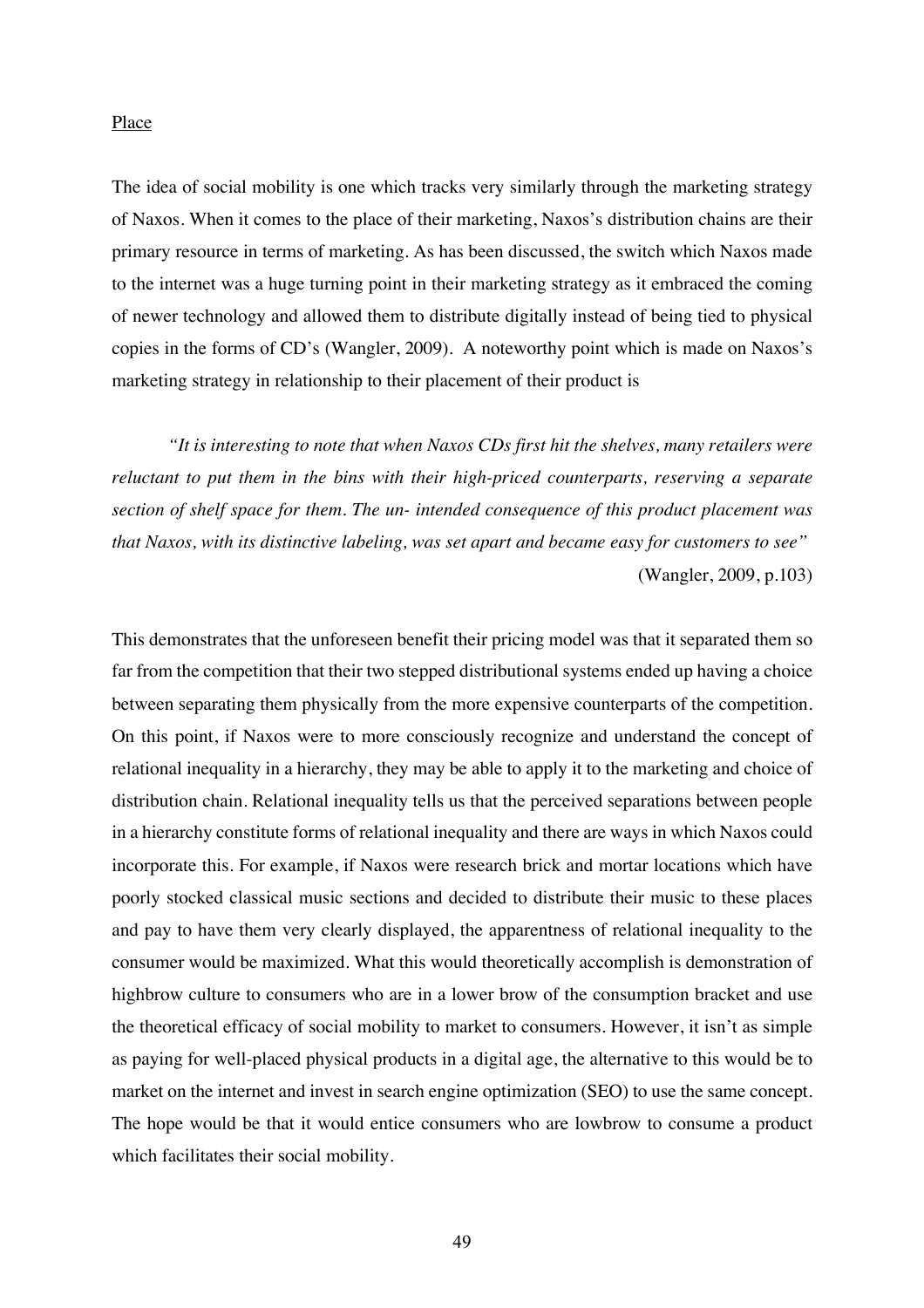Place

The idea of social mobility is one which tracks very similarly through the marketing strategy of Naxos. When it comes to the place of their marketing, Naxos's distribution chains are their primary resource in terms of marketing. As has been discussed, the switch which Naxos made to the internet was a huge turning point in their marketing strategy as it embraced the coming of newer technology and allowed them to distribute digitally instead of being tied to physical copies in the forms of CD's (Wangler, 2009). A noteworthy point which is made on Naxos's marketing strategy in relationship to their placement of their product is

> *"It is interesting to note that when Naxos CDs first hit the shelves, many retailers were reluctant to put them in the bins with their high-priced counterparts, reserving a separate section of shelf space for them. The un- intended consequence of this product placement was that Naxos, with its distinctive labeling, was set apart and became easy for customers to see"*
>
> (Wangler, 2009, p.103)

This demonstrates that the unforeseen benefit their pricing model was that it separated them so far from the competition that their two stepped distributional systems ended up having a choice between separating them physically from the more expensive counterparts of the competition. On this point, if Naxos were to more consciously recognize and understand the concept of relational inequality in a hierarchy, they may be able to apply it to the marketing and choice of distribution chain. Relational inequality tells us that the perceived separations between people in a hierarchy constitute forms of relational inequality and there are ways in which Naxos could incorporate this. For example, if Naxos were research brick and mortar locations which have poorly stocked classical music sections and decided to distribute their music to these places and pay to have them very clearly displayed, the apparentness of relational inequality to the consumer would be maximized. What this would theoretically accomplish is demonstration of highbrow culture to consumers who are in a lower brow of the consumption bracket and use the theoretical efficacy of social mobility to market to consumers. However, it isn't as simple as paying for well-placed physical products in a digital age, the alternative to this would be to market on the internet and invest in search engine optimization (SEO) to use the same concept. The hope would be that it would entice consumers who are lowbrow to consume a product which facilitates their social mobility.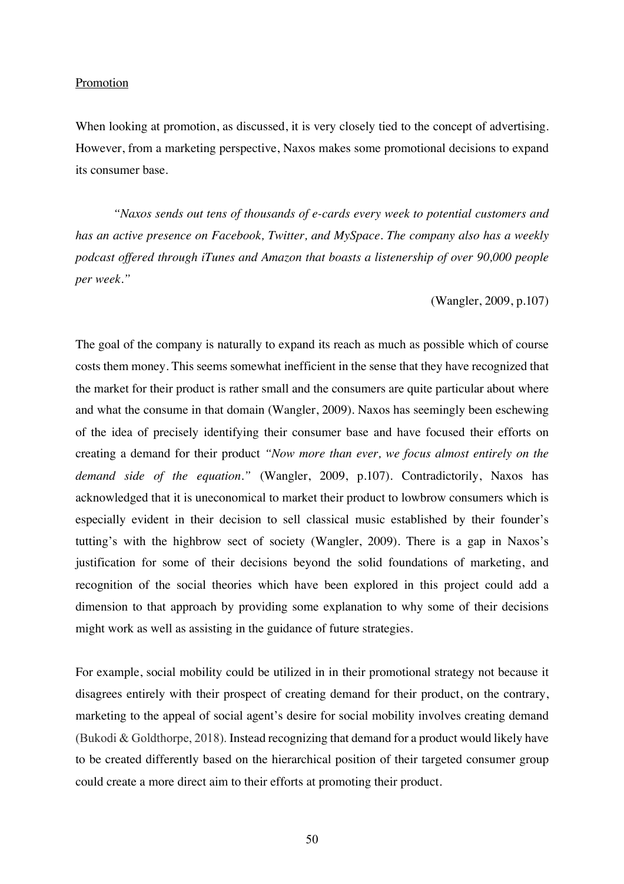Promotion

When looking at promotion, as discussed, it is very closely tied to the concept of advertising. However, from a marketing perspective, Naxos makes some promotional decisions to expand its consumer base.

> *"Naxos sends out tens of thousands of e-cards every week to potential customers and has an active presence on Facebook, Twitter, and MySpace. The company also has a weekly podcast offered through iTunes and Amazon that boasts a listenership of over 90,000 people per week."*
>
> (Wangler, 2009, p.107)

The goal of the company is naturally to expand its reach as much as possible which of course costs them money. This seems somewhat inefficient in the sense that they have recognized that the market for their product is rather small and the consumers are quite particular about where and what the consume in that domain (Wangler, 2009). Naxos has seemingly been eschewing of the idea of precisely identifying their consumer base and have focused their efforts on creating a demand for their product *"Now more than ever, we focus almost entirely on the demand side of the equation."* (Wangler, 2009, p.107). Contradictorily, Naxos has acknowledged that it is uneconomical to market their product to lowbrow consumers which is especially evident in their decision to sell classical music established by their founder's tutting's with the highbrow sect of society (Wangler, 2009). There is a gap in Naxos's justification for some of their decisions beyond the solid foundations of marketing, and recognition of the social theories which have been explored in this project could add a dimension to that approach by providing some explanation to why some of their decisions might work as well as assisting in the guidance of future strategies.

For example, social mobility could be utilized in in their promotional strategy not because it disagrees entirely with their prospect of creating demand for their product, on the contrary, marketing to the appeal of social agent's desire for social mobility involves creating demand (Bukodi & Goldthorpe, 2018). Instead recognizing that demand for a product would likely have to be created differently based on the hierarchical position of their targeted consumer group could create a more direct aim to their efforts at promoting their product.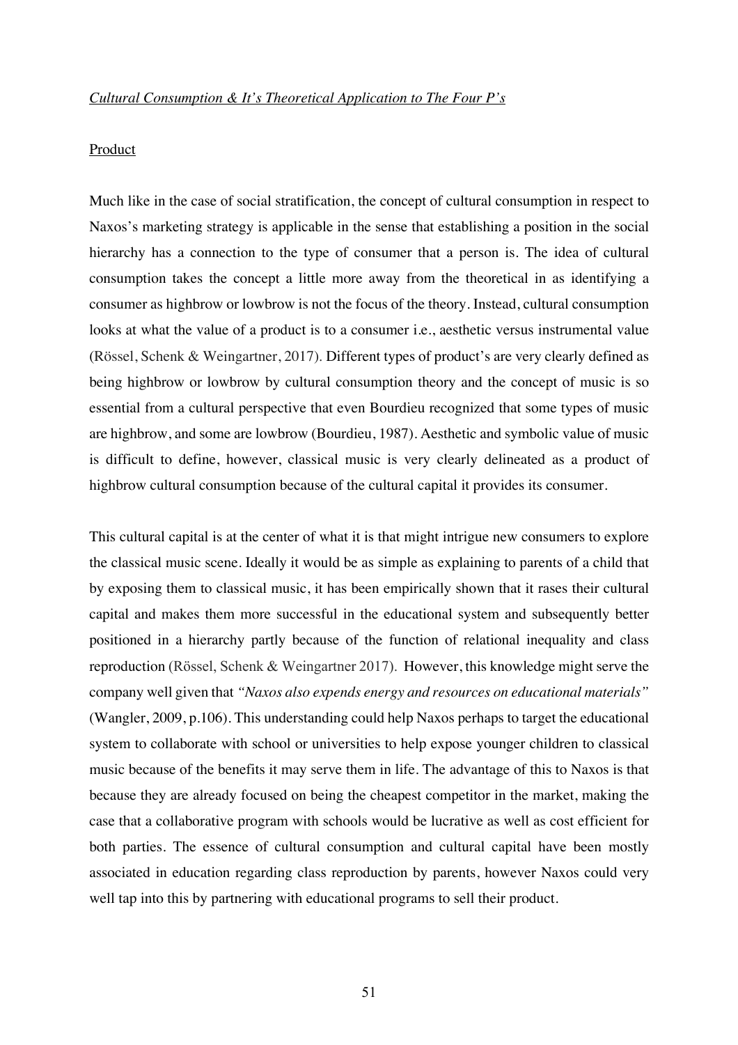*Cultural Consumption & It's Theoretical Application to The Four P's*

Product

Much like in the case of social stratification, the concept of cultural consumption in respect to Naxos's marketing strategy is applicable in the sense that establishing a position in the social hierarchy has a connection to the type of consumer that a person is. The idea of cultural consumption takes the concept a little more away from the theoretical in as identifying a consumer as highbrow or lowbrow is not the focus of the theory. Instead, cultural consumption looks at what the value of a product is to a consumer i.e., aesthetic versus instrumental value (Rössel, Schenk & Weingartner, 2017). Different types of product's are very clearly defined as being highbrow or lowbrow by cultural consumption theory and the concept of music is so essential from a cultural perspective that even Bourdieu recognized that some types of music are highbrow, and some are lowbrow (Bourdieu, 1987). Aesthetic and symbolic value of music is difficult to define, however, classical music is very clearly delineated as a product of highbrow cultural consumption because of the cultural capital it provides its consumer.

This cultural capital is at the center of what it is that might intrigue new consumers to explore the classical music scene. Ideally it would be as simple as explaining to parents of a child that by exposing them to classical music, it has been empirically shown that it rases their cultural capital and makes them more successful in the educational system and subsequently better positioned in a hierarchy partly because of the function of relational inequality and class reproduction (Rössel, Schenk & Weingartner 2017). However, this knowledge might serve the company well given that *"Naxos also expends energy and resources on educational materials"* (Wangler, 2009, p.106). This understanding could help Naxos perhaps to target the educational system to collaborate with school or universities to help expose younger children to classical music because of the benefits it may serve them in life. The advantage of this to Naxos is that because they are already focused on being the cheapest competitor in the market, making the case that a collaborative program with schools would be lucrative as well as cost efficient for both parties. The essence of cultural consumption and cultural capital have been mostly associated in education regarding class reproduction by parents, however Naxos could very well tap into this by partnering with educational programs to sell their product.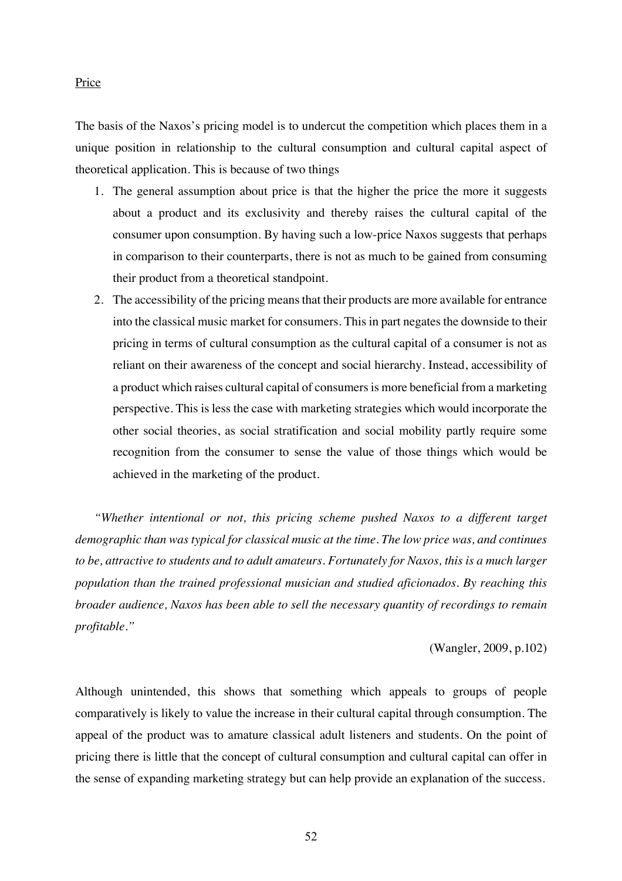Price

The basis of the Naxos's pricing model is to undercut the competition which places them in a unique position in relationship to the cultural consumption and cultural capital aspect of theoretical application. This is because of two things

1. The general assumption about price is that the higher the price the more it suggests about a product and its exclusivity and thereby raises the cultural capital of the consumer upon consumption. By having such a low-price Naxos suggests that perhaps in comparison to their counterparts, there is not as much to be gained from consuming their product from a theoretical standpoint.
2. The accessibility of the pricing means that their products are more available for entrance into the classical music market for consumers. This in part negates the downside to their pricing in terms of cultural consumption as the cultural capital of a consumer is not as reliant on their awareness of the concept and social hierarchy. Instead, accessibility of a product which raises cultural capital of consumers is more beneficial from a marketing perspective. This is less the case with marketing strategies which would incorporate the other social theories, as social stratification and social mobility partly require some recognition from the consumer to sense the value of those things which would be achieved in the marketing of the product.

*"Whether intentional or not, this pricing scheme pushed Naxos to a different target demographic than was typical for classical music at the time. The low price was, and continues to be, attractive to students and to adult amateurs. Fortunately for Naxos, this is a much larger population than the trained professional musician and studied aficionados. By reaching this broader audience, Naxos has been able to sell the necessary quantity of recordings to remain profitable."*

(Wangler, 2009, p.102)

Although unintended, this shows that something which appeals to groups of people comparatively is likely to value the increase in their cultural capital through consumption. The appeal of the product was to amature classical adult listeners and students. On the point of pricing there is little that the concept of cultural consumption and cultural capital can offer in the sense of expanding marketing strategy but can help provide an explanation of the success.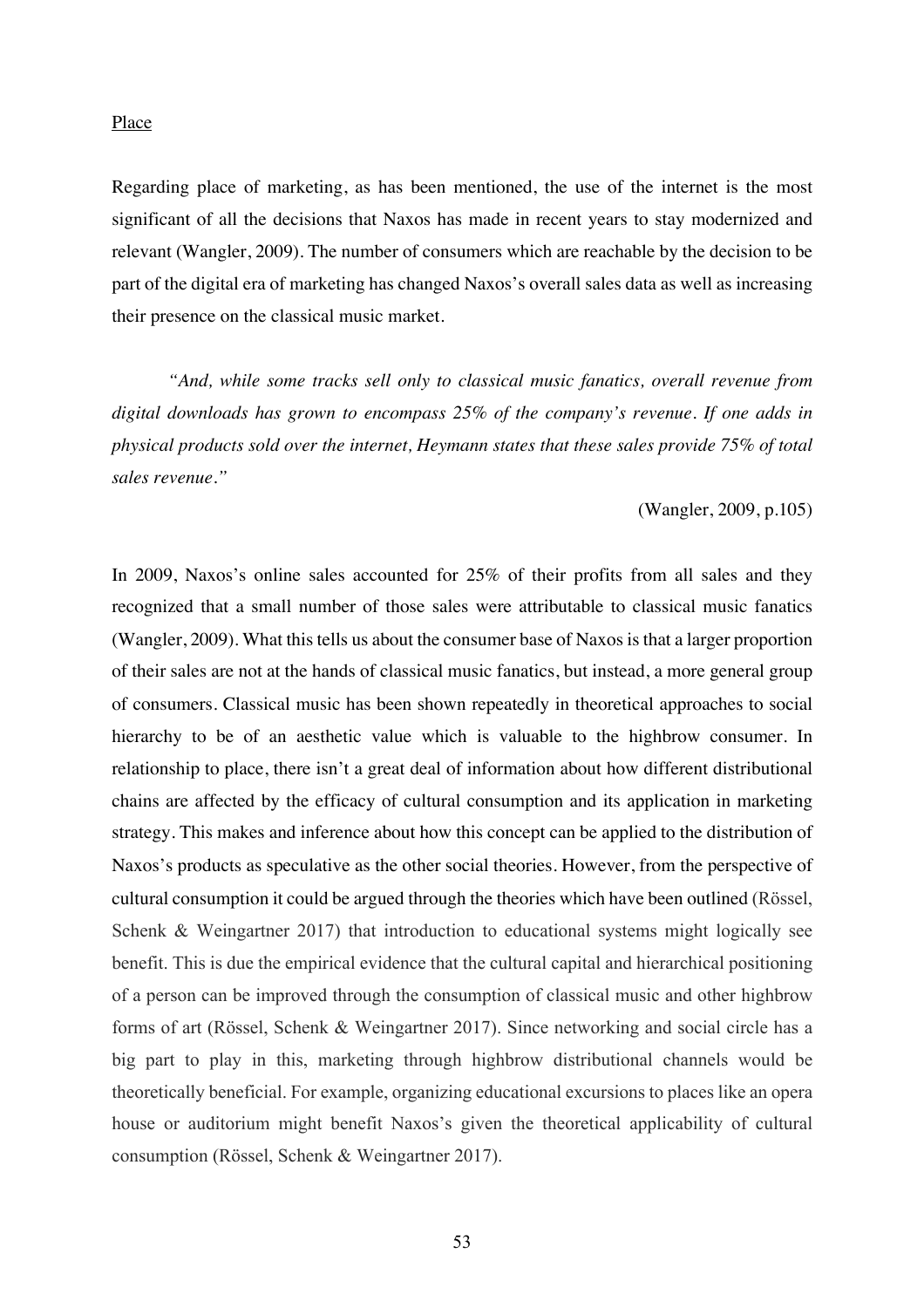Place

Regarding place of marketing, as has been mentioned, the use of the internet is the most significant of all the decisions that Naxos has made in recent years to stay modernized and relevant (Wangler, 2009). The number of consumers which are reachable by the decision to be part of the digital era of marketing has changed Naxos's overall sales data as well as increasing their presence on the classical music market.

> *"And, while some tracks sell only to classical music fanatics, overall revenue from digital downloads has grown to encompass 25% of the company's revenue. If one adds in physical products sold over the internet, Heymann states that these sales provide 75% of total sales revenue."*
>
> (Wangler, 2009, p.105)

In 2009, Naxos's online sales accounted for 25% of their profits from all sales and they recognized that a small number of those sales were attributable to classical music fanatics (Wangler, 2009). What this tells us about the consumer base of Naxos is that a larger proportion of their sales are not at the hands of classical music fanatics, but instead, a more general group of consumers. Classical music has been shown repeatedly in theoretical approaches to social hierarchy to be of an aesthetic value which is valuable to the highbrow consumer. In relationship to place, there isn't a great deal of information about how different distributional chains are affected by the efficacy of cultural consumption and its application in marketing strategy. This makes and inference about how this concept can be applied to the distribution of Naxos's products as speculative as the other social theories. However, from the perspective of cultural consumption it could be argued through the theories which have been outlined (Rössel, Schenk & Weingartner 2017) that introduction to educational systems might logically see benefit. This is due the empirical evidence that the cultural capital and hierarchical positioning of a person can be improved through the consumption of classical music and other highbrow forms of art (Rössel, Schenk & Weingartner 2017). Since networking and social circle has a big part to play in this, marketing through highbrow distributional channels would be theoretically beneficial. For example, organizing educational excursions to places like an opera house or auditorium might benefit Naxos's given the theoretical applicability of cultural consumption (Rössel, Schenk & Weingartner 2017).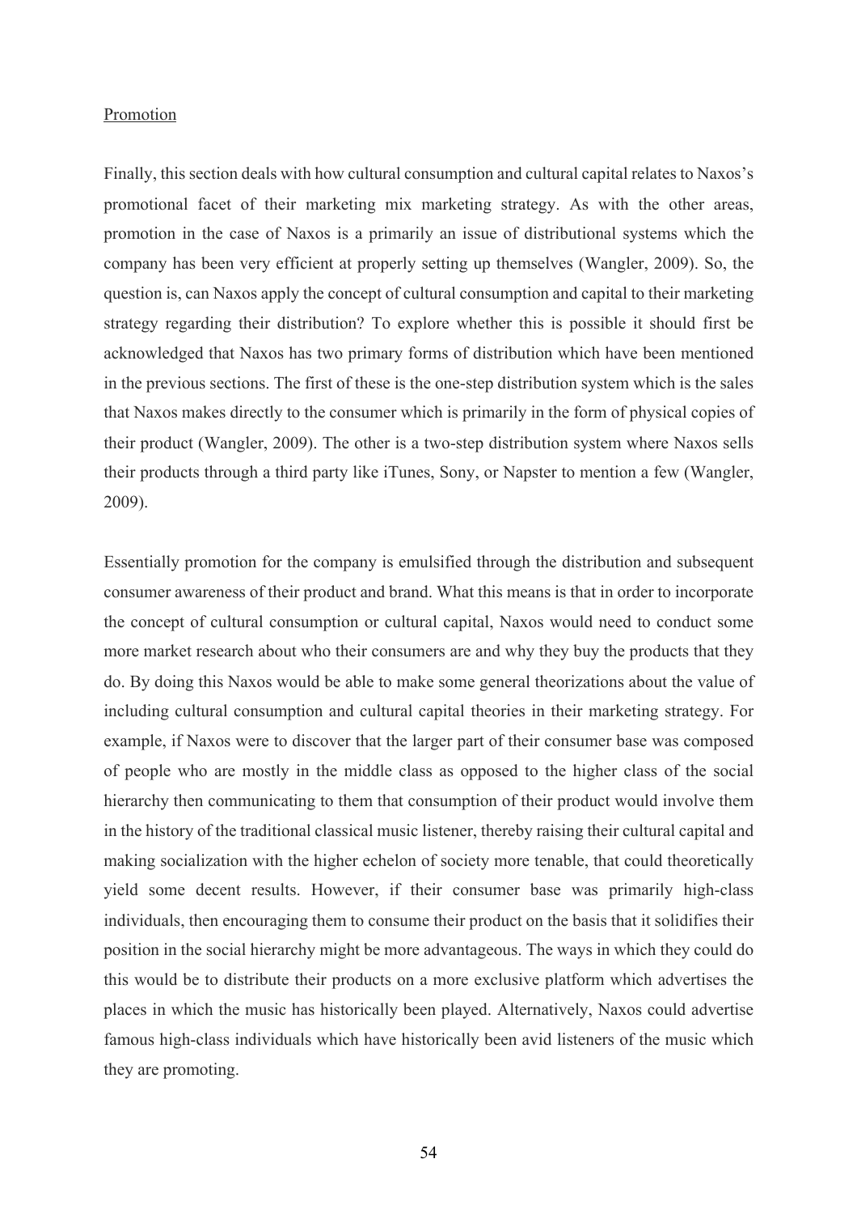Promotion

Finally, this section deals with how cultural consumption and cultural capital relates to Naxos's promotional facet of their marketing mix marketing strategy. As with the other areas, promotion in the case of Naxos is a primarily an issue of distributional systems which the company has been very efficient at properly setting up themselves (Wangler, 2009). So, the question is, can Naxos apply the concept of cultural consumption and capital to their marketing strategy regarding their distribution? To explore whether this is possible it should first be acknowledged that Naxos has two primary forms of distribution which have been mentioned in the previous sections. The first of these is the one-step distribution system which is the sales that Naxos makes directly to the consumer which is primarily in the form of physical copies of their product (Wangler, 2009). The other is a two-step distribution system where Naxos sells their products through a third party like iTunes, Sony, or Napster to mention a few (Wangler, 2009).

Essentially promotion for the company is emulsified through the distribution and subsequent consumer awareness of their product and brand. What this means is that in order to incorporate the concept of cultural consumption or cultural capital, Naxos would need to conduct some more market research about who their consumers are and why they buy the products that they do. By doing this Naxos would be able to make some general theorizations about the value of including cultural consumption and cultural capital theories in their marketing strategy. For example, if Naxos were to discover that the larger part of their consumer base was composed of people who are mostly in the middle class as opposed to the higher class of the social hierarchy then communicating to them that consumption of their product would involve them in the history of the traditional classical music listener, thereby raising their cultural capital and making socialization with the higher echelon of society more tenable, that could theoretically yield some decent results. However, if their consumer base was primarily high-class individuals, then encouraging them to consume their product on the basis that it solidifies their position in the social hierarchy might be more advantageous. The ways in which they could do this would be to distribute their products on a more exclusive platform which advertises the places in which the music has historically been played. Alternatively, Naxos could advertise famous high-class individuals which have historically been avid listeners of the music which they are promoting.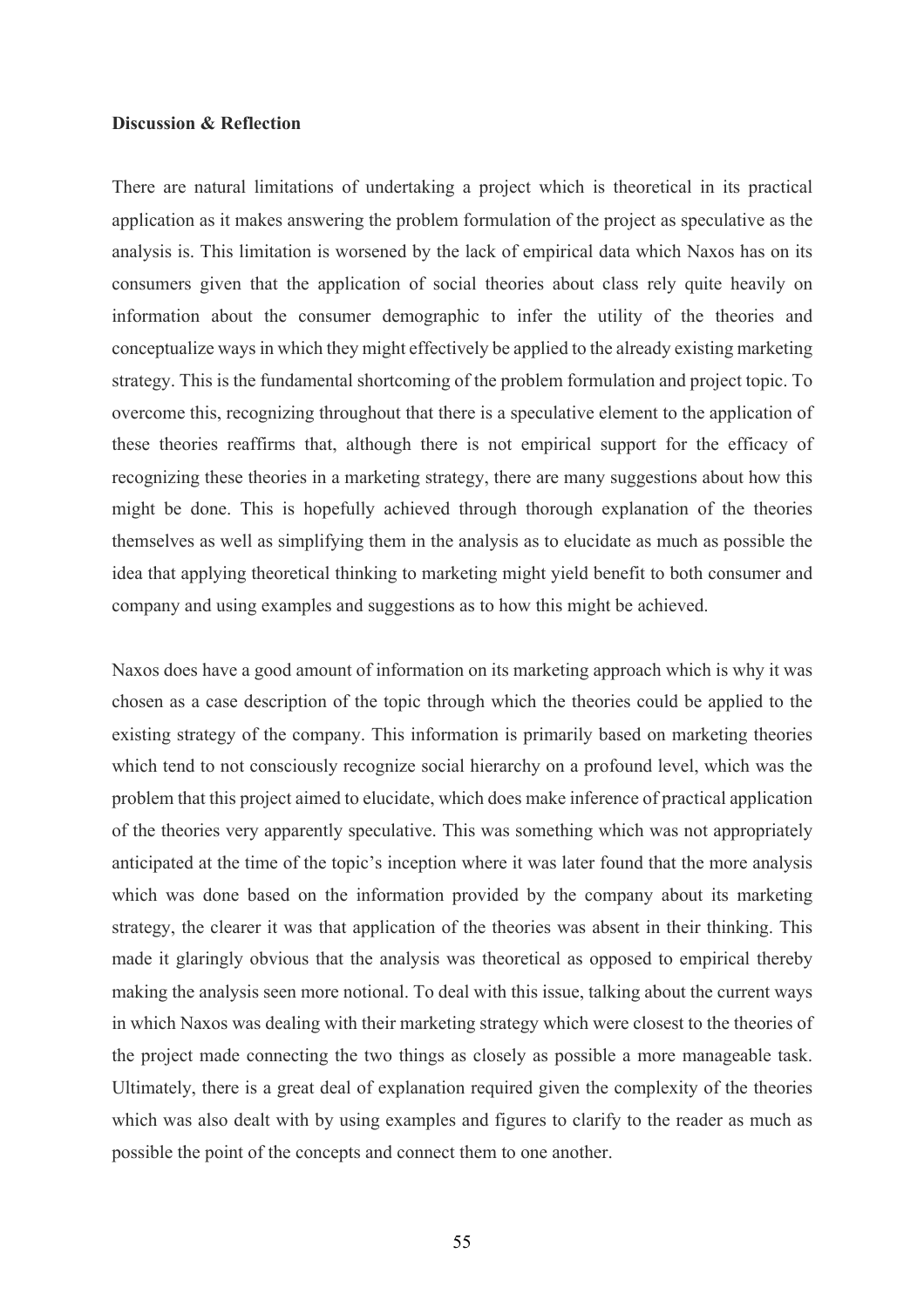**Discussion & Reflection**

There are natural limitations of undertaking a project which is theoretical in its practical application as it makes answering the problem formulation of the project as speculative as the analysis is. This limitation is worsened by the lack of empirical data which Naxos has on its consumers given that the application of social theories about class rely quite heavily on information about the consumer demographic to infer the utility of the theories and conceptualize ways in which they might effectively be applied to the already existing marketing strategy. This is the fundamental shortcoming of the problem formulation and project topic. To overcome this, recognizing throughout that there is a speculative element to the application of these theories reaffirms that, although there is not empirical support for the efficacy of recognizing these theories in a marketing strategy, there are many suggestions about how this might be done. This is hopefully achieved through thorough explanation of the theories themselves as well as simplifying them in the analysis as to elucidate as much as possible the idea that applying theoretical thinking to marketing might yield benefit to both consumer and company and using examples and suggestions as to how this might be achieved.

Naxos does have a good amount of information on its marketing approach which is why it was chosen as a case description of the topic through which the theories could be applied to the existing strategy of the company. This information is primarily based on marketing theories which tend to not consciously recognize social hierarchy on a profound level, which was the problem that this project aimed to elucidate, which does make inference of practical application of the theories very apparently speculative. This was something which was not appropriately anticipated at the time of the topic's inception where it was later found that the more analysis which was done based on the information provided by the company about its marketing strategy, the clearer it was that application of the theories was absent in their thinking. This made it glaringly obvious that the analysis was theoretical as opposed to empirical thereby making the analysis seen more notional. To deal with this issue, talking about the current ways in which Naxos was dealing with their marketing strategy which were closest to the theories of the project made connecting the two things as closely as possible a more manageable task. Ultimately, there is a great deal of explanation required given the complexity of the theories which was also dealt with by using examples and figures to clarify to the reader as much as possible the point of the concepts and connect them to one another.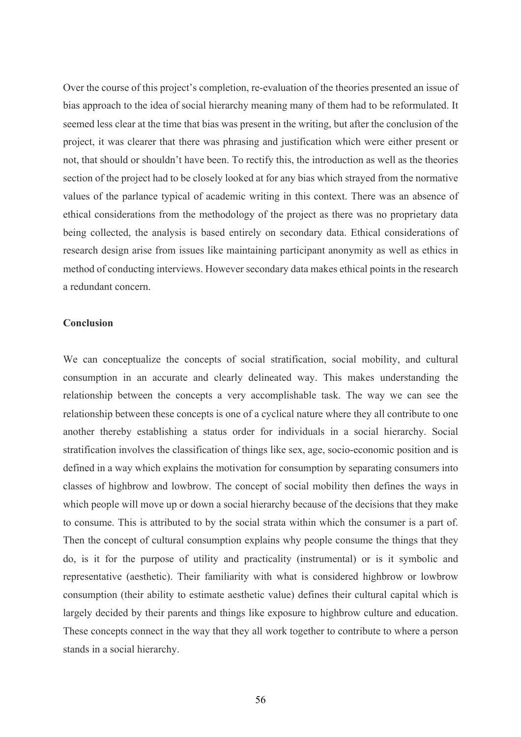Over the course of this project's completion, re-evaluation of the theories presented an issue of bias approach to the idea of social hierarchy meaning many of them had to be reformulated. It seemed less clear at the time that bias was present in the writing, but after the conclusion of the project, it was clearer that there was phrasing and justification which were either present or not, that should or shouldn't have been. To rectify this, the introduction as well as the theories section of the project had to be closely looked at for any bias which strayed from the normative values of the parlance typical of academic writing in this context. There was an absence of ethical considerations from the methodology of the project as there was no proprietary data being collected, the analysis is based entirely on secondary data. Ethical considerations of research design arise from issues like maintaining participant anonymity as well as ethics in method of conducting interviews. However secondary data makes ethical points in the research a redundant concern.

**Conclusion**

We can conceptualize the concepts of social stratification, social mobility, and cultural consumption in an accurate and clearly delineated way. This makes understanding the relationship between the concepts a very accomplishable task. The way we can see the relationship between these concepts is one of a cyclical nature where they all contribute to one another thereby establishing a status order for individuals in a social hierarchy. Social stratification involves the classification of things like sex, age, socio-economic position and is defined in a way which explains the motivation for consumption by separating consumers into classes of highbrow and lowbrow. The concept of social mobility then defines the ways in which people will move up or down a social hierarchy because of the decisions that they make to consume. This is attributed to by the social strata within which the consumer is a part of. Then the concept of cultural consumption explains why people consume the things that they do, is it for the purpose of utility and practicality (instrumental) or is it symbolic and representative (aesthetic). Their familiarity with what is considered highbrow or lowbrow consumption (their ability to estimate aesthetic value) defines their cultural capital which is largely decided by their parents and things like exposure to highbrow culture and education. These concepts connect in the way that they all work together to contribute to where a person stands in a social hierarchy.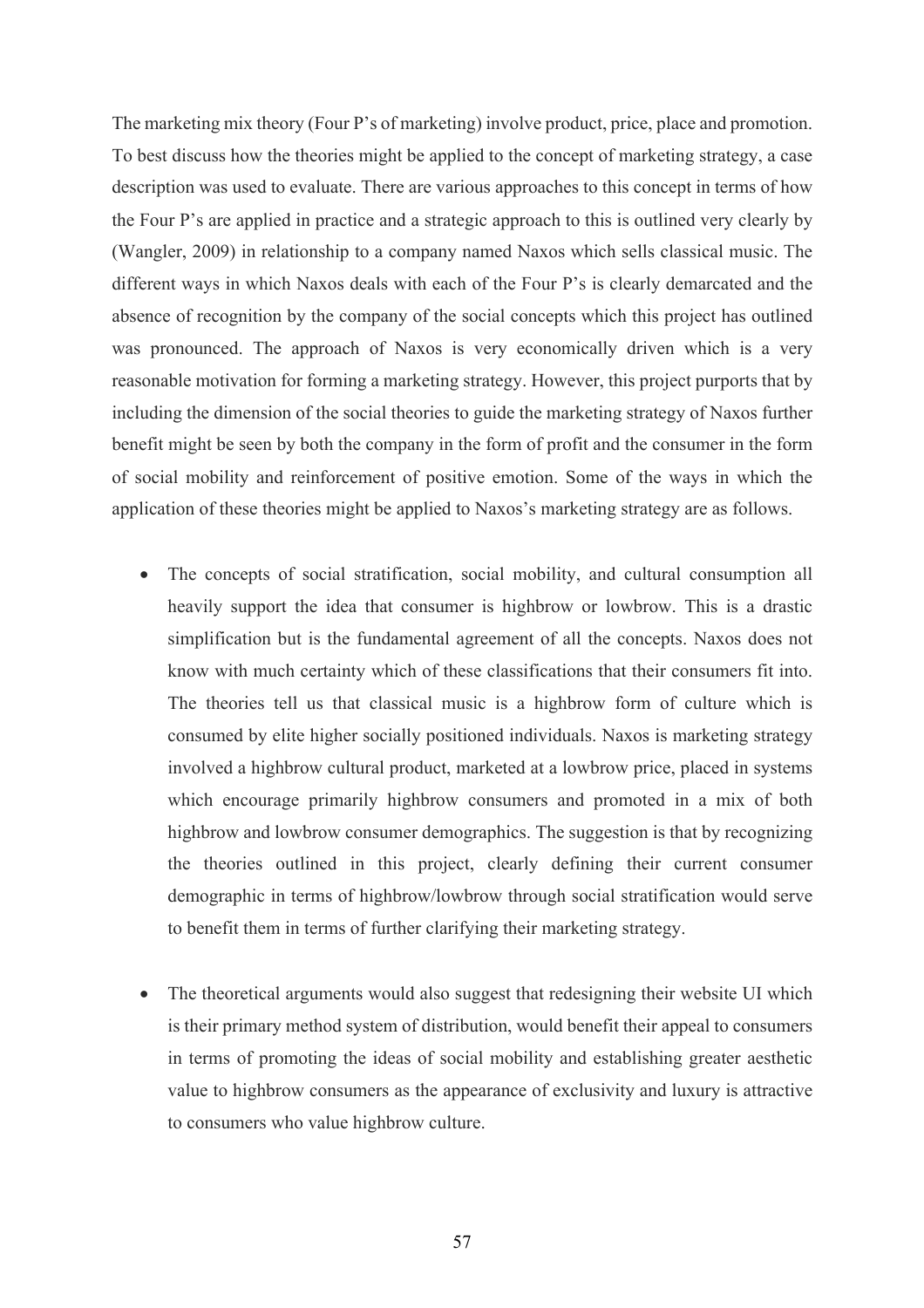The marketing mix theory (Four P's of marketing) involve product, price, place and promotion. To best discuss how the theories might be applied to the concept of marketing strategy, a case description was used to evaluate. There are various approaches to this concept in terms of how the Four P's are applied in practice and a strategic approach to this is outlined very clearly by (Wangler, 2009) in relationship to a company named Naxos which sells classical music. The different ways in which Naxos deals with each of the Four P's is clearly demarcated and the absence of recognition by the company of the social concepts which this project has outlined was pronounced. The approach of Naxos is very economically driven which is a very reasonable motivation for forming a marketing strategy. However, this project purports that by including the dimension of the social theories to guide the marketing strategy of Naxos further benefit might be seen by both the company in the form of profit and the consumer in the form of social mobility and reinforcement of positive emotion. Some of the ways in which the application of these theories might be applied to Naxos's marketing strategy are as follows.

- The concepts of social stratification, social mobility, and cultural consumption all heavily support the idea that consumer is highbrow or lowbrow. This is a drastic simplification but is the fundamental agreement of all the concepts. Naxos does not know with much certainty which of these classifications that their consumers fit into. The theories tell us that classical music is a highbrow form of culture which is consumed by elite higher socially positioned individuals. Naxos is marketing strategy involved a highbrow cultural product, marketed at a lowbrow price, placed in systems which encourage primarily highbrow consumers and promoted in a mix of both highbrow and lowbrow consumer demographics. The suggestion is that by recognizing the theories outlined in this project, clearly defining their current consumer demographic in terms of highbrow/lowbrow through social stratification would serve to benefit them in terms of further clarifying their marketing strategy.

- The theoretical arguments would also suggest that redesigning their website UI which is their primary method system of distribution, would benefit their appeal to consumers in terms of promoting the ideas of social mobility and establishing greater aesthetic value to highbrow consumers as the appearance of exclusivity and luxury is attractive to consumers who value highbrow culture.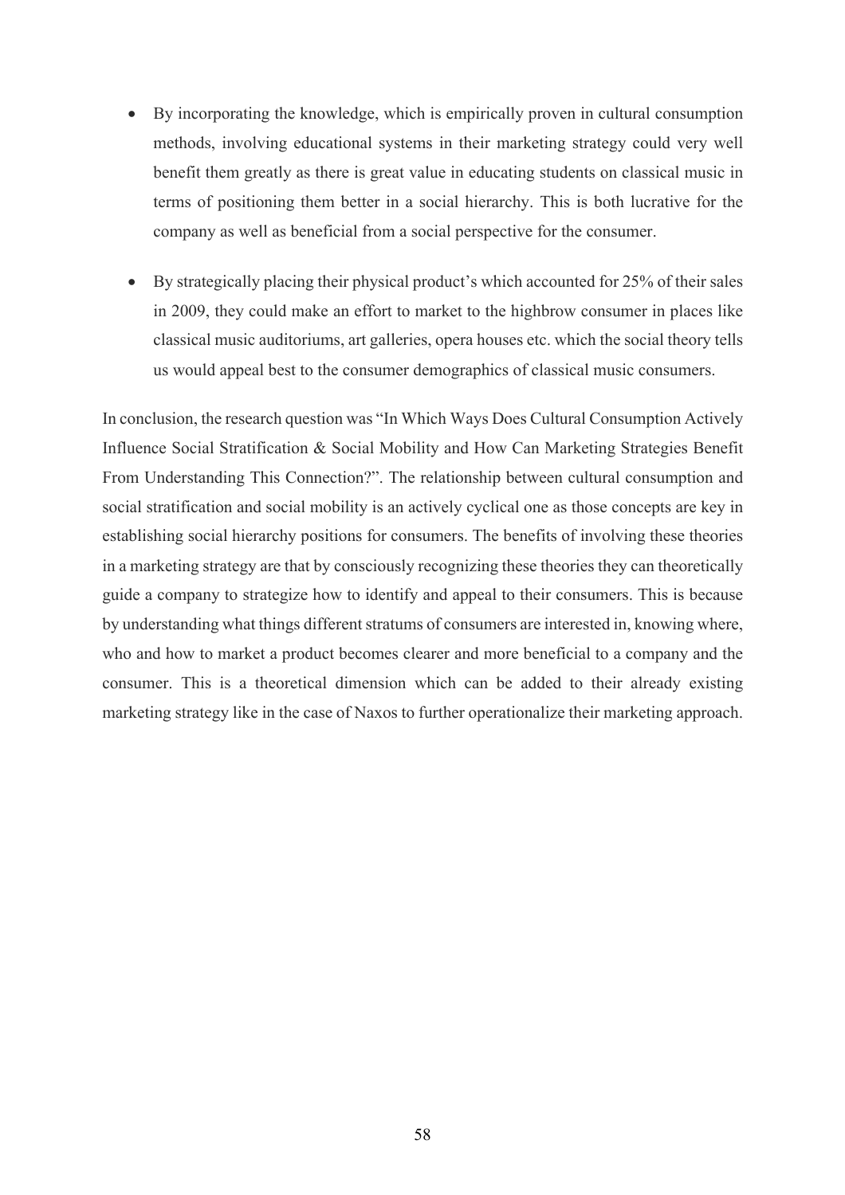- By incorporating the knowledge, which is empirically proven in cultural consumption methods, involving educational systems in their marketing strategy could very well benefit them greatly as there is great value in educating students on classical music in terms of positioning them better in a social hierarchy. This is both lucrative for the company as well as beneficial from a social perspective for the consumer.

- By strategically placing their physical product's which accounted for 25% of their sales in 2009, they could make an effort to market to the highbrow consumer in places like classical music auditoriums, art galleries, opera houses etc. which the social theory tells us would appeal best to the consumer demographics of classical music consumers.

In conclusion, the research question was "In Which Ways Does Cultural Consumption Actively Influence Social Stratification & Social Mobility and How Can Marketing Strategies Benefit From Understanding This Connection?". The relationship between cultural consumption and social stratification and social mobility is an actively cyclical one as those concepts are key in establishing social hierarchy positions for consumers. The benefits of involving these theories in a marketing strategy are that by consciously recognizing these theories they can theoretically guide a company to strategize how to identify and appeal to their consumers. This is because by understanding what things different stratums of consumers are interested in, knowing where, who and how to market a product becomes clearer and more beneficial to a company and the consumer. This is a theoretical dimension which can be added to their already existing marketing strategy like in the case of Naxos to further operationalize their marketing approach.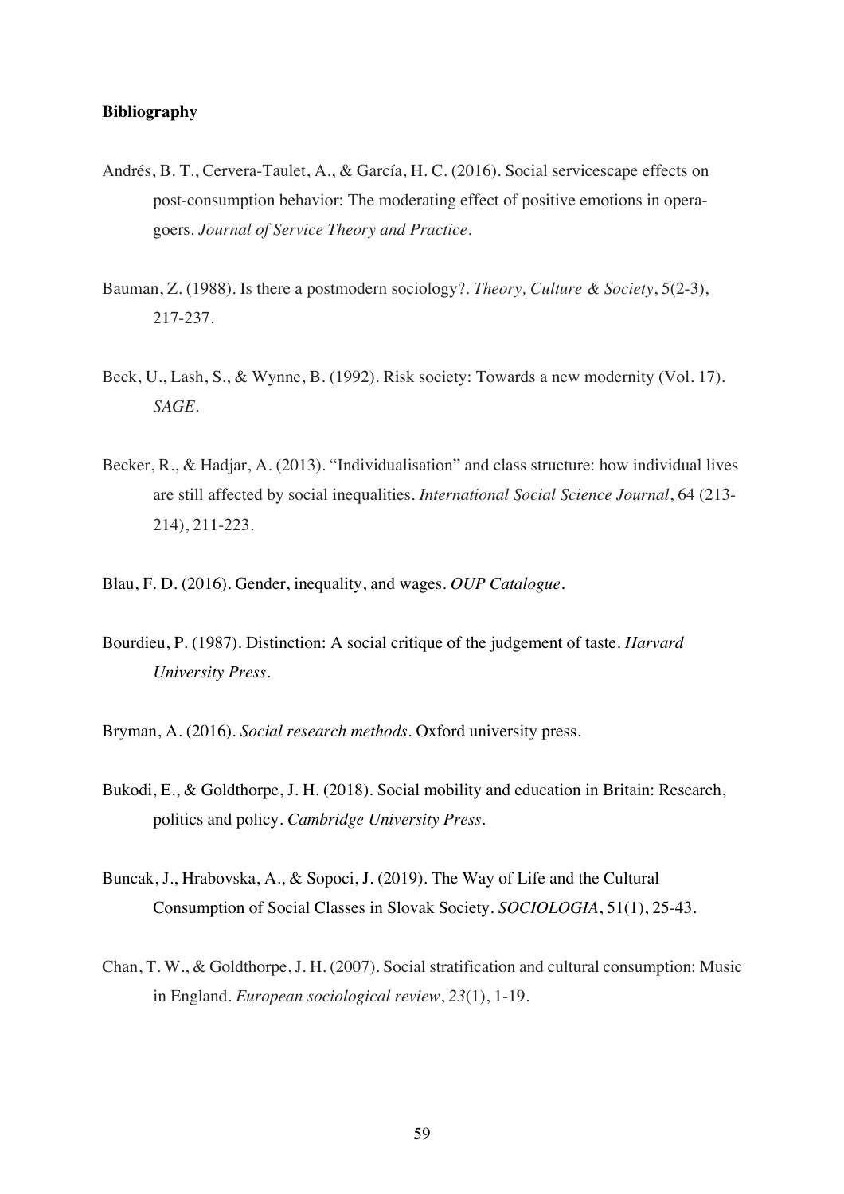**Bibliography**

Andrés, B. T., Cervera-Taulet, A., & García, H. C. (2016). Social servicescape effects on post-consumption behavior: The moderating effect of positive emotions in opera-goers. *Journal of Service Theory and Practice*.

Bauman, Z. (1988). Is there a postmodern sociology?. *Theory, Culture & Society*, 5(2-3), 217-237.

Beck, U., Lash, S., & Wynne, B. (1992). Risk society: Towards a new modernity (Vol. 17). *SAGE*.

Becker, R., & Hadjar, A. (2013). "Individualisation" and class structure: how individual lives are still affected by social inequalities. *International Social Science Journal*, 64 (213-214), 211-223.

Blau, F. D. (2016). Gender, inequality, and wages. *OUP Catalogue*.

Bourdieu, P. (1987). Distinction: A social critique of the judgement of taste. *Harvard University Press*.

Bryman, A. (2016). *Social research methods*. Oxford university press.

Bukodi, E., & Goldthorpe, J. H. (2018). Social mobility and education in Britain: Research, politics and policy. *Cambridge University Press*.

Buncak, J., Hrabovska, A., & Sopoci, J. (2019). The Way of Life and the Cultural Consumption of Social Classes in Slovak Society. *SOCIOLOGIA*, 51(1), 25-43.

Chan, T. W., & Goldthorpe, J. H. (2007). Social stratification and cultural consumption: Music in England. *European sociological review*, *23*(1), 1-19.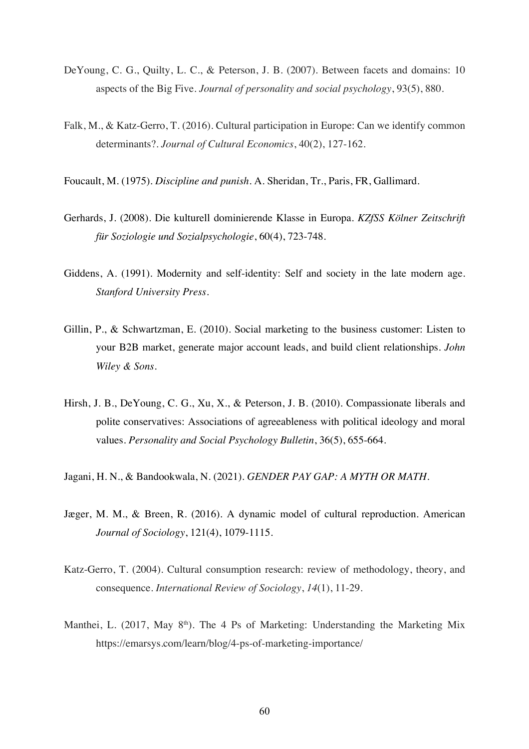DeYoung, C. G., Quilty, L. C., & Peterson, J. B. (2007). Between facets and domains: 10 aspects of the Big Five. *Journal of personality and social psychology*, 93(5), 880.

Falk, M., & Katz-Gerro, T. (2016). Cultural participation in Europe: Can we identify common determinants?. *Journal of Cultural Economics*, 40(2), 127-162.

Foucault, M. (1975). *Discipline and punish*. A. Sheridan, Tr., Paris, FR, Gallimard.

Gerhards, J. (2008). Die kulturell dominierende Klasse in Europa. *KZfSS Kölner Zeitschrift für Soziologie und Sozialpsychologie*, 60(4), 723-748.

Giddens, A. (1991). Modernity and self-identity: Self and society in the late modern age. *Stanford University Press*.

Gillin, P., & Schwartzman, E. (2010). Social marketing to the business customer: Listen to your B2B market, generate major account leads, and build client relationships. *John Wiley & Sons*.

Hirsh, J. B., DeYoung, C. G., Xu, X., & Peterson, J. B. (2010). Compassionate liberals and polite conservatives: Associations of agreeableness with political ideology and moral values. *Personality and Social Psychology Bulletin*, 36(5), 655-664.

Jagani, H. N., & Bandookwala, N. (2021). *GENDER PAY GAP: A MYTH OR MATH*.

Jæger, M. M., & Breen, R. (2016). A dynamic model of cultural reproduction. American *Journal of Sociology*, 121(4), 1079-1115.

Katz-Gerro, T. (2004). Cultural consumption research: review of methodology, theory, and consequence. *International Review of Sociology*, *14*(1), 11-29.

Manthei, L. (2017, May 8th). The 4 Ps of Marketing: Understanding the Marketing Mix https://emarsys.com/learn/blog/4-ps-of-marketing-importance/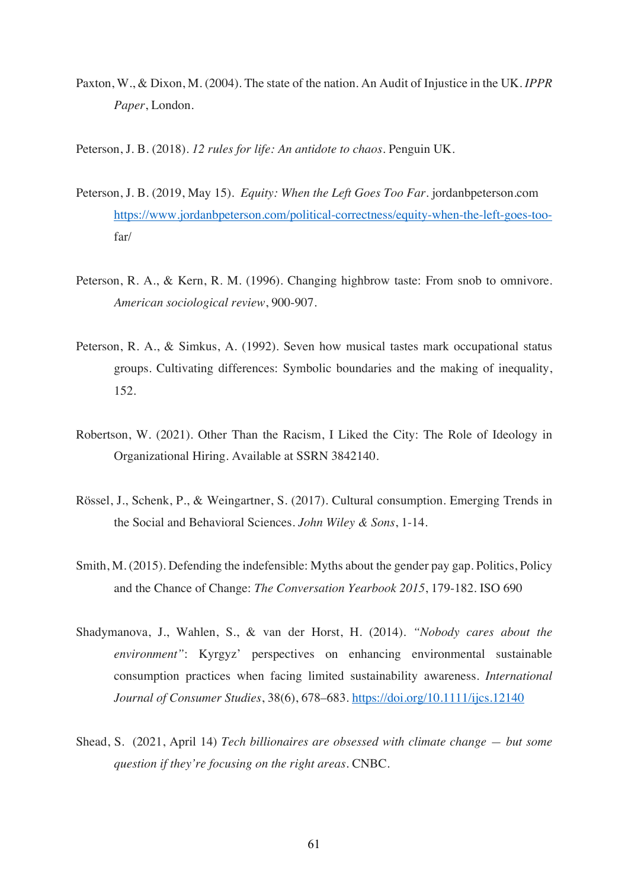Paxton, W., & Dixon, M. (2004). The state of the nation. An Audit of Injustice in the UK. *IPPR Paper*, London.

Peterson, J. B. (2018). *12 rules for life: An antidote to chaos*. Penguin UK.

Peterson, J. B. (2019, May 15). *Equity: When the Left Goes Too Far*. jordanbpeterson.com https://www.jordanbpeterson.com/political-correctness/equity-when-the-left-goes-too-far/

Peterson, R. A., & Kern, R. M. (1996). Changing highbrow taste: From snob to omnivore. *American sociological review*, 900-907.

Peterson, R. A., & Simkus, A. (1992). Seven how musical tastes mark occupational status groups. Cultivating differences: Symbolic boundaries and the making of inequality, 152.

Robertson, W. (2021). Other Than the Racism, I Liked the City: The Role of Ideology in Organizational Hiring. Available at SSRN 3842140.

Rössel, J., Schenk, P., & Weingartner, S. (2017). Cultural consumption. Emerging Trends in the Social and Behavioral Sciences. *John Wiley & Sons*, 1-14.

Smith, M. (2015). Defending the indefensible: Myths about the gender pay gap. Politics, Policy and the Chance of Change: *The Conversation Yearbook 2015*, 179-182. ISO 690

Shadymanova, J., Wahlen, S., & van der Horst, H. (2014). *"Nobody cares about the environment"*: Kyrgyz' perspectives on enhancing environmental sustainable consumption practices when facing limited sustainability awareness. *International Journal of Consumer Studies*, 38(6), 678–683. https://doi.org/10.1111/ijcs.12140

Shead, S. (2021, April 14) *Tech billionaires are obsessed with climate change — but some question if they're focusing on the right areas*. CNBC.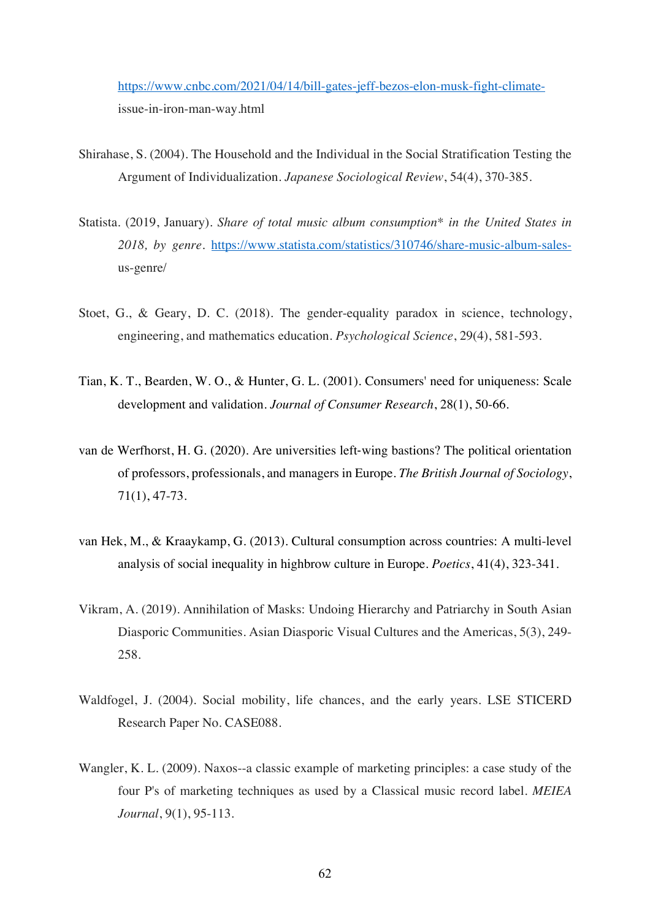https://www.cnbc.com/2021/04/14/bill-gates-jeff-bezos-elon-musk-fight-climate-issue-in-iron-man-way.html

Shirahase, S. (2004). The Household and the Individual in the Social Stratification Testing the Argument of Individualization. *Japanese Sociological Review*, 54(4), 370-385.

Statista. (2019, January). *Share of total music album consumption* in the United States in 2018, by genre*. https://www.statista.com/statistics/310746/share-music-album-sales-us-genre/

Stoet, G., & Geary, D. C. (2018). The gender-equality paradox in science, technology, engineering, and mathematics education. *Psychological Science*, 29(4), 581-593.

Tian, K. T., Bearden, W. O., & Hunter, G. L. (2001). Consumers' need for uniqueness: Scale development and validation. *Journal of Consumer Research*, 28(1), 50-66.

van de Werfhorst, H. G. (2020). Are universities left-wing bastions? The political orientation of professors, professionals, and managers in Europe. *The British Journal of Sociology*, 71(1), 47-73.

van Hek, M., & Kraaykamp, G. (2013). Cultural consumption across countries: A multi-level analysis of social inequality in highbrow culture in Europe. *Poetics*, 41(4), 323-341.

Vikram, A. (2019). Annihilation of Masks: Undoing Hierarchy and Patriarchy in South Asian Diasporic Communities. Asian Diasporic Visual Cultures and the Americas, 5(3), 249-258.

Waldfogel, J. (2004). Social mobility, life chances, and the early years. LSE STICERD Research Paper No. CASE088.

Wangler, K. L. (2009). Naxos--a classic example of marketing principles: a case study of the four P's of marketing techniques as used by a Classical music record label. *MEIEA Journal*, 9(1), 95-113.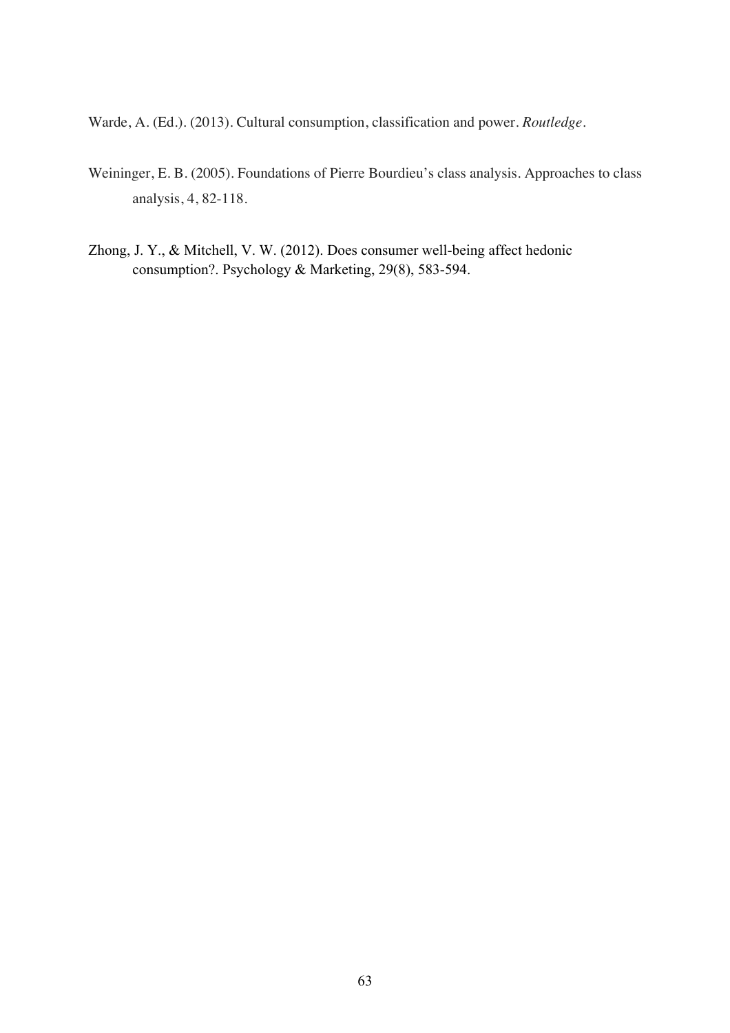Warde, A. (Ed.). (2013). Cultural consumption, classification and power. *Routledge*.

Weininger, E. B. (2005). Foundations of Pierre Bourdieu's class analysis. Approaches to class analysis, 4, 82-118.

Zhong, J. Y., & Mitchell, V. W. (2012). Does consumer well-being affect hedonic consumption?. Psychology & Marketing, 29(8), 583-594.